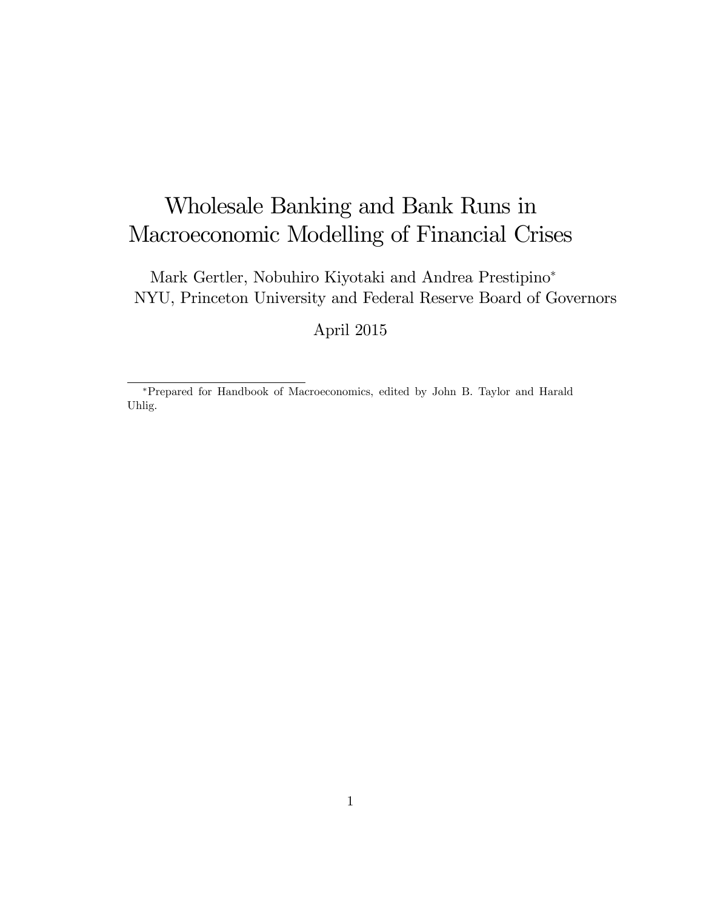# Wholesale Banking and Bank Runs in Macroeconomic Modelling of Financial Crises

Mark Gertler, Nobuhiro Kiyotaki and Andrea Prestipino*

NYU, Princeton University and Federal Reserve Board of Governors

April 2015

---

*Prepared for Handbook of Macroeconomics, edited by John B. Taylor and Harald Uhlig.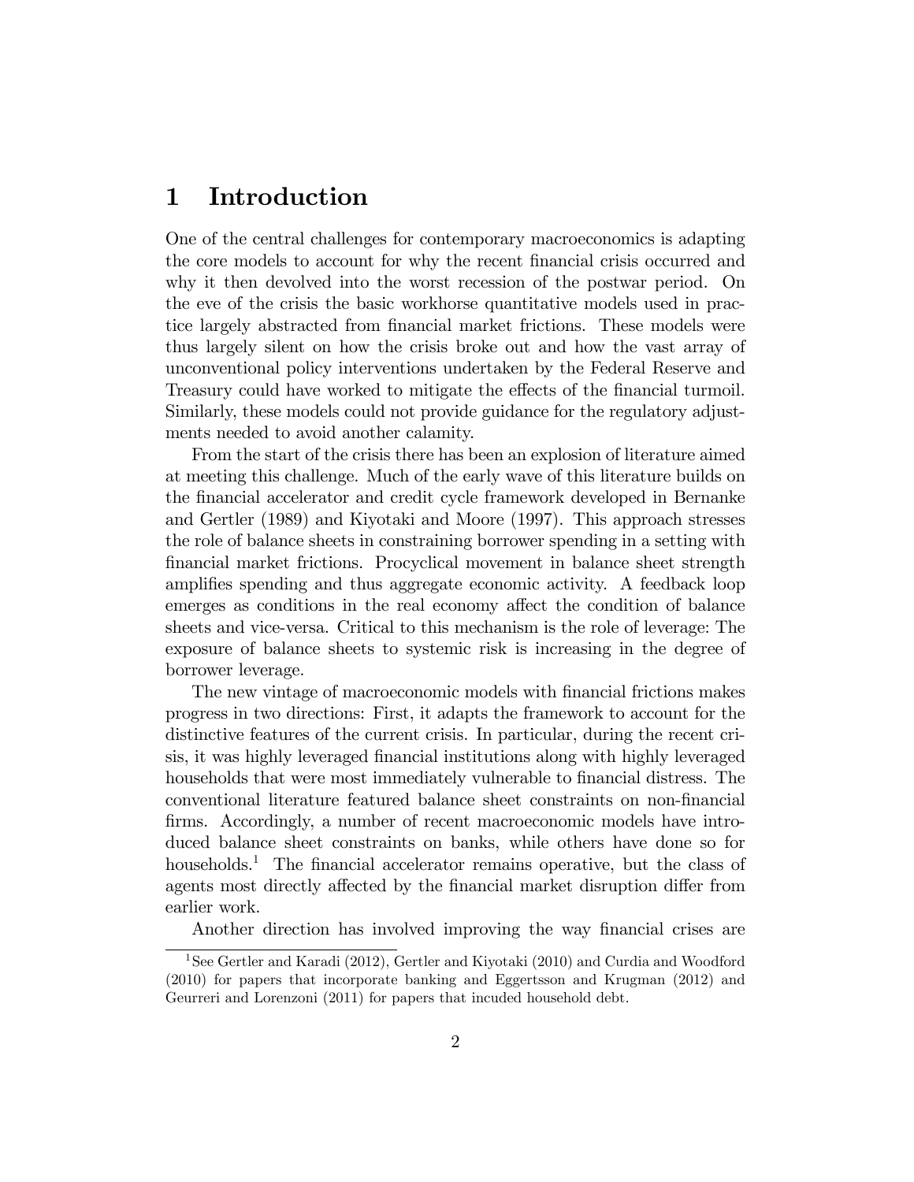# 1 Introduction

One of the central challenges for contemporary macroeconomics is adapting the core models to account for why the recent financial crisis occurred and why it then devolved into the worst recession of the postwar period. On the eve of the crisis the basic workhorse quantitative models used in practice largely abstracted from financial market frictions. These models were thus largely silent on how the crisis broke out and how the vast array of unconventional policy interventions undertaken by the Federal Reserve and Treasury could have worked to mitigate the effects of the financial turmoil. Similarly, these models could not provide guidance for the regulatory adjustments needed to avoid another calamity.

From the start of the crisis there has been an explosion of literature aimed at meeting this challenge. Much of the early wave of this literature builds on the financial accelerator and credit cycle framework developed in Bernanke and Gertler (1989) and Kiyotaki and Moore (1997). This approach stresses the role of balance sheets in constraining borrower spending in a setting with financial market frictions. Procyclical movement in balance sheet strength amplifies spending and thus aggregate economic activity. A feedback loop emerges as conditions in the real economy affect the condition of balance sheets and vice-versa. Critical to this mechanism is the role of leverage: The exposure of balance sheets to systemic risk is increasing in the degree of borrower leverage.

The new vintage of macroeconomic models with financial frictions makes progress in two directions: First, it adapts the framework to account for the distinctive features of the current crisis. In particular, during the recent crisis, it was highly leveraged financial institutions along with highly leveraged households that were most immediately vulnerable to financial distress. The conventional literature featured balance sheet constraints on non-financial firms. Accordingly, a number of recent macroeconomic models have introduced balance sheet constraints on banks, while others have done so for households.[1] The financial accelerator remains operative, but the class of agents most directly affected by the financial market disruption differ from earlier work.

Another direction has involved improving the way financial crises are

[1] See Gertler and Karadi (2012), Gertler and Kiyotaki (2010) and Curdia and Woodford (2010) for papers that incorporate banking and Eggertsson and Krugman (2012) and Geurreri and Lorenzoni (2011) for papers that incuded household debt.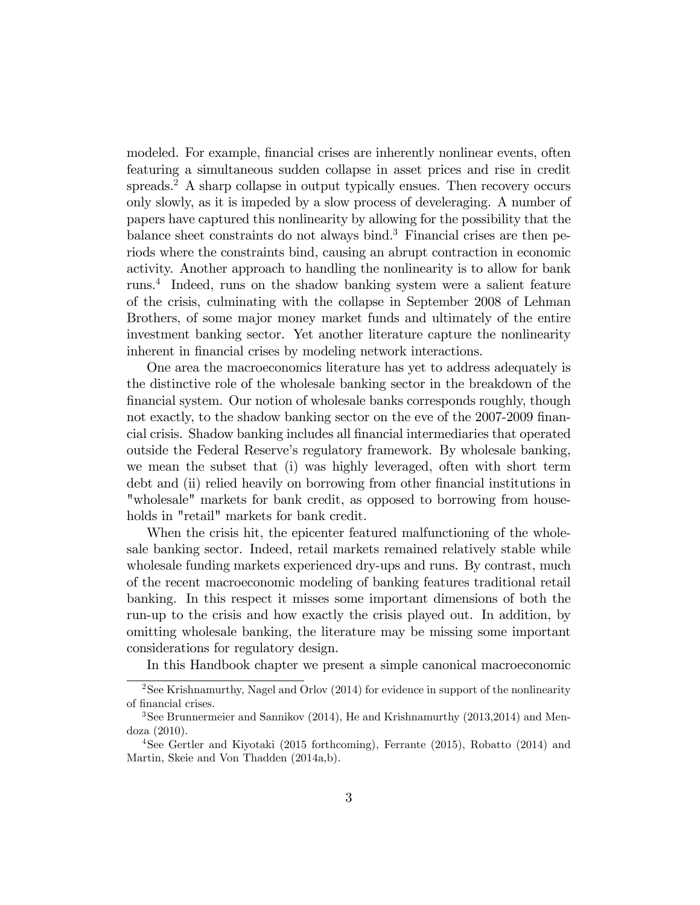modeled. For example, financial crises are inherently nonlinear events, often featuring a simultaneous sudden collapse in asset prices and rise in credit spreads.[2] A sharp collapse in output typically ensues. Then recovery occurs only slowly, as it is impeded by a slow process of develeraging. A number of papers have captured this nonlinearity by allowing for the possibility that the balance sheet constraints do not always bind.[3] Financial crises are then periods where the constraints bind, causing an abrupt contraction in economic activity. Another approach to handling the nonlinearity is to allow for bank runs.[4] Indeed, runs on the shadow banking system were a salient feature of the crisis, culminating with the collapse in September 2008 of Lehman Brothers, of some major money market funds and ultimately of the entire investment banking sector. Yet another literature capture the nonlinearity inherent in financial crises by modeling network interactions.

One area the macroeconomics literature has yet to address adequately is the distinctive role of the wholesale banking sector in the breakdown of the financial system. Our notion of wholesale banks corresponds roughly, though not exactly, to the shadow banking sector on the eve of the 2007-2009 financial crisis. Shadow banking includes all financial intermediaries that operated outside the Federal Reserve's regulatory framework. By wholesale banking, we mean the subset that (i) was highly leveraged, often with short term debt and (ii) relied heavily on borrowing from other financial institutions in "wholesale" markets for bank credit, as opposed to borrowing from households in "retail" markets for bank credit.

When the crisis hit, the epicenter featured malfunctioning of the wholesale banking sector. Indeed, retail markets remained relatively stable while wholesale funding markets experienced dry-ups and runs. By contrast, much of the recent macroeconomic modeling of banking features traditional retail banking. In this respect it misses some important dimensions of both the run-up to the crisis and how exactly the crisis played out. In addition, by omitting wholesale banking, the literature may be missing some important considerations for regulatory design.

In this Handbook chapter we present a simple canonical macroeconomic

[2] See Krishnamurthy, Nagel and Orlov (2014) for evidence in support of the nonlinearity of financial crises.

[3] See Brunnermeier and Sannikov (2014), He and Krishnamurthy (2013,2014) and Mendoza (2010).

[4] See Gertler and Kiyotaki (2015 forthcoming), Ferrante (2015), Robatto (2014) and Martin, Skeie and Von Thadden (2014a,b).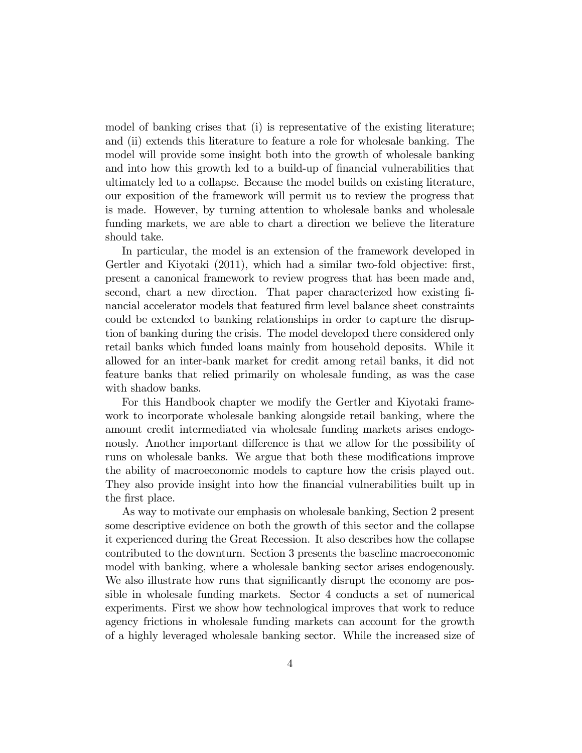model of banking crises that (i) is representative of the existing literature; and (ii) extends this literature to feature a role for wholesale banking. The model will provide some insight both into the growth of wholesale banking and into how this growth led to a build-up of financial vulnerabilities that ultimately led to a collapse. Because the model builds on existing literature, our exposition of the framework will permit us to review the progress that is made. However, by turning attention to wholesale banks and wholesale funding markets, we are able to chart a direction we believe the literature should take.

In particular, the model is an extension of the framework developed in Gertler and Kiyotaki (2011), which had a similar two-fold objective: first, present a canonical framework to review progress that has been made and, second, chart a new direction. That paper characterized how existing financial accelerator models that featured firm level balance sheet constraints could be extended to banking relationships in order to capture the disruption of banking during the crisis. The model developed there considered only retail banks which funded loans mainly from household deposits. While it allowed for an inter-bank market for credit among retail banks, it did not feature banks that relied primarily on wholesale funding, as was the case with shadow banks.

For this Handbook chapter we modify the Gertler and Kiyotaki framework to incorporate wholesale banking alongside retail banking, where the amount credit intermediated via wholesale funding markets arises endogenously. Another important difference is that we allow for the possibility of runs on wholesale banks. We argue that both these modifications improve the ability of macroeconomic models to capture how the crisis played out. They also provide insight into how the financial vulnerabilities built up in the first place.

As way to motivate our emphasis on wholesale banking, Section 2 present some descriptive evidence on both the growth of this sector and the collapse it experienced during the Great Recession. It also describes how the collapse contributed to the downturn. Section 3 presents the baseline macroeconomic model with banking, where a wholesale banking sector arises endogenously. We also illustrate how runs that significantly disrupt the economy are possible in wholesale funding markets. Sector 4 conducts a set of numerical experiments. First we show how technological improves that work to reduce agency frictions in wholesale funding markets can account for the growth of a highly leveraged wholesale banking sector. While the increased size of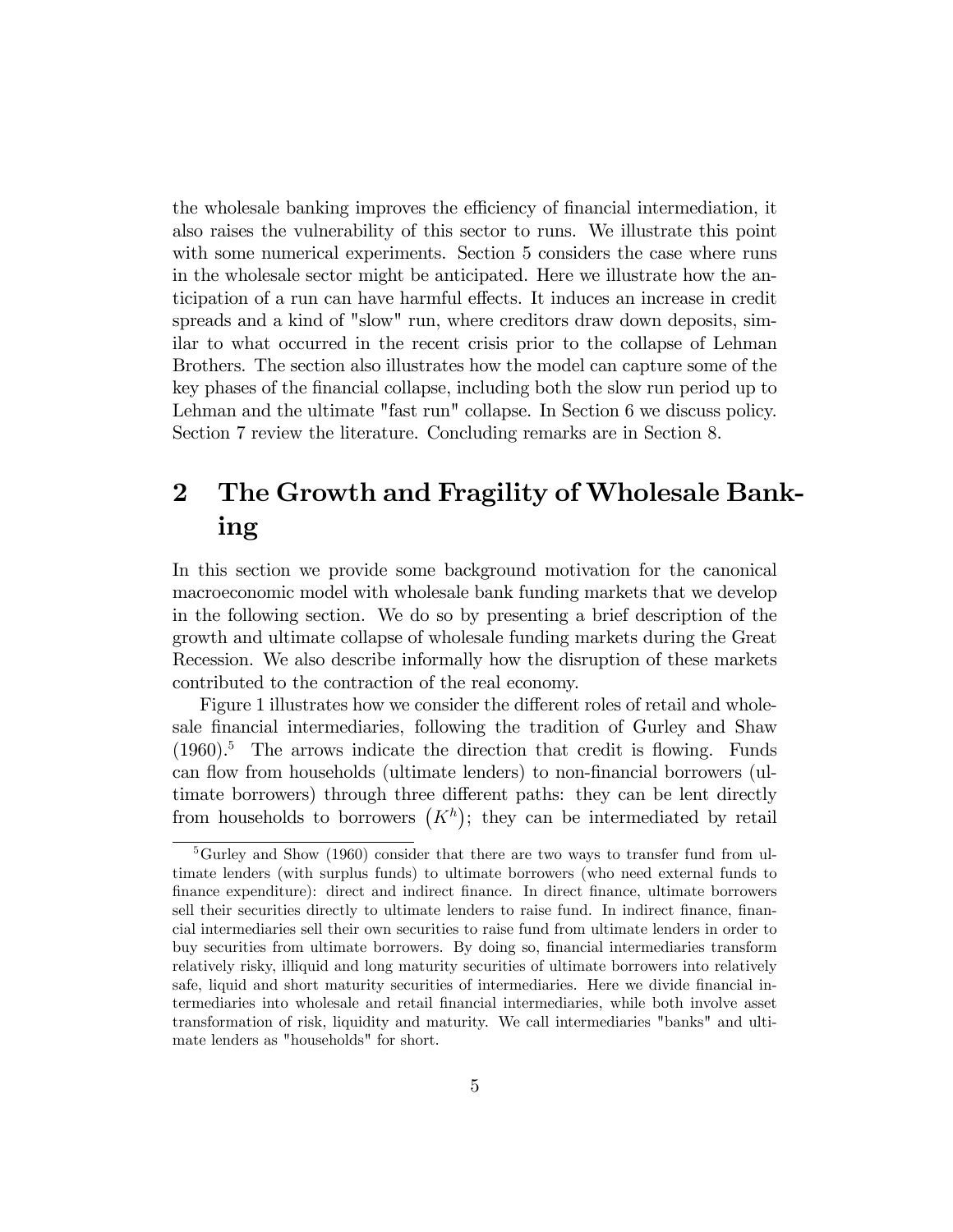the wholesale banking improves the efficiency of financial intermediation, it also raises the vulnerability of this sector to runs. We illustrate this point with some numerical experiments. Section 5 considers the case where runs in the wholesale sector might be anticipated. Here we illustrate how the anticipation of a run can have harmful effects. It induces an increase in credit spreads and a kind of "slow" run, where creditors draw down deposits, similar to what occurred in the recent crisis prior to the collapse of Lehman Brothers. The section also illustrates how the model can capture some of the key phases of the financial collapse, including both the slow run period up to Lehman and the ultimate "fast run" collapse. In Section 6 we discuss policy. Section 7 review the literature. Concluding remarks are in Section 8.

# 2 The Growth and Fragility of Wholesale Banking

In this section we provide some background motivation for the canonical macroeconomic model with wholesale bank funding markets that we develop in the following section. We do so by presenting a brief description of the growth and ultimate collapse of wholesale funding markets during the Great Recession. We also describe informally how the disruption of these markets contributed to the contraction of the real economy.

Figure 1 illustrates how we consider the different roles of retail and wholesale financial intermediaries, following the tradition of Gurley and Shaw (1960).[5] The arrows indicate the direction that credit is flowing. Funds can flow from households (ultimate lenders) to non-financial borrowers (ultimate borrowers) through three different paths: they can be lent directly from households to borrowers $\left(K^h\right)$; they can be intermediated by retail

[5] Gurley and Show (1960) consider that there are two ways to transfer fund from ultimate lenders (with surplus funds) to ultimate borrowers (who need external funds to finance expenditure): direct and indirect finance. In direct finance, ultimate borrowers sell their securities directly to ultimate lenders to raise fund. In indirect finance, financial intermediaries sell their own securities to raise fund from ultimate lenders in order to buy securities from ultimate borrowers. By doing so, financial intermediaries transform relatively risky, illiquid and long maturity securities of ultimate borrowers into relatively safe, liquid and short maturity securities of intermediaries. Here we divide financial intermediaries into wholesale and retail financial intermediaries, while both involve asset transformation of risk, liquidity and maturity. We call intermediaries "banks" and ultimate lenders as "households" for short.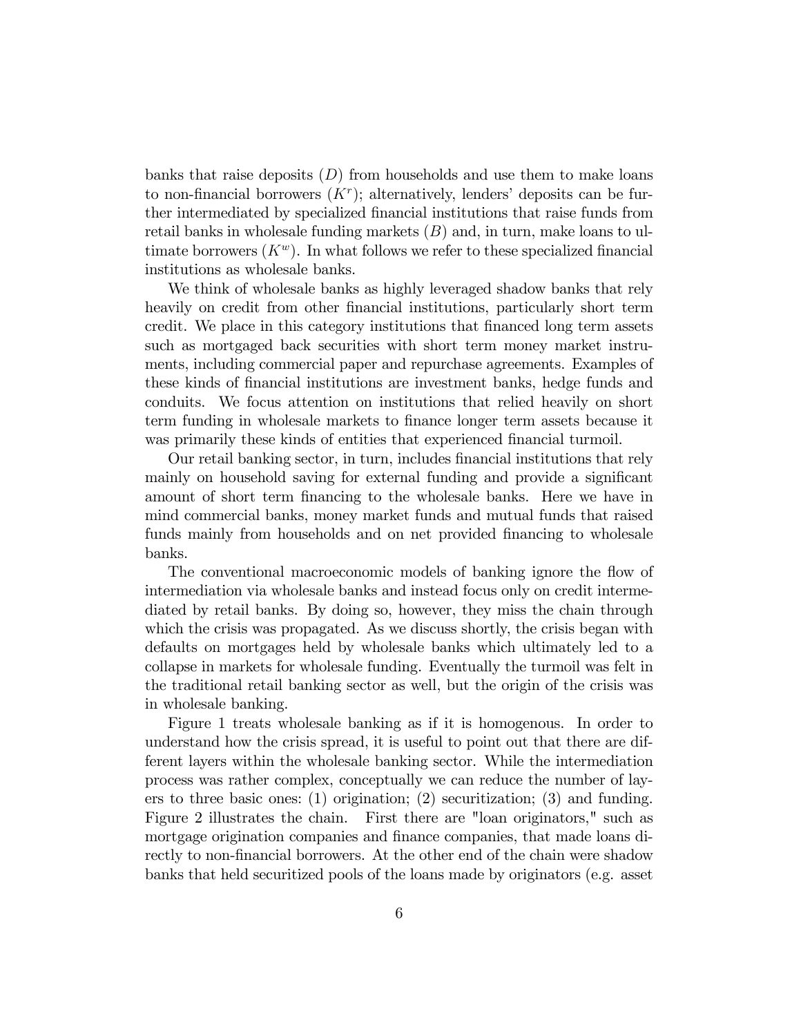banks that raise deposits ($D$) from households and use them to make loans to non-financial borrowers ($K^r$); alternatively, lenders' deposits can be further intermediated by specialized financial institutions that raise funds from retail banks in wholesale funding markets ($B$) and, in turn, make loans to ultimate borrowers ($K^w$). In what follows we refer to these specialized financial institutions as wholesale banks.

We think of wholesale banks as highly leveraged shadow banks that rely heavily on credit from other financial institutions, particularly short term credit. We place in this category institutions that financed long term assets such as mortgaged back securities with short term money market instruments, including commercial paper and repurchase agreements. Examples of these kinds of financial institutions are investment banks, hedge funds and conduits. We focus attention on institutions that relied heavily on short term funding in wholesale markets to finance longer term assets because it was primarily these kinds of entities that experienced financial turmoil.

Our retail banking sector, in turn, includes financial institutions that rely mainly on household saving for external funding and provide a significant amount of short term financing to the wholesale banks. Here we have in mind commercial banks, money market funds and mutual funds that raised funds mainly from households and on net provided financing to wholesale banks.

The conventional macroeconomic models of banking ignore the flow of intermediation via wholesale banks and instead focus only on credit intermediated by retail banks. By doing so, however, they miss the chain through which the crisis was propagated. As we discuss shortly, the crisis began with defaults on mortgages held by wholesale banks which ultimately led to a collapse in markets for wholesale funding. Eventually the turmoil was felt in the traditional retail banking sector as well, but the origin of the crisis was in wholesale banking.

Figure 1 treats wholesale banking as if it is homogenous. In order to understand how the crisis spread, it is useful to point out that there are different layers within the wholesale banking sector. While the intermediation process was rather complex, conceptually we can reduce the number of layers to three basic ones: (1) origination; (2) securitization; (3) and funding. Figure 2 illustrates the chain. First there are "loan originators," such as mortgage origination companies and finance companies, that made loans directly to non-financial borrowers. At the other end of the chain were shadow banks that held securitized pools of the loans made by originators (e.g. asset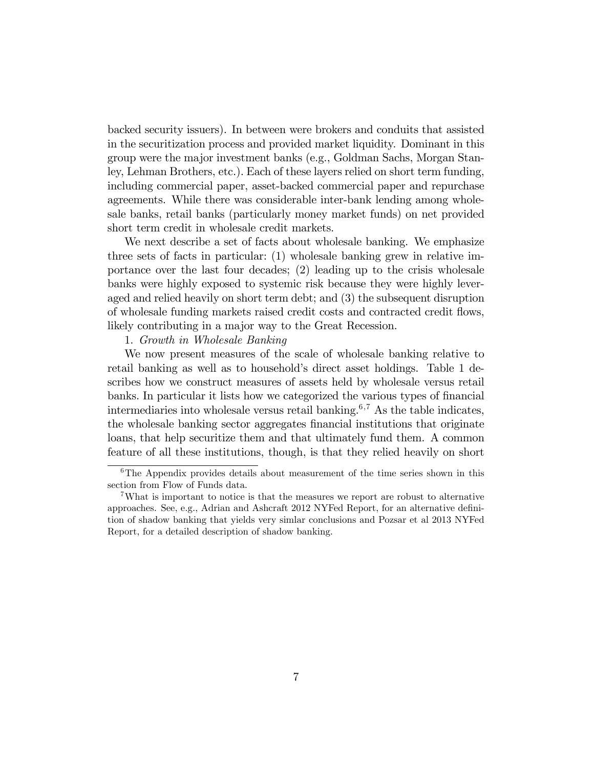backed security issuers). In between were brokers and conduits that assisted in the securitization process and provided market liquidity. Dominant in this group were the major investment banks (e.g., Goldman Sachs, Morgan Stanley, Lehman Brothers, etc.). Each of these layers relied on short term funding, including commercial paper, asset-backed commercial paper and repurchase agreements. While there was considerable inter-bank lending among wholesale banks, retail banks (particularly money market funds) on net provided short term credit in wholesale credit markets.

We next describe a set of facts about wholesale banking. We emphasize three sets of facts in particular: (1) wholesale banking grew in relative importance over the last four decades; (2) leading up to the crisis wholesale banks were highly exposed to systemic risk because they were highly leveraged and relied heavily on short term debt; and (3) the subsequent disruption of wholesale funding markets raised credit costs and contracted credit flows, likely contributing in a major way to the Great Recession.

1. *Growth in Wholesale Banking*

We now present measures of the scale of wholesale banking relative to retail banking as well as to household's direct asset holdings. Table 1 describes how we construct measures of assets held by wholesale versus retail banks. In particular it lists how we categorized the various types of financial intermediaries into wholesale versus retail banking.[6,7] As the table indicates, the wholesale banking sector aggregates financial institutions that originate loans, that help securitize them and that ultimately fund them. A common feature of all these institutions, though, is that they relied heavily on short

---

[6] The Appendix provides details about measurement of the time series shown in this section from Flow of Funds data.

[7] What is important to notice is that the measures we report are robust to alternative approaches. See, e.g., Adrian and Ashcraft 2012 NYFed Report, for an alternative definition of shadow banking that yields very simlar conclusions and Pozsar et al 2013 NYFed Report, for a detailed description of shadow banking.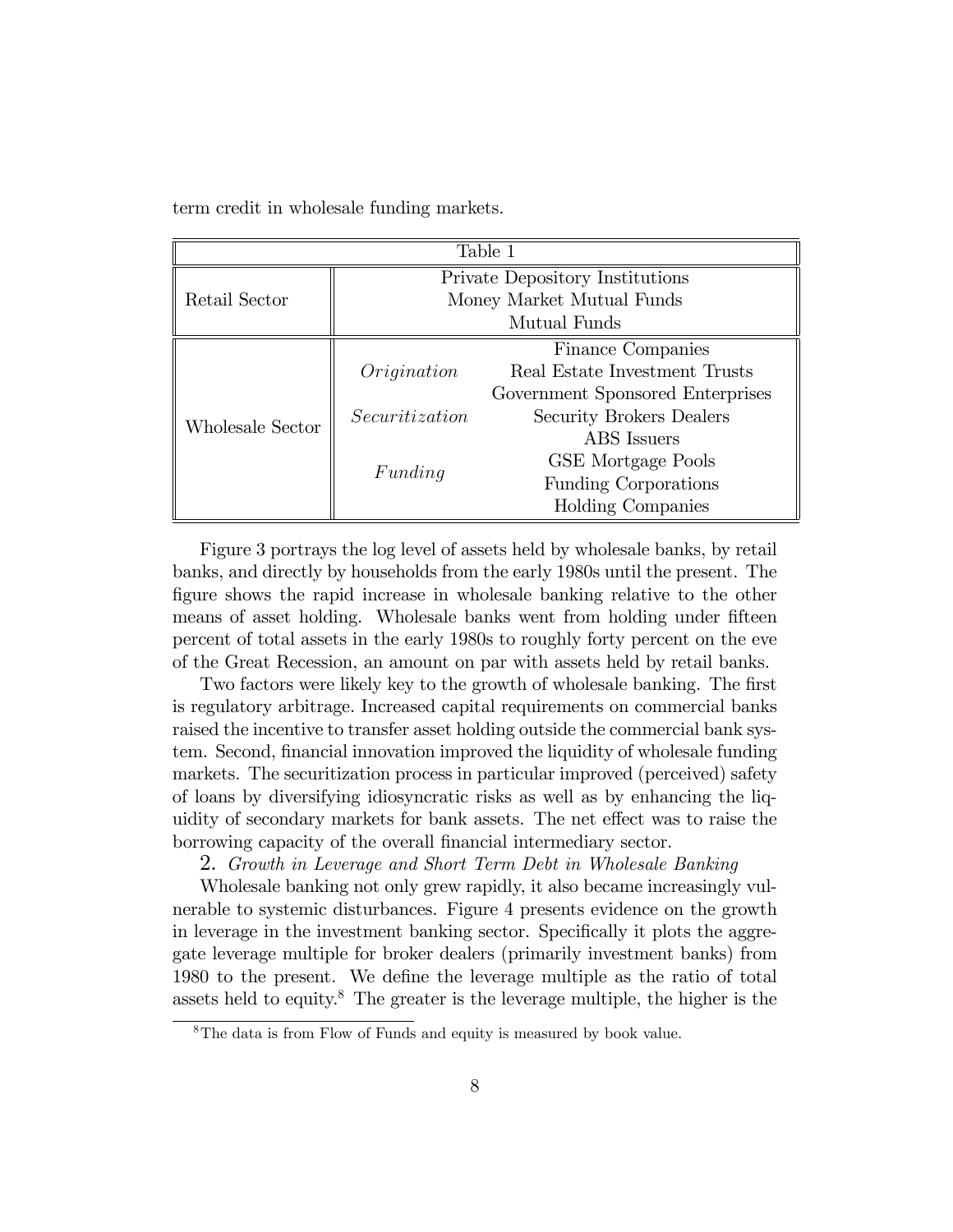term credit in wholesale funding markets.

| Table 1 | | |
|---|---|---|
| Retail Sector | Private Depository Institutions | |
| | Money Market Mutual Funds | |
| | Mutual Funds | |
| Wholesale Sector | *Origination* | Finance Companies |
| | | Real Estate Investment Trusts |
| | | Government Sponsored Enterprises |
| | *Securitization* | Security Brokers Dealers |
| | | ABS Issuers |
| | *Funding* | GSE Mortgage Pools |
| | | Funding Corporations |
| | | Holding Companies |

Figure 3 portrays the log level of assets held by wholesale banks, by retail banks, and directly by households from the early 1980s until the present. The figure shows the rapid increase in wholesale banking relative to the other means of asset holding. Wholesale banks went from holding under fifteen percent of total assets in the early 1980s to roughly forty percent on the eve of the Great Recession, an amount on par with assets held by retail banks.

Two factors were likely key to the growth of wholesale banking. The first is regulatory arbitrage. Increased capital requirements on commercial banks raised the incentive to transfer asset holding outside the commercial bank system. Second, financial innovation improved the liquidity of wholesale funding markets. The securitization process in particular improved (perceived) safety of loans by diversifying idiosyncratic risks as well as by enhancing the liquidity of secondary markets for bank assets. The net effect was to raise the borrowing capacity of the overall financial intermediary sector.

2. *Growth in Leverage and Short Term Debt in Wholesale Banking*

Wholesale banking not only grew rapidly, it also became increasingly vulnerable to systemic disturbances. Figure 4 presents evidence on the growth in leverage in the investment banking sector. Specifically it plots the aggregate leverage multiple for broker dealers (primarily investment banks) from 1980 to the present. We define the leverage multiple as the ratio of total assets held to equity.[8] The greater is the leverage multiple, the higher is the

[8] The data is from Flow of Funds and equity is measured by book value.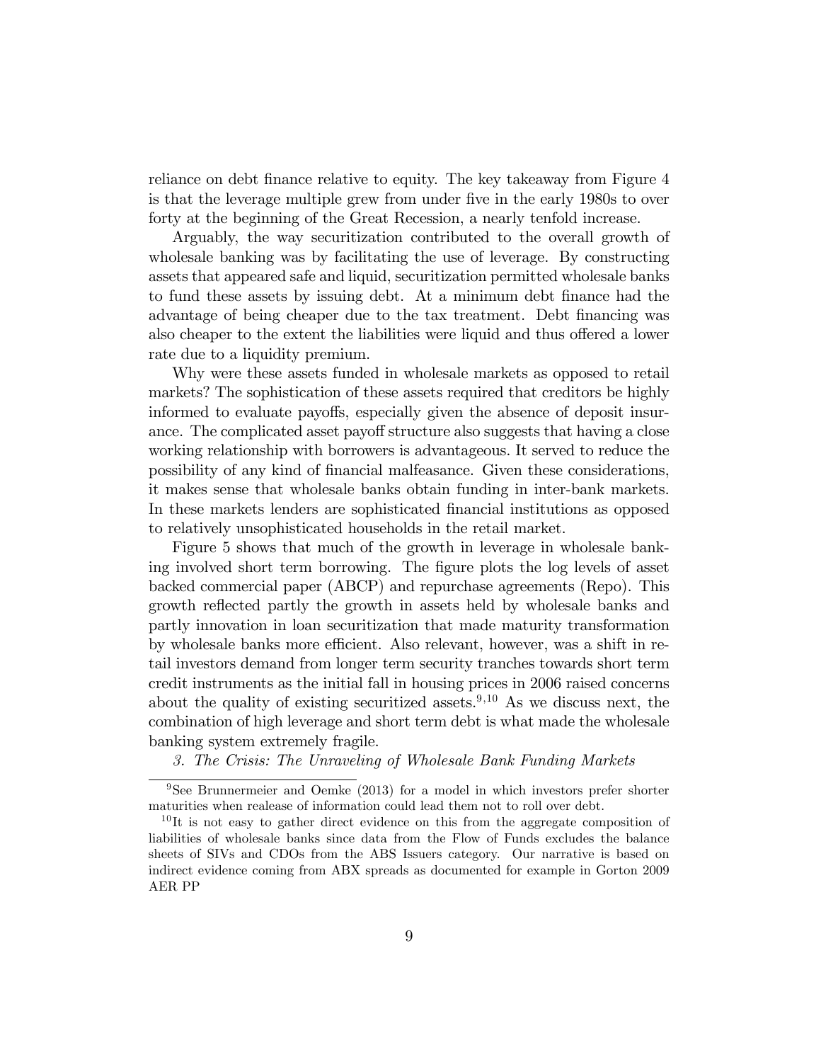reliance on debt finance relative to equity. The key takeaway from Figure 4 is that the leverage multiple grew from under five in the early 1980s to over forty at the beginning of the Great Recession, a nearly tenfold increase.

Arguably, the way securitization contributed to the overall growth of wholesale banking was by facilitating the use of leverage. By constructing assets that appeared safe and liquid, securitization permitted wholesale banks to fund these assets by issuing debt. At a minimum debt finance had the advantage of being cheaper due to the tax treatment. Debt financing was also cheaper to the extent the liabilities were liquid and thus offered a lower rate due to a liquidity premium.

Why were these assets funded in wholesale markets as opposed to retail markets? The sophistication of these assets required that creditors be highly informed to evaluate payoffs, especially given the absence of deposit insurance. The complicated asset payoff structure also suggests that having a close working relationship with borrowers is advantageous. It served to reduce the possibility of any kind of financial malfeasance. Given these considerations, it makes sense that wholesale banks obtain funding in inter-bank markets. In these markets lenders are sophisticated financial institutions as opposed to relatively unsophisticated households in the retail market.

Figure 5 shows that much of the growth in leverage in wholesale banking involved short term borrowing. The figure plots the log levels of asset backed commercial paper (ABCP) and repurchase agreements (Repo). This growth reflected partly the growth in assets held by wholesale banks and partly innovation in loan securitization that made maturity transformation by wholesale banks more efficient. Also relevant, however, was a shift in retail investors demand from longer term security tranches towards short term credit instruments as the initial fall in housing prices in 2006 raised concerns about the quality of existing securitized assets.[9,10] As we discuss next, the combination of high leverage and short term debt is what made the wholesale banking system extremely fragile.

*3. The Crisis: The Unraveling of Wholesale Bank Funding Markets*

---

[9] See Brunnermeier and Oemke (2013) for a model in which investors prefer shorter maturities when realease of information could lead them not to roll over debt.

[10] It is not easy to gather direct evidence on this from the aggregate composition of liabilities of wholesale banks since data from the Flow of Funds excludes the balance sheets of SIVs and CDOs from the ABS Issuers category. Our narrative is based on indirect evidence coming from ABX spreads as documented for example in Gorton 2009 AER PP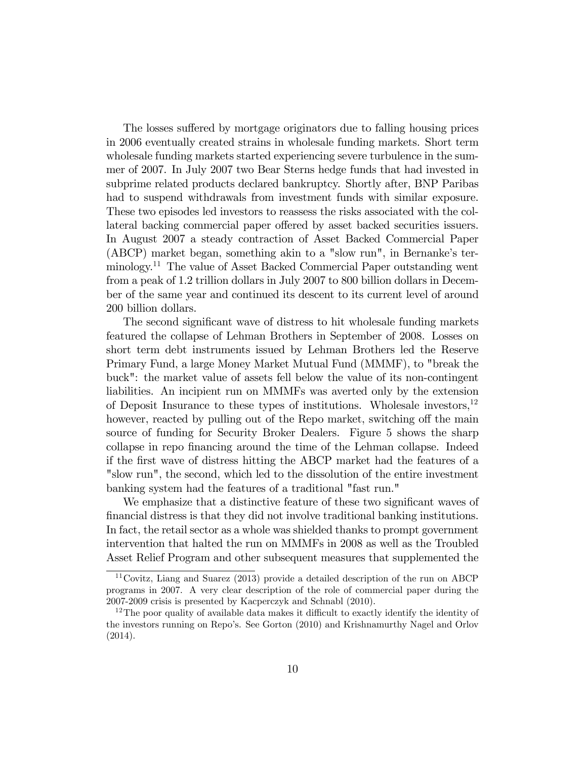The losses suffered by mortgage originators due to falling housing prices in 2006 eventually created strains in wholesale funding markets. Short term wholesale funding markets started experiencing severe turbulence in the summer of 2007. In July 2007 two Bear Sterns hedge funds that had invested in subprime related products declared bankruptcy. Shortly after, BNP Paribas had to suspend withdrawals from investment funds with similar exposure. These two episodes led investors to reassess the risks associated with the collateral backing commercial paper offered by asset backed securities issuers. In August 2007 a steady contraction of Asset Backed Commercial Paper (ABCP) market began, something akin to a "slow run", in Bernanke's terminology.[11] The value of Asset Backed Commercial Paper outstanding went from a peak of 1.2 trillion dollars in July 2007 to 800 billion dollars in December of the same year and continued its descent to its current level of around 200 billion dollars.

The second significant wave of distress to hit wholesale funding markets featured the collapse of Lehman Brothers in September of 2008. Losses on short term debt instruments issued by Lehman Brothers led the Reserve Primary Fund, a large Money Market Mutual Fund (MMMF), to "break the buck": the market value of assets fell below the value of its non-contingent liabilities. An incipient run on MMMFs was averted only by the extension of Deposit Insurance to these types of institutions. Wholesale investors,[12] however, reacted by pulling out of the Repo market, switching off the main source of funding for Security Broker Dealers. Figure 5 shows the sharp collapse in repo financing around the time of the Lehman collapse. Indeed if the first wave of distress hitting the ABCP market had the features of a "slow run", the second, which led to the dissolution of the entire investment banking system had the features of a traditional "fast run."

We emphasize that a distinctive feature of these two significant waves of financial distress is that they did not involve traditional banking institutions. In fact, the retail sector as a whole was shielded thanks to prompt government intervention that halted the run on MMMFs in 2008 as well as the Troubled Asset Relief Program and other subsequent measures that supplemented the

[11] Covitz, Liang and Suarez (2013) provide a detailed description of the run on ABCP programs in 2007. A very clear description of the role of commercial paper during the 2007-2009 crisis is presented by Kacperczyk and Schnabl (2010).

[12] The poor quality of available data makes it difficult to exactly identify the identity of the investors running on Repo's. See Gorton (2010) and Krishnamurthy Nagel and Orlov (2014).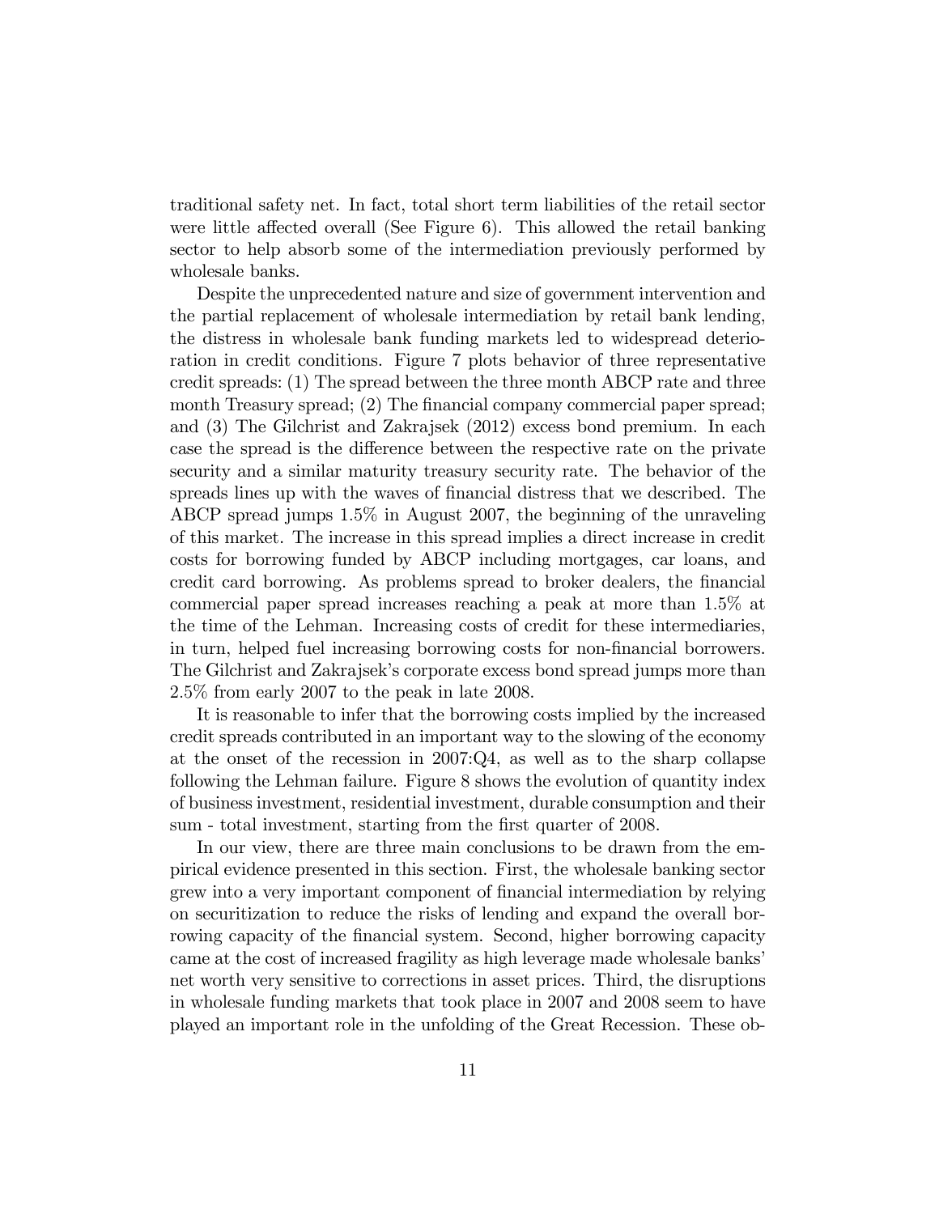traditional safety net. In fact, total short term liabilities of the retail sector were little affected overall (See Figure 6). This allowed the retail banking sector to help absorb some of the intermediation previously performed by wholesale banks.

Despite the unprecedented nature and size of government intervention and the partial replacement of wholesale intermediation by retail bank lending, the distress in wholesale bank funding markets led to widespread deterioration in credit conditions. Figure 7 plots behavior of three representative credit spreads: (1) The spread between the three month ABCP rate and three month Treasury spread; (2) The financial company commercial paper spread; and (3) The Gilchrist and Zakrajsek (2012) excess bond premium. In each case the spread is the difference between the respective rate on the private security and a similar maturity treasury security rate. The behavior of the spreads lines up with the waves of financial distress that we described. The ABCP spread jumps 1.5% in August 2007, the beginning of the unraveling of this market. The increase in this spread implies a direct increase in credit costs for borrowing funded by ABCP including mortgages, car loans, and credit card borrowing. As problems spread to broker dealers, the financial commercial paper spread increases reaching a peak at more than 1.5% at the time of the Lehman. Increasing costs of credit for these intermediaries, in turn, helped fuel increasing borrowing costs for non-financial borrowers. The Gilchrist and Zakrajsek's corporate excess bond spread jumps more than 2.5% from early 2007 to the peak in late 2008.

It is reasonable to infer that the borrowing costs implied by the increased credit spreads contributed in an important way to the slowing of the economy at the onset of the recession in 2007:Q4, as well as to the sharp collapse following the Lehman failure. Figure 8 shows the evolution of quantity index of business investment, residential investment, durable consumption and their sum - total investment, starting from the first quarter of 2008.

In our view, there are three main conclusions to be drawn from the empirical evidence presented in this section. First, the wholesale banking sector grew into a very important component of financial intermediation by relying on securitization to reduce the risks of lending and expand the overall borrowing capacity of the financial system. Second, higher borrowing capacity came at the cost of increased fragility as high leverage made wholesale banks' net worth very sensitive to corrections in asset prices. Third, the disruptions in wholesale funding markets that took place in 2007 and 2008 seem to have played an important role in the unfolding of the Great Recession. These ob-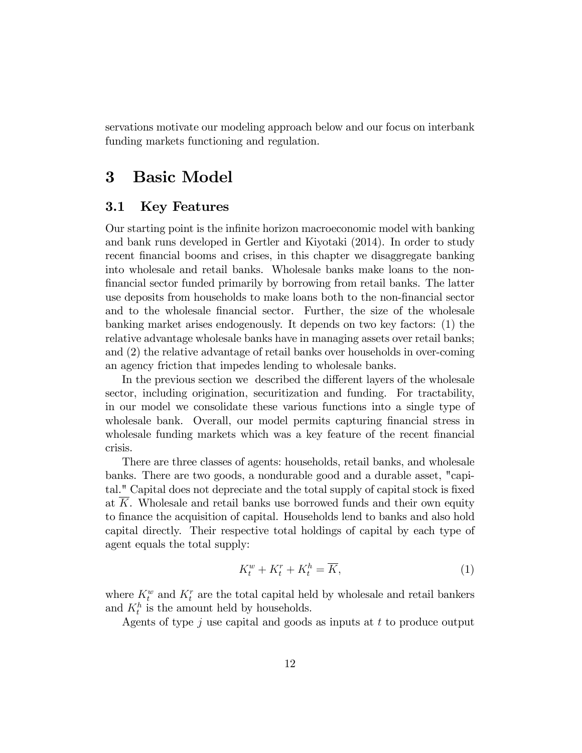servations motivate our modeling approach below and our focus on interbank funding markets functioning and regulation.

# 3 Basic Model

## 3.1 Key Features

Our starting point is the infinite horizon macroeconomic model with banking and bank runs developed in Gertler and Kiyotaki (2014). In order to study recent financial booms and crises, in this chapter we disaggregate banking into wholesale and retail banks. Wholesale banks make loans to the non-financial sector funded primarily by borrowing from retail banks. The latter use deposits from households to make loans both to the non-financial sector and to the wholesale financial sector. Further, the size of the wholesale banking market arises endogenously. It depends on two key factors: (1) the relative advantage wholesale banks have in managing assets over retail banks; and (2) the relative advantage of retail banks over households in over-coming an agency friction that impedes lending to wholesale banks.

In the previous section we described the different layers of the wholesale sector, including origination, securitization and funding. For tractability, in our model we consolidate these various functions into a single type of wholesale bank. Overall, our model permits capturing financial stress in wholesale funding markets which was a key feature of the recent financial crisis.

There are three classes of agents: households, retail banks, and wholesale banks. There are two goods, a nondurable good and a durable asset, "capital." Capital does not depreciate and the total supply of capital stock is fixed at $\overline{K}$. Wholesale and retail banks use borrowed funds and their own equity to finance the acquisition of capital. Households lend to banks and also hold capital directly. Their respective total holdings of capital by each type of agent equals the total supply:

$$K_t^w + K_t^r + K_t^h = \overline{K}, \tag{1}$$

where $K_t^w$ and $K_t^r$ are the total capital held by wholesale and retail bankers and $K_t^h$ is the amount held by households.

Agents of type $j$ use capital and goods as inputs at $t$ to produce output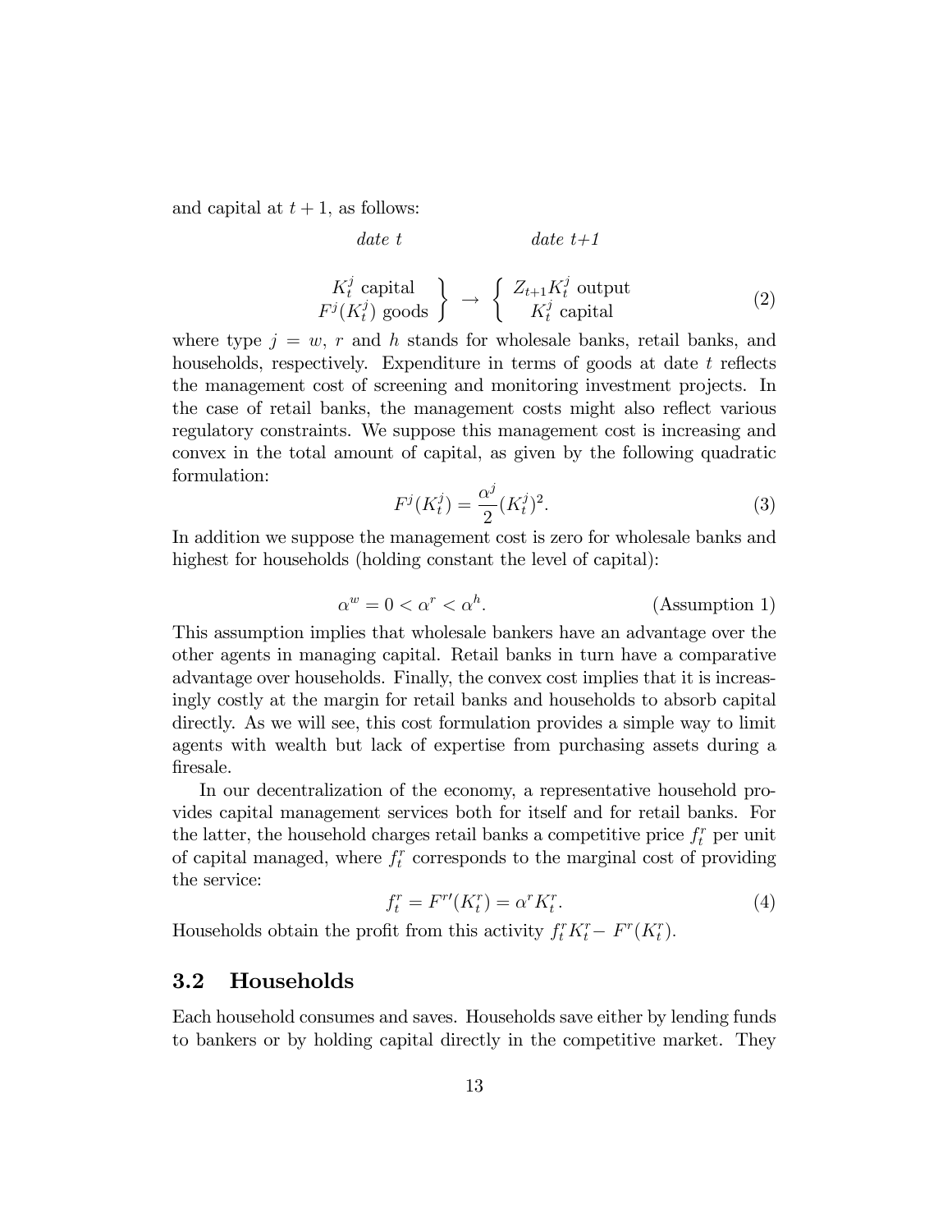and capital at $t+1$, as follows:

$$
\begin{array}{ccc}
\textit{date } t & & \textit{date } t\textit{+1} \\
\\
\left.\begin{array}{c} K_t^j \text{ capital} \\ F^j(K_t^j) \text{ goods} \end{array}\right\} & \rightarrow & \left\{\begin{array}{c} Z_{t+1}K_t^j \text{ output} \\ K_t^j \text{ capital} \end{array}\right.
\end{array}
\tag{2}
$$

where type $j = w$, $r$ and $h$ stands for wholesale banks, retail banks, and households, respectively. Expenditure in terms of goods at date $t$ reflects the management cost of screening and monitoring investment projects. In the case of retail banks, the management costs might also reflect various regulatory constraints. We suppose this management cost is increasing and convex in the total amount of capital, as given by the following quadratic formulation:

$$
F^j(K_t^j) = \frac{\alpha^j}{2}(K_t^j)^2. \tag{3}
$$

In addition we suppose the management cost is zero for wholesale banks and highest for households (holding constant the level of capital):

$$
\alpha^w = 0 < \alpha^r < \alpha^h. \tag{Assumption 1}
$$

This assumption implies that wholesale bankers have an advantage over the other agents in managing capital. Retail banks in turn have a comparative advantage over households. Finally, the convex cost implies that it is increasingly costly at the margin for retail banks and households to absorb capital directly. As we will see, this cost formulation provides a simple way to limit agents with wealth but lack of expertise from purchasing assets during a firesale.

In our decentralization of the economy, a representative household provides capital management services both for itself and for retail banks. For the latter, the household charges retail banks a competitive price $f_t^r$ per unit of capital managed, where $f_t^r$ corresponds to the marginal cost of providing the service:

$$
f_t^r = F^{r\prime}(K_t^r) = \alpha^r K_t^r. \tag{4}
$$

Households obtain the profit from this activity $f_t^r K_t^r - F^r(K_t^r)$.

## 3.2 Households

Each household consumes and saves. Households save either by lending funds to bankers or by holding capital directly in the competitive market. They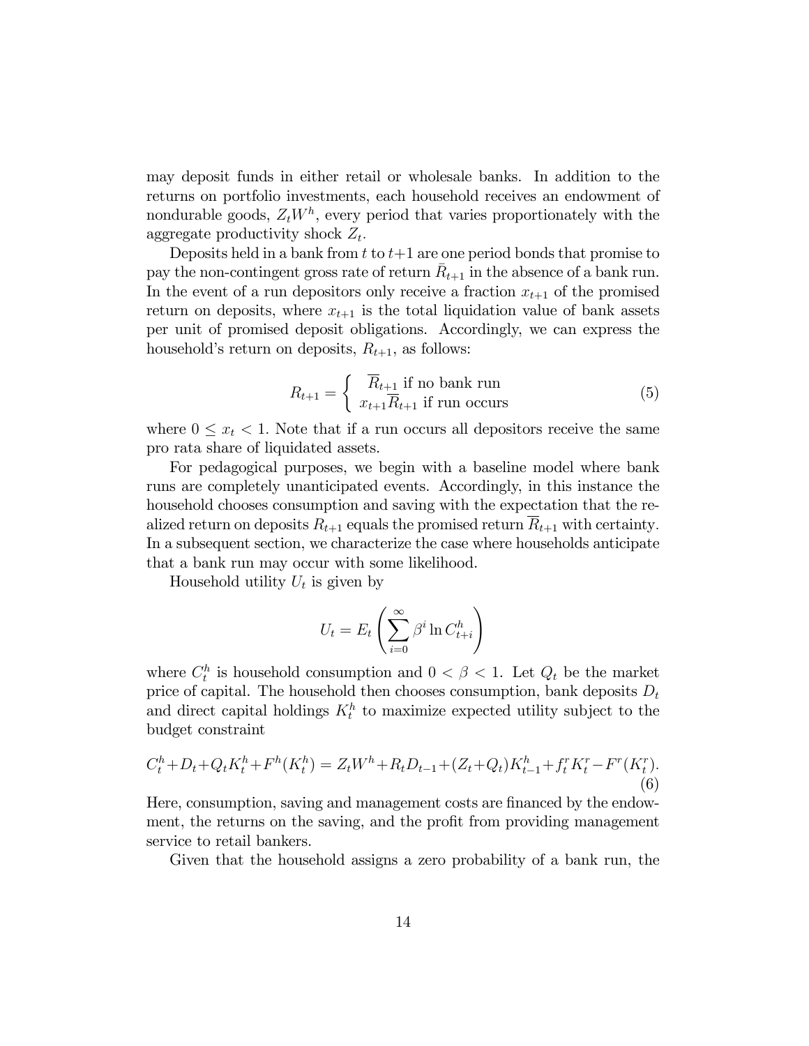may deposit funds in either retail or wholesale banks. In addition to the returns on portfolio investments, each household receives an endowment of nondurable goods, $Z_t W^h$, every period that varies proportionately with the aggregate productivity shock $Z_t$.

Deposits held in a bank from $t$ to $t$+1 are one period bonds that promise to pay the non-contingent gross rate of return $\bar{R}_{t+1}$ in the absence of a bank run. In the event of a run depositors only receive a fraction $x_{t+1}$ of the promised return on deposits, where $x_{t+1}$ is the total liquidation value of bank assets per unit of promised deposit obligations. Accordingly, we can express the household's return on deposits, $R_{t+1}$, as follows:

$$R_{t+1} = \left\{ \begin{array}{l} \overline{R}_{t+1} \text{ if no bank run} \\ x_{t+1}\overline{R}_{t+1} \text{ if run occurs} \end{array} \right. \tag{5}$$

where $0 \leq x_t < 1$. Note that if a run occurs all depositors receive the same pro rata share of liquidated assets.

For pedagogical purposes, we begin with a baseline model where bank runs are completely unanticipated events. Accordingly, in this instance the household chooses consumption and saving with the expectation that the realized return on deposits $R_{t+1}$ equals the promised return $\overline{R}_{t+1}$ with certainty. In a subsequent section, we characterize the case where households anticipate that a bank run may occur with some likelihood.

Household utility $U_t$ is given by

$$U_t = E_t \left( \sum_{i=0}^{\infty} \beta^i \ln C_{t+i}^h \right)$$

where $C_t^h$ is household consumption and $0 < \beta < 1$. Let $Q_t$ be the market price of capital. The household then chooses consumption, bank deposits $D_t$ and direct capital holdings $K_t^h$ to maximize expected utility subject to the budget constraint

$$C_t^h + D_t + Q_t K_t^h + F^h(K_t^h) = Z_t W^h + R_t D_{t-1} + (Z_t + Q_t) K_{t-1}^h + f_t^r K_t^r - F^r(K_t^r). \tag{6}$$

Here, consumption, saving and management costs are financed by the endowment, the returns on the saving, and the profit from providing management service to retail bankers.

Given that the household assigns a zero probability of a bank run, the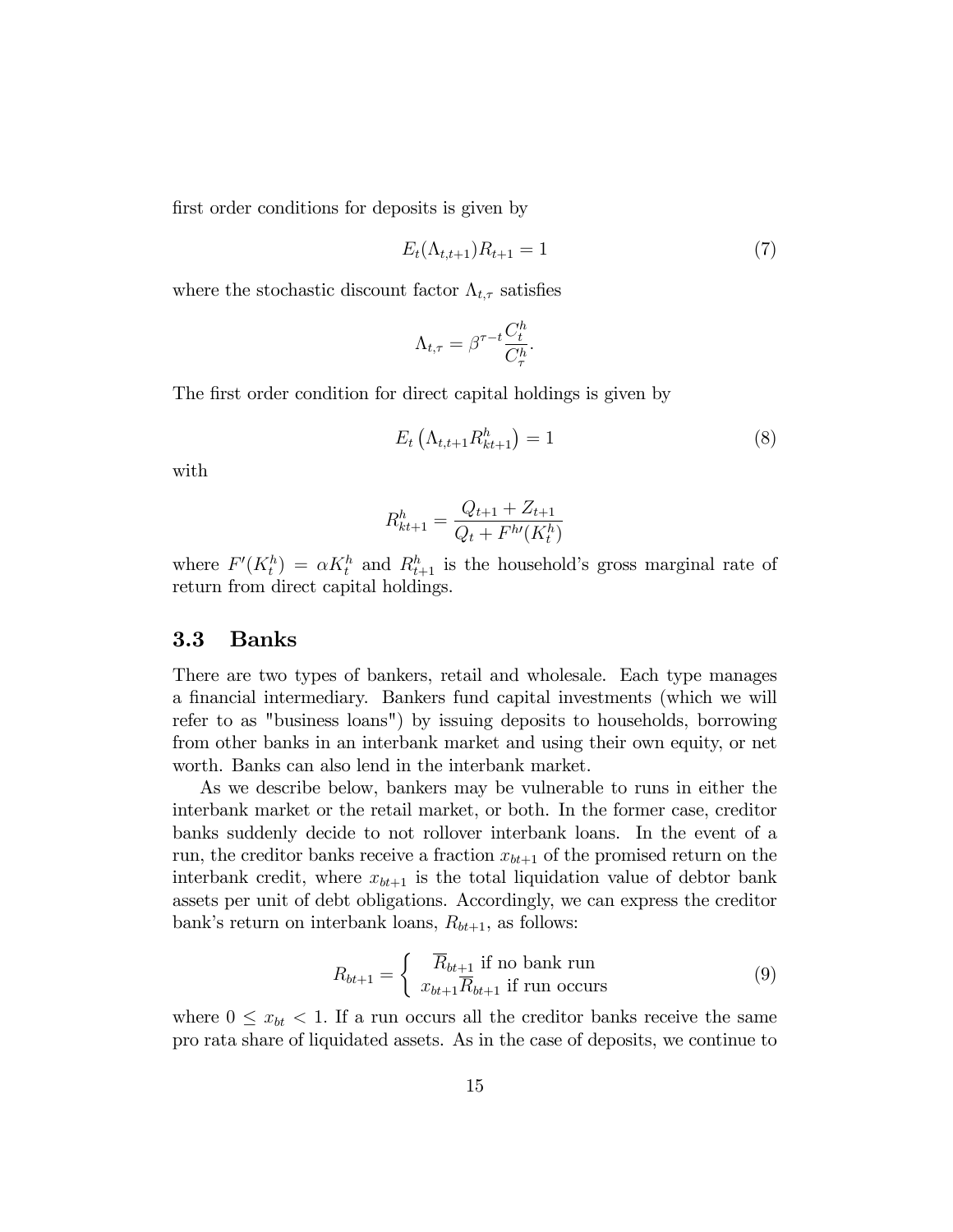first order conditions for deposits is given by

$$E_t(\Lambda_{t,t+1})R_{t+1} = 1 \tag{7}$$

where the stochastic discount factor $\Lambda_{t,\tau}$ satisfies

$$\Lambda_{t,\tau} = \beta^{\tau - t} \frac{C_t^h}{C_\tau^h}.$$

The first order condition for direct capital holdings is given by

$$E_t\left(\Lambda_{t,t+1} R_{kt+1}^h\right) = 1 \tag{8}$$

with

$$R_{kt+1}^h = \frac{Q_{t+1} + Z_{t+1}}{Q_t + F^{h\prime}(K_t^h)}$$

where $F'(K_t^h) = \alpha K_t^h$ and $R_{t+1}^h$ is the household's gross marginal rate of return from direct capital holdings.

### 3.3 Banks

There are two types of bankers, retail and wholesale. Each type manages a financial intermediary. Bankers fund capital investments (which we will refer to as "business loans") by issuing deposits to households, borrowing from other banks in an interbank market and using their own equity, or net worth. Banks can also lend in the interbank market.

As we describe below, bankers may be vulnerable to runs in either the interbank market or the retail market, or both. In the former case, creditor banks suddenly decide to not rollover interbank loans. In the event of a run, the creditor banks receive a fraction $x_{bt+1}$ of the promised return on the interbank credit, where $x_{bt+1}$ is the total liquidation value of debtor bank assets per unit of debt obligations. Accordingly, we can express the creditor bank's return on interbank loans, $R_{bt+1}$, as follows:

$$R_{bt+1} = \begin{cases} \overline{R}_{bt+1} \text{ if no bank run} \\ x_{bt+1}\overline{R}_{bt+1} \text{ if run occurs} \end{cases} \tag{9}$$

where $0 \leq x_{bt} < 1$. If a run occurs all the creditor banks receive the same pro rata share of liquidated assets. As in the case of deposits, we continue to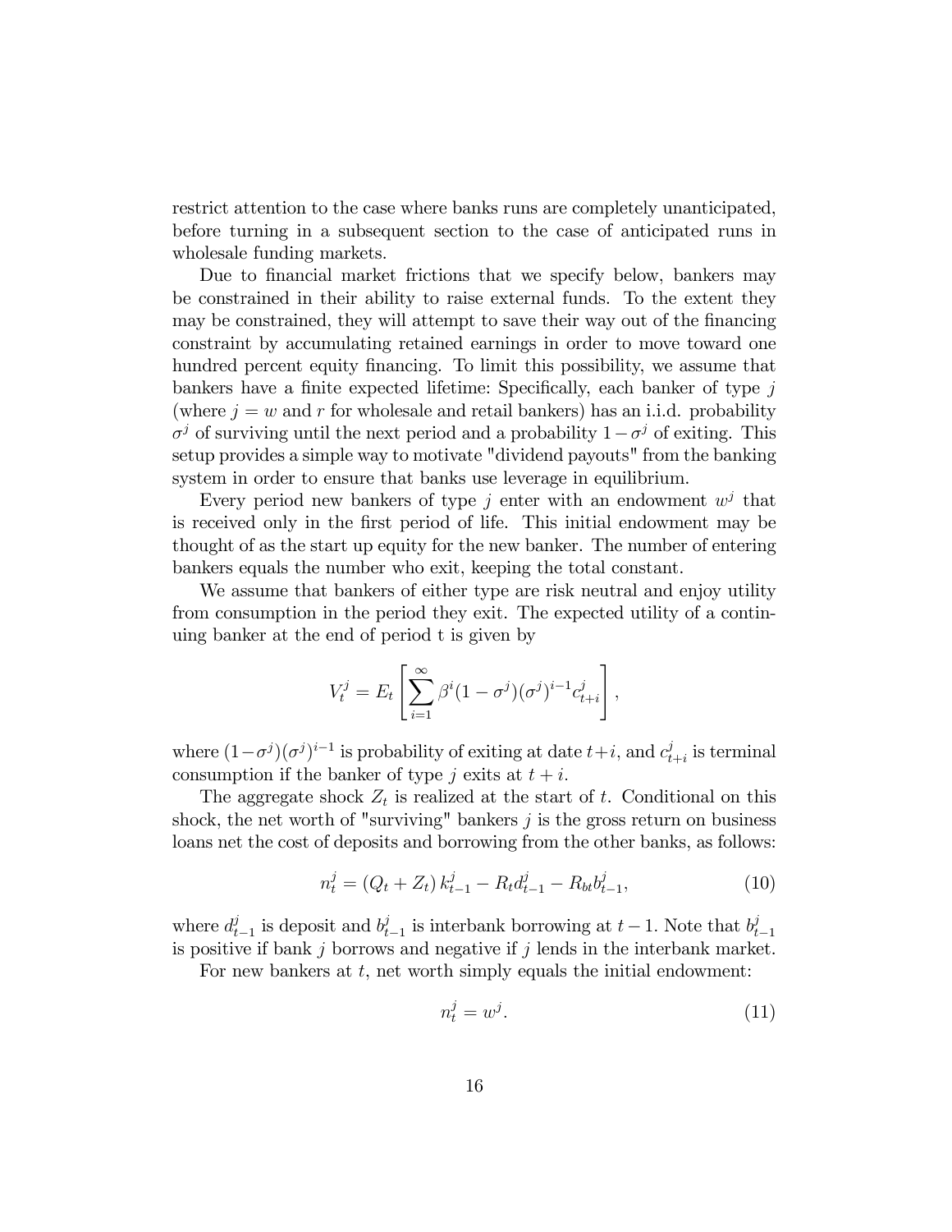restrict attention to the case where banks runs are completely unanticipated, before turning in a subsequent section to the case of anticipated runs in wholesale funding markets.

Due to financial market frictions that we specify below, bankers may be constrained in their ability to raise external funds. To the extent they may be constrained, they will attempt to save their way out of the financing constraint by accumulating retained earnings in order to move toward one hundred percent equity financing. To limit this possibility, we assume that bankers have a finite expected lifetime: Specifically, each banker of type $j$ (where $j = w$ and $r$ for wholesale and retail bankers) has an i.i.d. probability $\sigma^j$ of surviving until the next period and a probability $1 - \sigma^j$ of exiting. This setup provides a simple way to motivate "dividend payouts" from the banking system in order to ensure that banks use leverage in equilibrium.

Every period new bankers of type $j$ enter with an endowment $w^j$ that is received only in the first period of life. This initial endowment may be thought of as the start up equity for the new banker. The number of entering bankers equals the number who exit, keeping the total constant.

We assume that bankers of either type are risk neutral and enjoy utility from consumption in the period they exit. The expected utility of a continuing banker at the end of period t is given by

$$V_t^j = E_t \left[ \sum_{i=1}^{\infty} \beta^i (1 - \sigma^j)(\sigma^j)^{i-1} c_{t+i}^j \right],$$

where $(1-\sigma^j)(\sigma^j)^{i-1}$ is probability of exiting at date $t+i$, and $c_{t+i}^j$ is terminal consumption if the banker of type $j$ exits at $t+i$.

The aggregate shock $Z_t$ is realized at the start of $t$. Conditional on this shock, the net worth of "surviving" bankers $j$ is the gross return on business loans net the cost of deposits and borrowing from the other banks, as follows:

$$n_t^j = (Q_t + Z_t) k_{t-1}^j - R_t d_{t-1}^j - R_{bt} b_{t-1}^j, \tag{10}$$

where $d_{t-1}^j$ is deposit and $b_{t-1}^j$ is interbank borrowing at $t-1$. Note that $b_{t-1}^j$ is positive if bank $j$ borrows and negative if $j$ lends in the interbank market.

For new bankers at $t$, net worth simply equals the initial endowment:

$$n_t^j = w^j. \tag{11}$$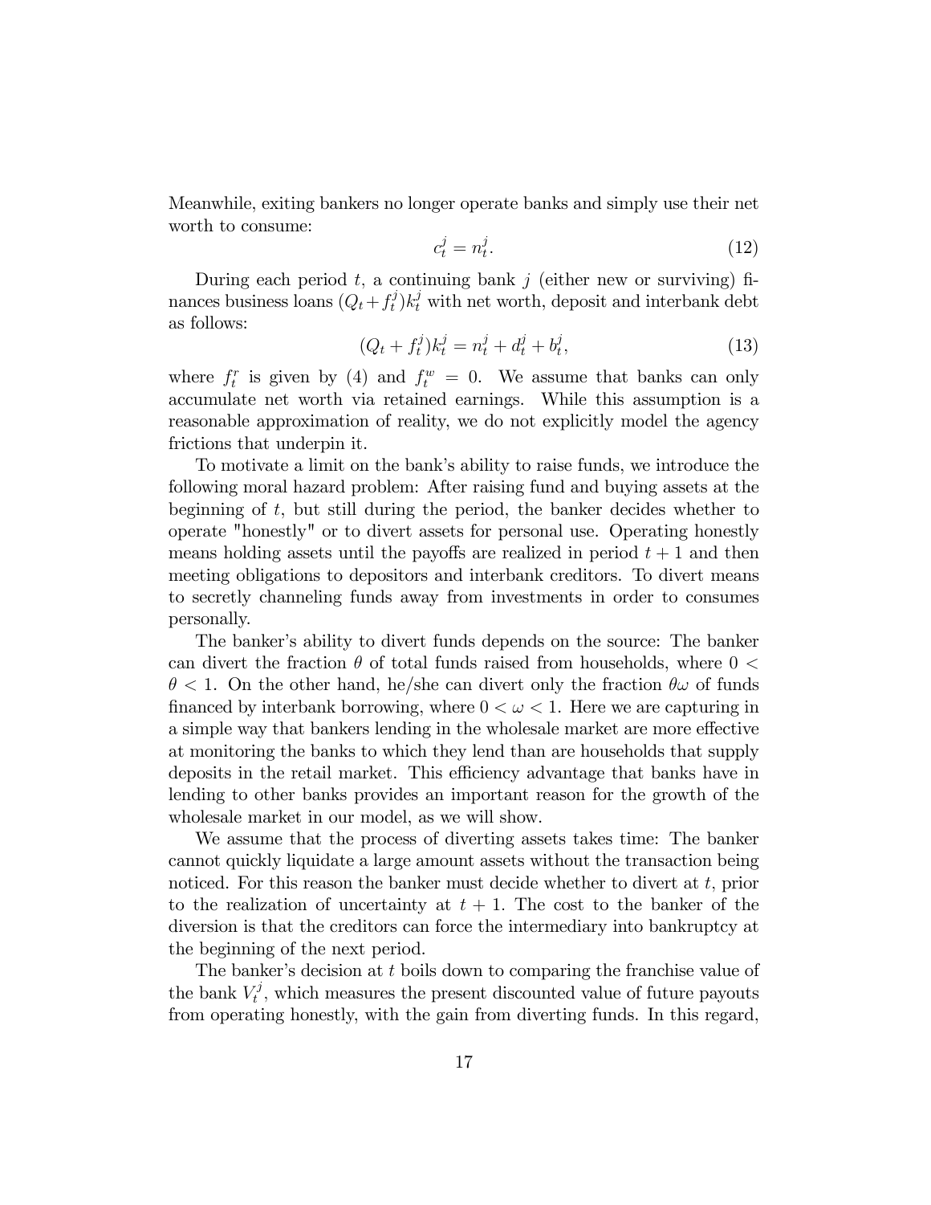Meanwhile, exiting bankers no longer operate banks and simply use their net worth to consume:

$$c_t^j = n_t^j. \tag{12}$$

During each period $t$, a continuing bank $j$ (either new or surviving) finances business loans $(Q_t + f_t^j)k_t^j$ with net worth, deposit and interbank debt as follows:

$$(Q_t + f_t^j)k_t^j = n_t^j + d_t^j + b_t^j, \tag{13}$$

where $f_t^r$ is given by (4) and $f_t^w = 0$. We assume that banks can only accumulate net worth via retained earnings. While this assumption is a reasonable approximation of reality, we do not explicitly model the agency frictions that underpin it.

To motivate a limit on the bank's ability to raise funds, we introduce the following moral hazard problem: After raising fund and buying assets at the beginning of $t$, but still during the period, the banker decides whether to operate "honestly" or to divert assets for personal use. Operating honestly means holding assets until the payoffs are realized in period $t+1$ and then meeting obligations to depositors and interbank creditors. To divert means to secretly channeling funds away from investments in order to consumes personally.

The banker's ability to divert funds depends on the source: The banker can divert the fraction $\theta$ of total funds raised from households, where $0 < \theta < 1$. On the other hand, he/she can divert only the fraction $\theta\omega$ of funds financed by interbank borrowing, where $0 < \omega < 1$. Here we are capturing in a simple way that bankers lending in the wholesale market are more effective at monitoring the banks to which they lend than are households that supply deposits in the retail market. This efficiency advantage that banks have in lending to other banks provides an important reason for the growth of the wholesale market in our model, as we will show.

We assume that the process of diverting assets takes time: The banker cannot quickly liquidate a large amount assets without the transaction being noticed. For this reason the banker must decide whether to divert at $t$, prior to the realization of uncertainty at $t+1$. The cost to the banker of the diversion is that the creditors can force the intermediary into bankruptcy at the beginning of the next period.

The banker's decision at $t$ boils down to comparing the franchise value of the bank $V_t^j$, which measures the present discounted value of future payouts from operating honestly, with the gain from diverting funds. In this regard,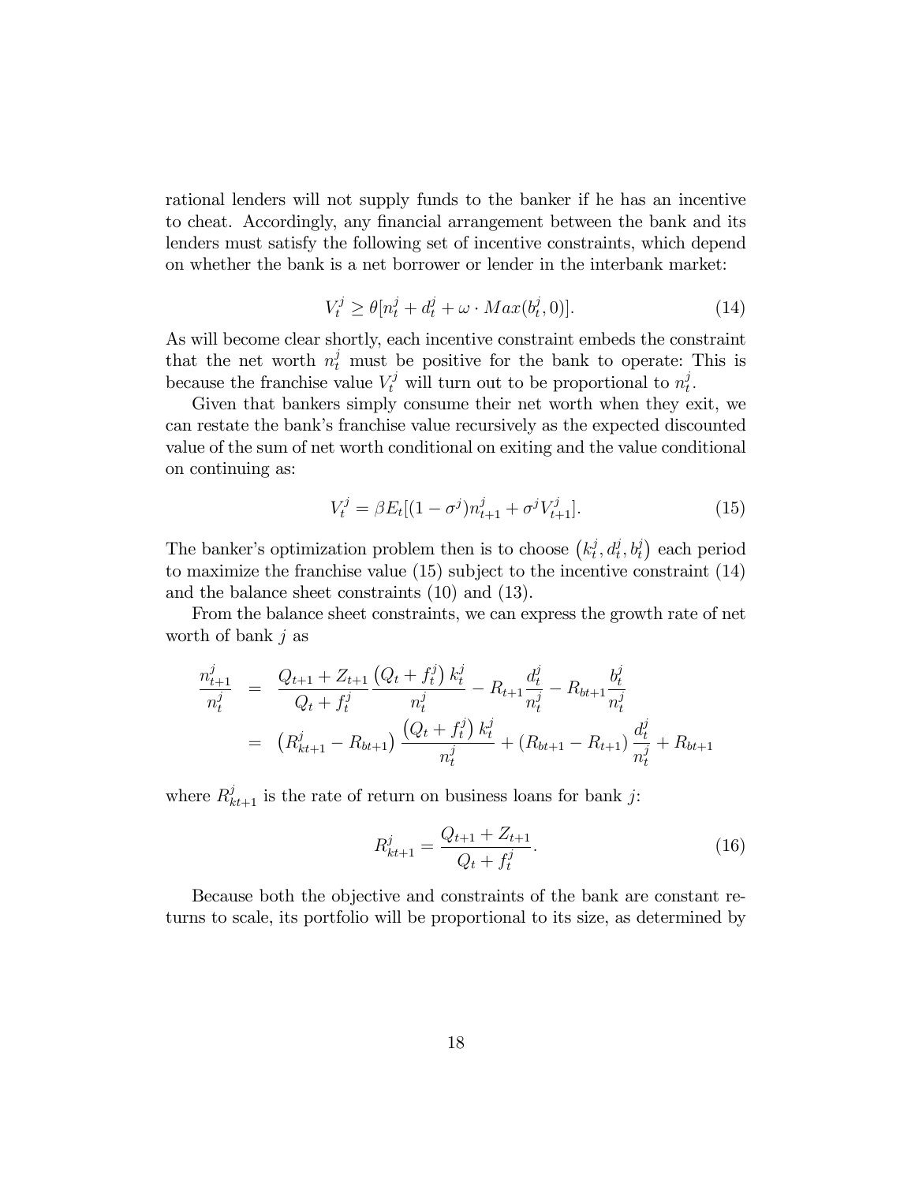rational lenders will not supply funds to the banker if he has an incentive to cheat. Accordingly, any financial arrangement between the bank and its lenders must satisfy the following set of incentive constraints, which depend on whether the bank is a net borrower or lender in the interbank market:

$$V_t^j \geq \theta[n_t^j + d_t^j + \omega \cdot Max(b_t^j, 0)]. \tag{14}$$

As will become clear shortly, each incentive constraint embeds the constraint that the net worth $n_t^j$ must be positive for the bank to operate: This is because the franchise value $V_t^j$ will turn out to be proportional to $n_t^j$.

Given that bankers simply consume their net worth when they exit, we can restate the bank's franchise value recursively as the expected discounted value of the sum of net worth conditional on exiting and the value conditional on continuing as:

$$V_t^j = \beta E_t[(1-\sigma^j)n_{t+1}^j + \sigma^j V_{t+1}^j]. \tag{15}$$

The banker's optimization problem then is to choose $\left(k_t^j, d_t^j, b_t^j\right)$ each period to maximize the franchise value (15) subject to the incentive constraint (14) and the balance sheet constraints (10) and (13).

From the balance sheet constraints, we can express the growth rate of net worth of bank $j$ as

$$\begin{aligned}
\frac{n_{t+1}^j}{n_t^j} &= \frac{Q_{t+1} + Z_{t+1}}{Q_t + f_t^j} \frac{\left(Q_t + f_t^j\right) k_t^j}{n_t^j} - R_{t+1}\frac{d_t^j}{n_t^j} - R_{bt+1}\frac{b_t^j}{n_t^j} \\
&= \left(R_{kt+1}^j - R_{bt+1}\right) \frac{\left(Q_t + f_t^j\right) k_t^j}{n_t^j} + \left(R_{bt+1} - R_{t+1}\right) \frac{d_t^j}{n_t^j} + R_{bt+1}
\end{aligned}$$

where $R_{kt+1}^j$ is the rate of return on business loans for bank $j$:

$$R_{kt+1}^j = \frac{Q_{t+1} + Z_{t+1}}{Q_t + f_t^j}. \tag{16}$$

Because both the objective and constraints of the bank are constant returns to scale, its portfolio will be proportional to its size, as determined by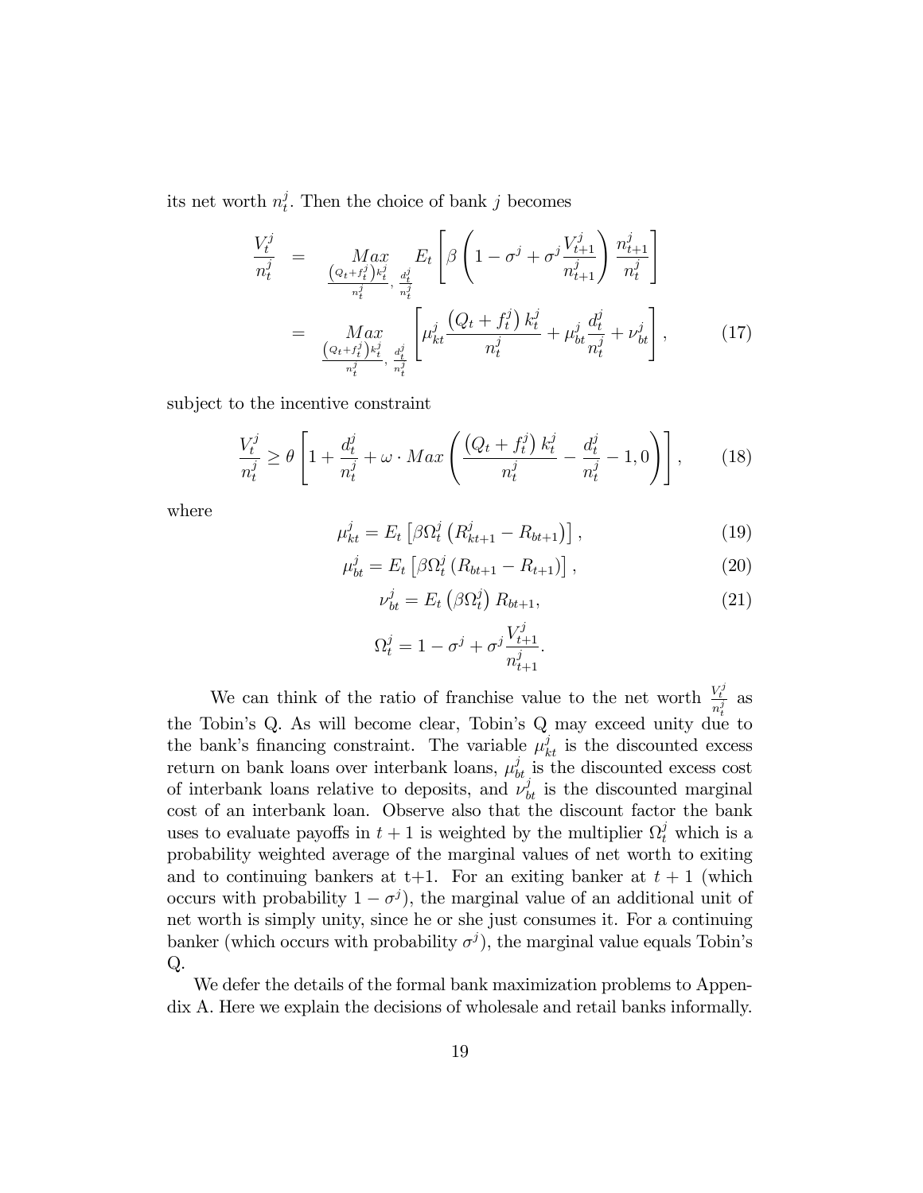its net worth $n_t^j$. Then the choice of bank $j$ becomes

$$
\begin{aligned}
\frac{V_t^j}{n_t^j} &= \underset{\frac{\left(Q_t+f_t^j\right)k_t^j}{n_t^j},\ \frac{d_t^j}{n_t^j}}{Max} \; E_t\left[\beta\left(1-\sigma^j+\sigma^j\frac{V_{t+1}^j}{n_{t+1}^j}\right)\frac{n_{t+1}^j}{n_t^j}\right] \\
&= \underset{\frac{\left(Q_t+f_t^j\right)k_t^j}{n_t^j},\ \frac{d_t^j}{n_t^j}}{Max} \left[\mu_{kt}^j\frac{\left(Q_t+f_t^j\right)k_t^j}{n_t^j}+\mu_{bt}^j\frac{d_t^j}{n_t^j}+\nu_{bt}^j\right], \qquad (17)
\end{aligned}
$$

subject to the incentive constraint

$$
\frac{V_t^j}{n_t^j} \geq \theta\left[1+\frac{d_t^j}{n_t^j}+\omega\cdot Max\left(\frac{\left(Q_t+f_t^j\right)k_t^j}{n_t^j}-\frac{d_t^j}{n_t^j}-1,0\right)\right], \qquad (18)
$$

where

$$
\mu_{kt}^j = E_t\left[\beta\Omega_t^j\left(R_{kt+1}^j-R_{bt+1}\right)\right], \qquad (19)
$$

$$
\mu_{bt}^j = E_t\left[\beta\Omega_t^j\left(R_{bt+1}-R_{t+1}\right)\right], \qquad (20)
$$

$$
\nu_{bt}^j = E_t\left(\beta\Omega_t^j\right)R_{bt+1}, \qquad (21)
$$

$$
\Omega_t^j = 1-\sigma^j+\sigma^j\frac{V_{t+1}^j}{n_{t+1}^j}.
$$

We can think of the ratio of franchise value to the net worth $\frac{V_t^j}{n_t^j}$ as the Tobin's Q. As will become clear, Tobin's Q may exceed unity due to the bank's financing constraint. The variable $\mu_{kt}^j$ is the discounted excess return on bank loans over interbank loans, $\mu_{bt}^j$ is the discounted excess cost of interbank loans relative to deposits, and $\nu_{bt}^j$ is the discounted marginal cost of an interbank loan. Observe also that the discount factor the bank uses to evaluate payoffs in $t+1$ is weighted by the multiplier $\Omega_t^j$ which is a probability weighted average of the marginal values of net worth to exiting and to continuing bankers at t+1. For an exiting banker at $t+1$ (which occurs with probability $1-\sigma^j$), the marginal value of an additional unit of net worth is simply unity, since he or she just consumes it. For a continuing banker (which occurs with probability $\sigma^j$), the marginal value equals Tobin's Q.

We defer the details of the formal bank maximization problems to Appendix A. Here we explain the decisions of wholesale and retail banks informally.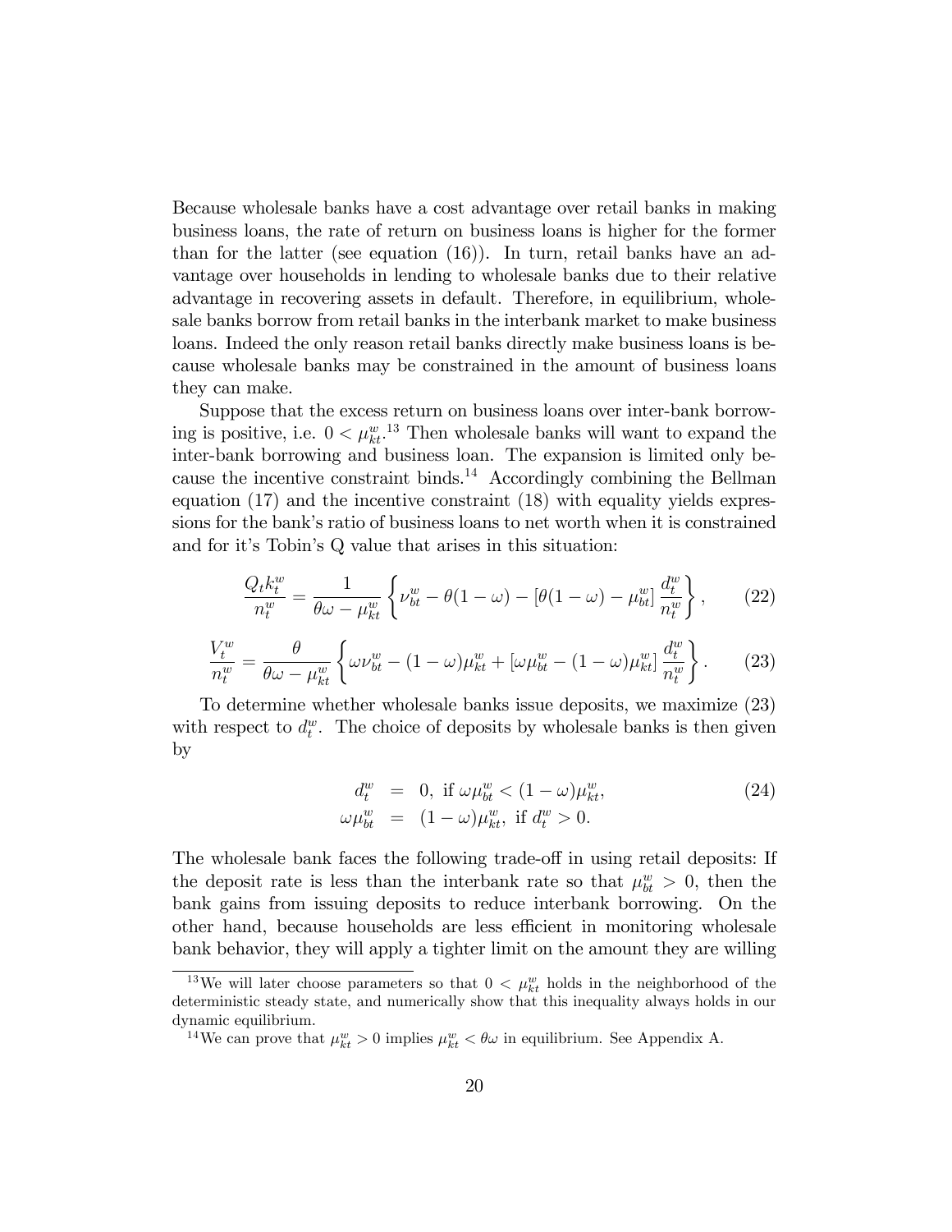Because wholesale banks have a cost advantage over retail banks in making business loans, the rate of return on business loans is higher for the former than for the latter (see equation (16)). In turn, retail banks have an advantage over households in lending to wholesale banks due to their relative advantage in recovering assets in default. Therefore, in equilibrium, wholesale banks borrow from retail banks in the interbank market to make business loans. Indeed the only reason retail banks directly make business loans is because wholesale banks may be constrained in the amount of business loans they can make.

Suppose that the excess return on business loans over inter-bank borrowing is positive, i.e. $0 < \mu_{kt}^w$.[13] Then wholesale banks will want to expand the inter-bank borrowing and business loan. The expansion is limited only because the incentive constraint binds.[14] Accordingly combining the Bellman equation (17) and the incentive constraint (18) with equality yields expressions for the bank's ratio of business loans to net worth when it is constrained and for it's Tobin's Q value that arises in this situation:

$$\frac{Q_t k_t^w}{n_t^w} = \frac{1}{\theta\omega - \mu_{kt}^w} \left\{ \nu_{bt}^w - \theta(1-\omega) - \left[\theta(1-\omega) - \mu_{bt}^w\right] \frac{d_t^w}{n_t^w} \right\}, \tag{22}$$

$$\frac{V_t^w}{n_t^w} = \frac{\theta}{\theta\omega - \mu_{kt}^w} \left\{ \omega\nu_{bt}^w - (1-\omega)\mu_{kt}^w + \left[\omega\mu_{bt}^w - (1-\omega)\mu_{kt}^w\right] \frac{d_t^w}{n_t^w} \right\}. \tag{23}$$

To determine whether wholesale banks issue deposits, we maximize (23) with respect to $d_t^w$. The choice of deposits by wholesale banks is then given by

$$\begin{aligned} d_t^w &= 0, \text{ if } \omega\mu_{bt}^w < (1-\omega)\mu_{kt}^w, \\ \omega\mu_{bt}^w &= (1-\omega)\mu_{kt}^w, \text{ if } d_t^w > 0. \end{aligned} \tag{24}$$

The wholesale bank faces the following trade-off in using retail deposits: If the deposit rate is less than the interbank rate so that $\mu_{bt}^w > 0$, then the bank gains from issuing deposits to reduce interbank borrowing. On the other hand, because households are less efficient in monitoring wholesale bank behavior, they will apply a tighter limit on the amount they are willing

[13] We will later choose parameters so that $0 < \mu_{kt}^w$ holds in the neighborhood of the deterministic steady state, and numerically show that this inequality always holds in our dynamic equilibrium.

[14] We can prove that $\mu_{kt}^w > 0$ implies $\mu_{kt}^w < \theta\omega$ in equilibrium. See Appendix A.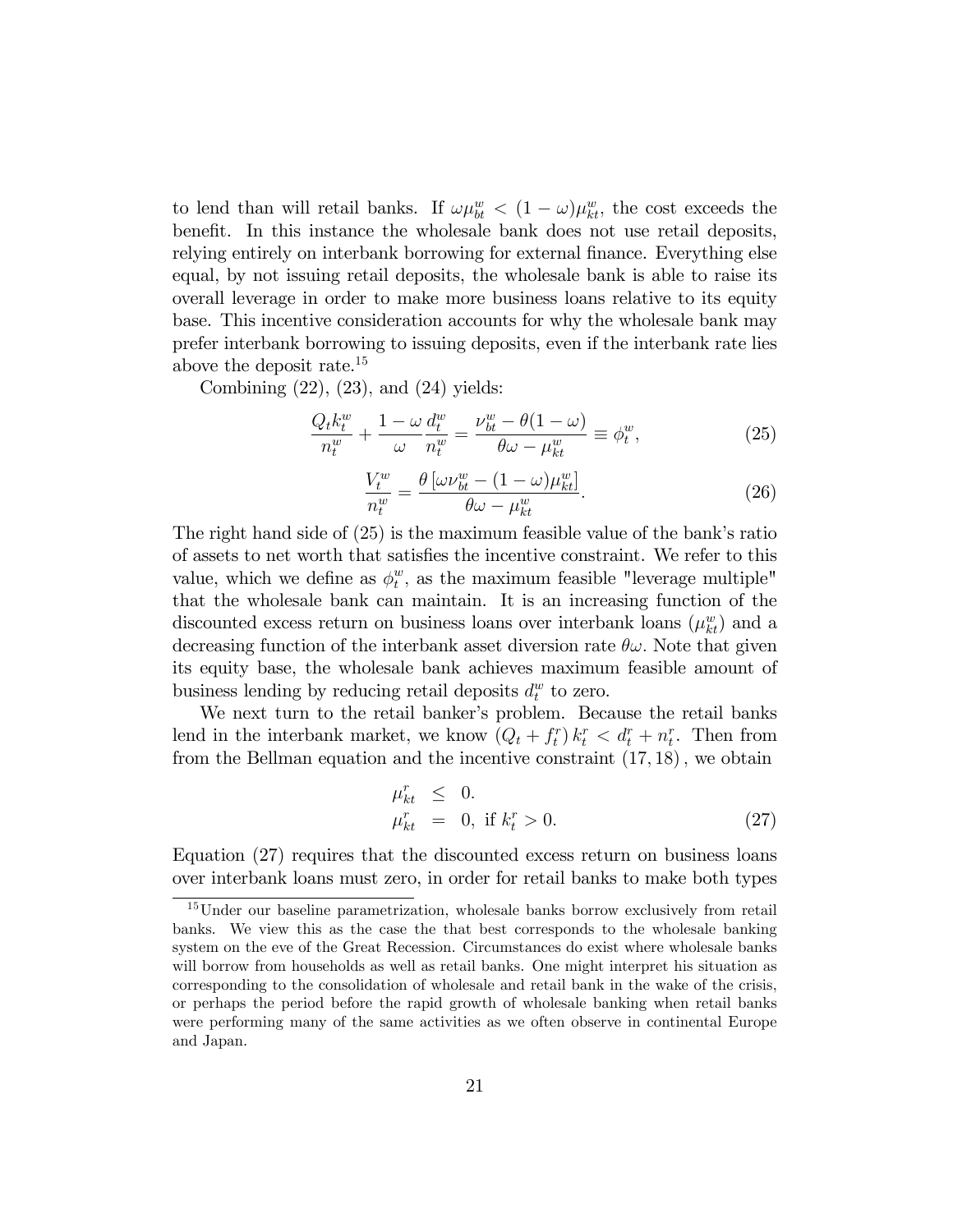to lend than will retail banks. If $\omega\mu_{bt}^w < (1-\omega)\mu_{kt}^w$, the cost exceeds the benefit. In this instance the wholesale bank does not use retail deposits, relying entirely on interbank borrowing for external finance. Everything else equal, by not issuing retail deposits, the wholesale bank is able to raise its overall leverage in order to make more business loans relative to its equity base. This incentive consideration accounts for why the wholesale bank may prefer interbank borrowing to issuing deposits, even if the interbank rate lies above the deposit rate.[15]

Combining (22), (23), and (24) yields:

$$\frac{Q_t k_t^w}{n_t^w} + \frac{1-\omega}{\omega}\frac{d_t^w}{n_t^w} = \frac{\nu_{bt}^w - \theta(1-\omega)}{\theta\omega - \mu_{kt}^w} \equiv \phi_t^w, \tag{25}$$

$$\frac{V_t^w}{n_t^w} = \frac{\theta\left[\omega\nu_{bt}^w - (1-\omega)\mu_{kt}^w\right]}{\theta\omega - \mu_{kt}^w}. \tag{26}$$

The right hand side of (25) is the maximum feasible value of the bank's ratio of assets to net worth that satisfies the incentive constraint. We refer to this value, which we define as $\phi_t^w$, as the maximum feasible "leverage multiple" that the wholesale bank can maintain. It is an increasing function of the discounted excess return on business loans over interbank loans ($\mu_{kt}^w$) and a decreasing function of the interbank asset diversion rate $\theta\omega$. Note that given its equity base, the wholesale bank achieves maximum feasible amount of business lending by reducing retail deposits $d_t^w$ to zero.

We next turn to the retail banker's problem. Because the retail banks lend in the interbank market, we know $(Q_t + f_t^r)\,k_t^r < d_t^r + n_t^r$. Then from from the Bellman equation and the incentive constraint $(17, 18)$, we obtain

$$\begin{aligned} \mu_{kt}^r &\leq 0. \\ \mu_{kt}^r &= 0, \text{ if } k_t^r > 0. \end{aligned} \tag{27}$$

Equation (27) requires that the discounted excess return on business loans over interbank loans must zero, in order for retail banks to make both types

[15] Under our baseline parametrization, wholesale banks borrow exclusively from retail banks. We view this as the case the that best corresponds to the wholesale banking system on the eve of the Great Recession. Circumstances do exist where wholesale banks will borrow from households as well as retail banks. One might interpret his situation as corresponding to the consolidation of wholesale and retail bank in the wake of the crisis, or perhaps the period before the rapid growth of wholesale banking when retail banks were performing many of the same activities as we often observe in continental Europe and Japan.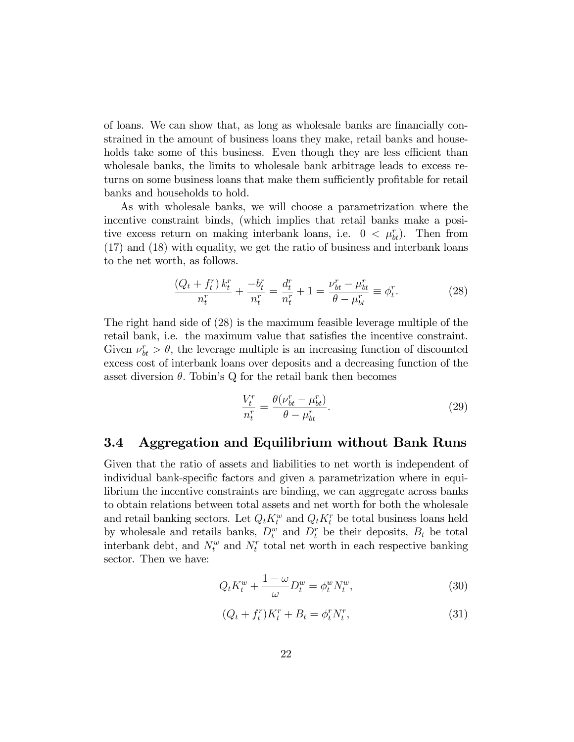of loans. We can show that, as long as wholesale banks are financially constrained in the amount of business loans they make, retail banks and households take some of this business. Even though they are less efficient than wholesale banks, the limits to wholesale bank arbitrage leads to excess returns on some business loans that make them sufficiently profitable for retail banks and households to hold.

As with wholesale banks, we will choose a parametrization where the incentive constraint binds, (which implies that retail banks make a positive excess return on making interbank loans, i.e. $0 < \mu_{bt}^r$). Then from (17) and (18) with equality, we get the ratio of business and interbank loans to the net worth, as follows.

$$\frac{(Q_t + f_t^r)\, k_t^r}{n_t^r} + \frac{-b_t^r}{n_t^r} = \frac{d_t^r}{n_t^r} + 1 = \frac{\nu_{bt}^r - \mu_{bt}^r}{\theta - \mu_{bt}^r} \equiv \phi_t^r. \tag{28}$$

The right hand side of (28) is the maximum feasible leverage multiple of the retail bank, i.e. the maximum value that satisfies the incentive constraint. Given $\nu_{bt}^r > \theta$, the leverage multiple is an increasing function of discounted excess cost of interbank loans over deposits and a decreasing function of the asset diversion $\theta$. Tobin's Q for the retail bank then becomes

$$\frac{V_t^r}{n_t^r} = \frac{\theta(\nu_{bt}^r - \mu_{bt}^r)}{\theta - \mu_{bt}^r}. \tag{29}$$

## 3.4 Aggregation and Equilibrium without Bank Runs

Given that the ratio of assets and liabilities to net worth is independent of individual bank-specific factors and given a parametrization where in equilibrium the incentive constraints are binding, we can aggregate across banks to obtain relations between total assets and net worth for both the wholesale and retail banking sectors. Let $Q_t K_t^w$ and $Q_t K_t^r$ be total business loans held by wholesale and retails banks, $D_t^w$ and $D_t^r$ be their deposits, $B_t$ be total interbank debt, and $N_t^w$ and $N_t^r$ total net worth in each respective banking sector. Then we have:

$$Q_t K_t^w + \frac{1-\omega}{\omega} D_t^w = \phi_t^w N_t^w, \tag{30}$$

$$(Q_t + f_t^r) K_t^r + B_t = \phi_t^r N_t^r, \tag{31}$$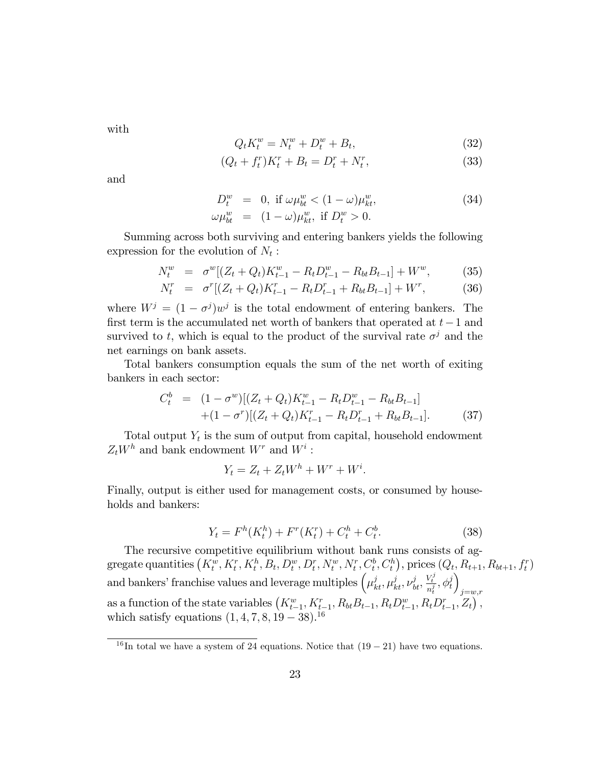with

$$Q_t K_t^w = N_t^w + D_t^w + B_t, \tag{32}$$

$$(Q_t + f_t^r) K_t^r + B_t = D_t^r + N_t^r, \tag{33}$$

and

$$\begin{aligned} D_t^w &= 0, \text{ if } \omega \mu_{bt}^w < (1-\omega)\mu_{kt}^w, \\ \omega \mu_{bt}^w &= (1-\omega)\mu_{kt}^w, \text{ if } D_t^w > 0. \end{aligned} \tag{34}$$

Summing across both surviving and entering bankers yields the following expression for the evolution of $N_t$ :

$$N_t^w = \sigma^w [(Z_t + Q_t) K_{t-1}^w - R_t D_{t-1}^w - R_{bt} B_{t-1}] + W^w, \tag{35}$$

$$N_t^r = \sigma^r [(Z_t + Q_t) K_{t-1}^r - R_t D_{t-1}^r + R_{bt} B_{t-1}] + W^r, \tag{36}$$

where $W^j = (1-\sigma^j) w^j$ is the total endowment of entering bankers. The first term is the accumulated net worth of bankers that operated at $t-1$ and survived to $t$, which is equal to the product of the survival rate $\sigma^j$ and the net earnings on bank assets.

Total bankers consumption equals the sum of the net worth of exiting bankers in each sector:

$$\begin{aligned} C_t^b &= (1-\sigma^w)[(Z_t + Q_t) K_{t-1}^w - R_t D_{t-1}^w - R_{bt} B_{t-1}] \\ &\quad + (1-\sigma^r)[(Z_t + Q_t) K_{t-1}^r - R_t D_{t-1}^r + R_{bt} B_{t-1}]. \end{aligned} \tag{37}$$

Total output $Y_t$ is the sum of output from capital, household endowment $Z_t W^h$ and bank endowment $W^r$ and $W^i$ :

$$Y_t = Z_t + Z_t W^h + W^r + W^i.$$

Finally, output is either used for management costs, or consumed by households and bankers:

$$Y_t = F^h(K_t^h) + F^r(K_t^r) + C_t^h + C_t^b. \tag{38}$$

The recursive competitive equilibrium without bank runs consists of aggregate quantities $\left(K_t^w, K_t^r, K_t^h, B_t, D_t^w, D_t^r, N_t^w, N_t^r, C_t^b, C_t^h\right)$, prices $\left(Q_t, R_{t+1}, R_{bt+1}, f_t^r\right)$ and bankers' franchise values and leverage multiples $\left(\mu_{kt}^j, \mu_{kt}^j, \nu_{bt}^j, \frac{V_t^j}{n_t^j}, \phi_t^j\right)_{j=w,r}$ as a function of the state variables $\left(K_{t-1}^w, K_{t-1}^r, R_{bt} B_{t-1}, R_t D_{t-1}^w, R_t D_{t-1}^r, Z_t\right)$, which satisfy equations $(1, 4, 7, 8, 19-38)$.[16]

[16] In total we have a system of 24 equations. Notice that $(19-21)$ have two equations.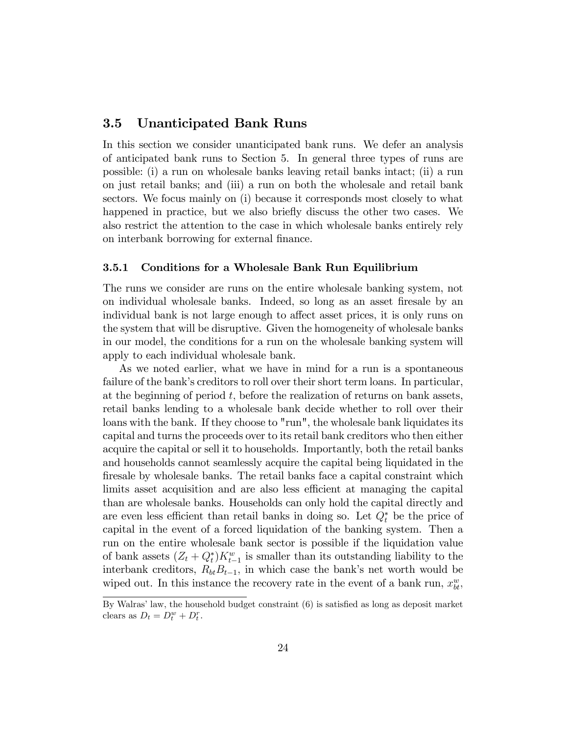## 3.5 Unanticipated Bank Runs

In this section we consider unanticipated bank runs. We defer an analysis of anticipated bank runs to Section 5. In general three types of runs are possible: (i) a run on wholesale banks leaving retail banks intact; (ii) a run on just retail banks; and (iii) a run on both the wholesale and retail bank sectors. We focus mainly on (i) because it corresponds most closely to what happened in practice, but we also briefly discuss the other two cases. We also restrict the attention to the case in which wholesale banks entirely rely on interbank borrowing for external finance.

### 3.5.1 Conditions for a Wholesale Bank Run Equilibrium

The runs we consider are runs on the entire wholesale banking system, not on individual wholesale banks. Indeed, so long as an asset firesale by an individual bank is not large enough to affect asset prices, it is only runs on the system that will be disruptive. Given the homogeneity of wholesale banks in our model, the conditions for a run on the wholesale banking system will apply to each individual wholesale bank.

As we noted earlier, what we have in mind for a run is a spontaneous failure of the bank's creditors to roll over their short term loans. In particular, at the beginning of period $t$, before the realization of returns on bank assets, retail banks lending to a wholesale bank decide whether to roll over their loans with the bank. If they choose to "run", the wholesale bank liquidates its capital and turns the proceeds over to its retail bank creditors who then either acquire the capital or sell it to households. Importantly, both the retail banks and households cannot seamlessly acquire the capital being liquidated in the firesale by wholesale banks. The retail banks face a capital constraint which limits asset acquisition and are also less efficient at managing the capital than are wholesale banks. Households can only hold the capital directly and are even less efficient than retail banks in doing so. Let $Q_t^*$ be the price of capital in the event of a forced liquidation of the banking system. Then a run on the entire wholesale bank sector is possible if the liquidation value of bank assets $(Z_t + Q_t^*)K_{t-1}^w$ is smaller than its outstanding liability to the interbank creditors, $R_{bt}B_{t-1}$, in which case the bank's net worth would be wiped out. In this instance the recovery rate in the event of a bank run, $x_{bt}^w$,

---

By Walras' law, the household budget constraint (6) is satisfied as long as deposit market clears as $D_t = D_t^w + D_t^r$.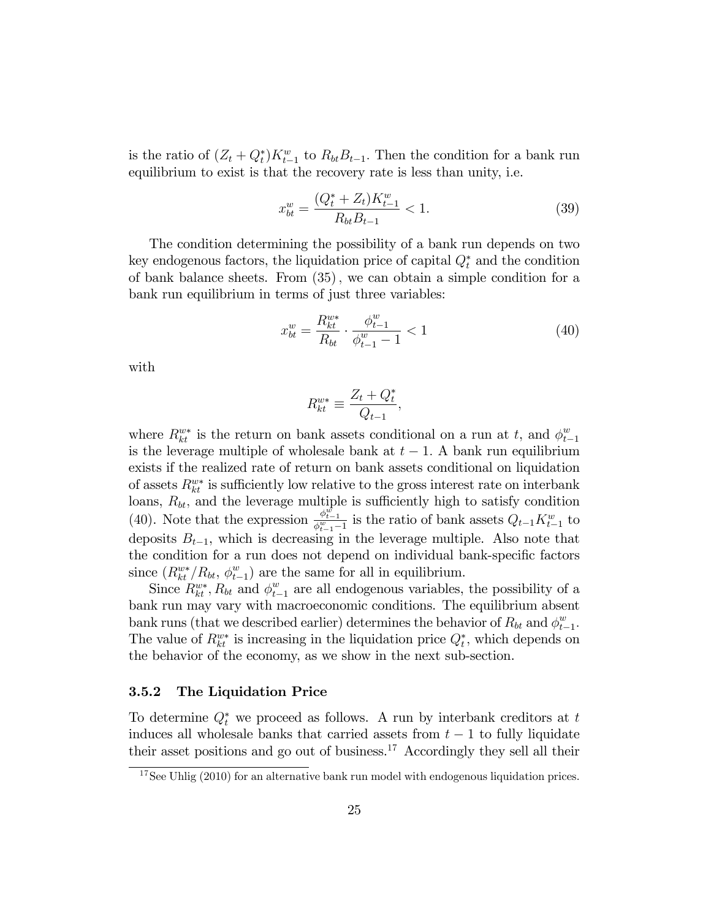is the ratio of $(Z_t + Q_t^*)K_{t-1}^w$ to $R_{bt}B_{t-1}$. Then the condition for a bank run equilibrium to exist is that the recovery rate is less than unity, i.e.

$$x_{bt}^w = \frac{(Q_t^* + Z_t)K_{t-1}^w}{R_{bt}B_{t-1}} < 1. \tag{39}$$

The condition determining the possibility of a bank run depends on two key endogenous factors, the liquidation price of capital $Q_t^*$ and the condition of bank balance sheets. From (35), we can obtain a simple condition for a bank run equilibrium in terms of just three variables:

$$x_{bt}^w = \frac{R_{kt}^{w*}}{R_{bt}} \cdot \frac{\phi_{t-1}^w}{\phi_{t-1}^w - 1} < 1 \tag{40}$$

with

$$R_{kt}^{w*} \equiv \frac{Z_t + Q_t^*}{Q_{t-1}},$$

where $R_{kt}^{w*}$ is the return on bank assets conditional on a run at $t$, and $\phi_{t-1}^w$ is the leverage multiple of wholesale bank at $t-1$. A bank run equilibrium exists if the realized rate of return on bank assets conditional on liquidation of assets $R_{kt}^{w*}$ is sufficiently low relative to the gross interest rate on interbank loans, $R_{bt}$, and the leverage multiple is sufficiently high to satisfy condition (40). Note that the expression $\frac{\phi_{t-1}^w}{\phi_{t-1}^w - 1}$ is the ratio of bank assets $Q_{t-1}K_{t-1}^w$ to deposits $B_{t-1}$, which is decreasing in the leverage multiple. Also note that the condition for a run does not depend on individual bank-specific factors since $(R_{kt}^{w*}/R_{bt}, \phi_{t-1}^w)$ are the same for all in equilibrium.

Since $R_{kt}^{w*}$, $R_{bt}$ and $\phi_{t-1}^w$ are all endogenous variables, the possibility of a bank run may vary with macroeconomic conditions. The equilibrium absent bank runs (that we described earlier) determines the behavior of $R_{bt}$ and $\phi_{t-1}^w$. The value of $R_{kt}^{w*}$ is increasing in the liquidation price $Q_t^*$, which depends on the behavior of the economy, as we show in the next sub-section.

### 3.5.2 The Liquidation Price

To determine $Q_t^*$ we proceed as follows. A run by interbank creditors at $t$ induces all wholesale banks that carried assets from $t-1$ to fully liquidate their asset positions and go out of business.[17] Accordingly they sell all their

[17] See Uhlig (2010) for an alternative bank run model with endogenous liquidation prices.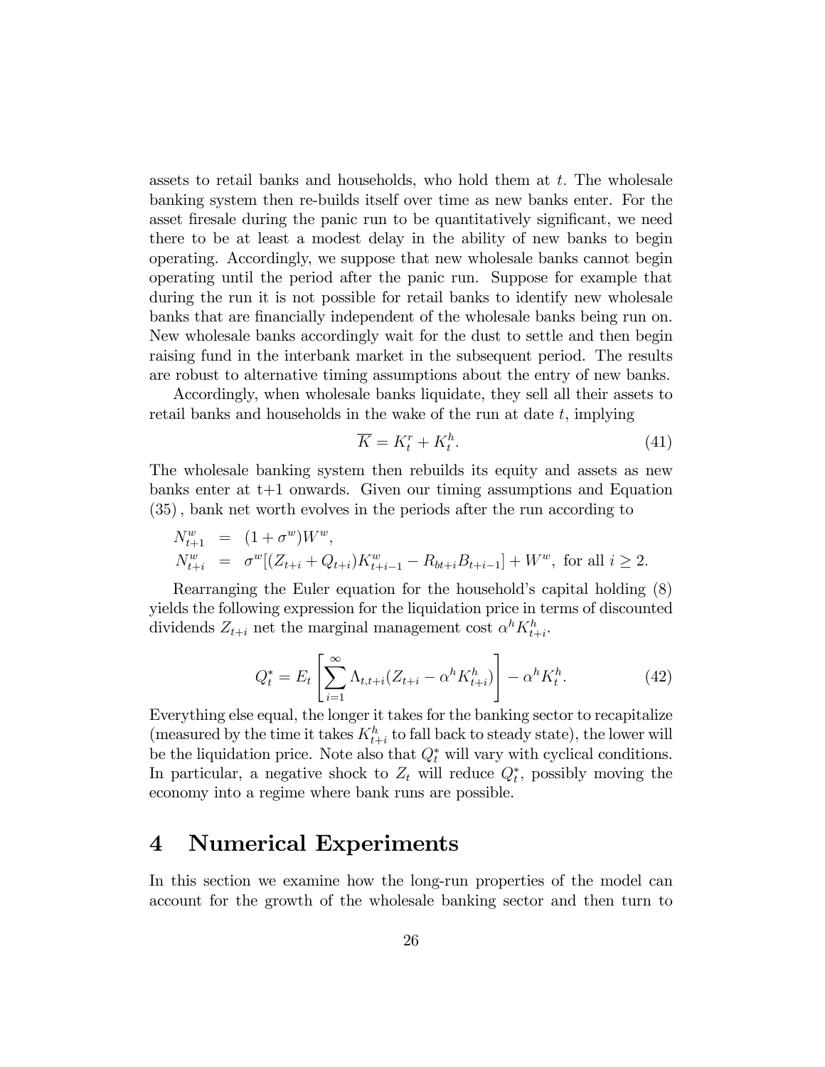assets to retail banks and households, who hold them at $t$. The wholesale banking system then re-builds itself over time as new banks enter. For the asset firesale during the panic run to be quantitatively significant, we need there to be at least a modest delay in the ability of new banks to begin operating. Accordingly, we suppose that new wholesale banks cannot begin operating until the period after the panic run. Suppose for example that during the run it is not possible for retail banks to identify new wholesale banks that are financially independent of the wholesale banks being run on. New wholesale banks accordingly wait for the dust to settle and then begin raising fund in the interbank market in the subsequent period. The results are robust to alternative timing assumptions about the entry of new banks.

Accordingly, when wholesale banks liquidate, they sell all their assets to retail banks and households in the wake of the run at date $t$, implying

$$\overline{K} = K_t^r + K_t^h. \tag{41}$$

The wholesale banking system then rebuilds its equity and assets as new banks enter at t+1 onwards. Given our timing assumptions and Equation (35), bank net worth evolves in the periods after the run according to

$$\begin{aligned} N_{t+1}^w &= (1+\sigma^w)W^w, \\ N_{t+i}^w &= \sigma^w[(Z_{t+i}+Q_{t+i})K_{t+i-1}^w - R_{bt+i}B_{t+i-1}] + W^w, \text{ for all } i \geq 2. \end{aligned}$$

Rearranging the Euler equation for the household's capital holding (8) yields the following expression for the liquidation price in terms of discounted dividends $Z_{t+i}$ net the marginal management cost $\alpha^h K_{t+i}^h$.

$$Q_t^* = E_t\left[\sum_{i=1}^{\infty} \Lambda_{t,t+i}(Z_{t+i} - \alpha^h K_{t+i}^h)\right] - \alpha^h K_t^h. \tag{42}$$

Everything else equal, the longer it takes for the banking sector to recapitalize (measured by the time it takes $K_{t+i}^h$ to fall back to steady state), the lower will be the liquidation price. Note also that $Q_t^*$ will vary with cyclical conditions. In particular, a negative shock to $Z_t$ will reduce $Q_t^*$, possibly moving the economy into a regime where bank runs are possible.

# 4 Numerical Experiments

In this section we examine how the long-run properties of the model can account for the growth of the wholesale banking sector and then turn to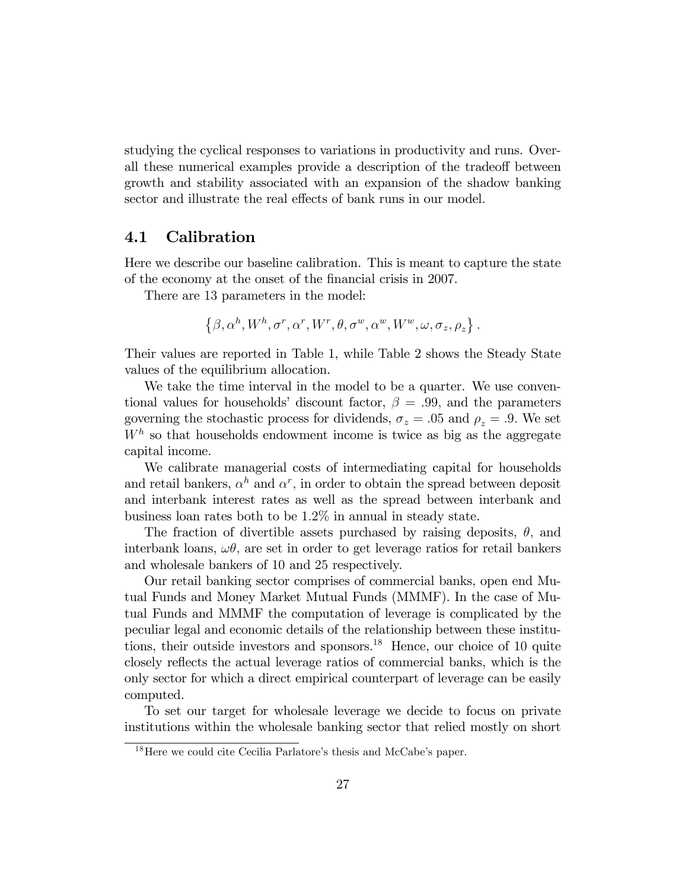studying the cyclical responses to variations in productivity and runs. Overall these numerical examples provide a description of the tradeoff between growth and stability associated with an expansion of the shadow banking sector and illustrate the real effects of bank runs in our model.

## 4.1 Calibration

Here we describe our baseline calibration. This is meant to capture the state of the economy at the onset of the financial crisis in 2007.

There are 13 parameters in the model:

$$\left\{\beta, \alpha^h, W^h, \sigma^r, \alpha^r, W^r, \theta, \sigma^w, \alpha^w, W^w, \omega, \sigma_z, \rho_z\right\}.$$

Their values are reported in Table 1, while Table 2 shows the Steady State values of the equilibrium allocation.

We take the time interval in the model to be a quarter. We use conventional values for households' discount factor, $\beta = .99$, and the parameters governing the stochastic process for dividends, $\sigma_z = .05$ and $\rho_z = .9$. We set $W^h$ so that households endowment income is twice as big as the aggregate capital income.

We calibrate managerial costs of intermediating capital for households and retail bankers, $\alpha^h$ and $\alpha^r$, in order to obtain the spread between deposit and interbank interest rates as well as the spread between interbank and business loan rates both to be 1.2% in annual in steady state.

The fraction of divertible assets purchased by raising deposits, $\theta$, and interbank loans, $\omega\theta$, are set in order to get leverage ratios for retail bankers and wholesale bankers of 10 and 25 respectively.

Our retail banking sector comprises of commercial banks, open end Mutual Funds and Money Market Mutual Funds (MMMF). In the case of Mutual Funds and MMMF the computation of leverage is complicated by the peculiar legal and economic details of the relationship between these institutions, their outside investors and sponsors.[18] Hence, our choice of 10 quite closely reflects the actual leverage ratios of commercial banks, which is the only sector for which a direct empirical counterpart of leverage can be easily computed.

To set our target for wholesale leverage we decide to focus on private institutions within the wholesale banking sector that relied mostly on short

[18] Here we could cite Cecilia Parlatore's thesis and McCabe's paper.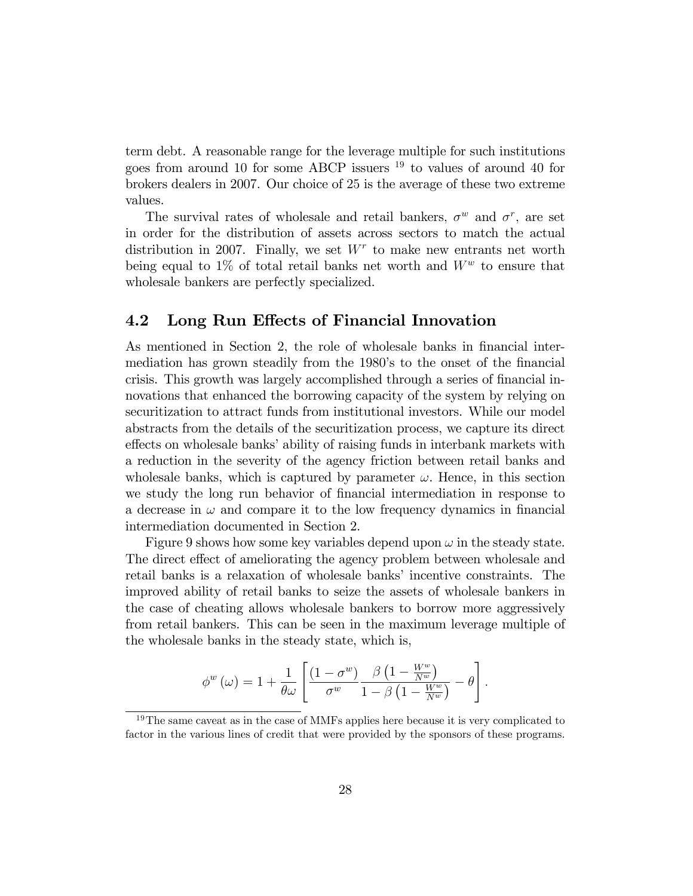term debt. A reasonable range for the leverage multiple for such institutions goes from around 10 for some ABCP issuers [19] to values of around 40 for brokers dealers in 2007. Our choice of 25 is the average of these two extreme values.

The survival rates of wholesale and retail bankers, $\sigma^w$ and $\sigma^r$, are set in order for the distribution of assets across sectors to match the actual distribution in 2007. Finally, we set $W^r$ to make new entrants net worth being equal to 1% of total retail banks net worth and $W^w$ to ensure that wholesale bankers are perfectly specialized.

## 4.2 Long Run Effects of Financial Innovation

As mentioned in Section 2, the role of wholesale banks in financial intermediation has grown steadily from the 1980's to the onset of the financial crisis. This growth was largely accomplished through a series of financial innovations that enhanced the borrowing capacity of the system by relying on securitization to attract funds from institutional investors. While our model abstracts from the details of the securitization process, we capture its direct effects on wholesale banks' ability of raising funds in interbank markets with a reduction in the severity of the agency friction between retail banks and wholesale banks, which is captured by parameter $\omega$. Hence, in this section we study the long run behavior of financial intermediation in response to a decrease in $\omega$ and compare it to the low frequency dynamics in financial intermediation documented in Section 2.

Figure 9 shows how some key variables depend upon $\omega$ in the steady state. The direct effect of ameliorating the agency problem between wholesale and retail banks is a relaxation of wholesale banks' incentive constraints. The improved ability of retail banks to seize the assets of wholesale bankers in the case of cheating allows wholesale bankers to borrow more aggressively from retail bankers. This can be seen in the maximum leverage multiple of the wholesale banks in the steady state, which is,

$$\phi^w(\omega) = 1 + \frac{1}{\theta\omega}\left[\frac{(1-\sigma^w)}{\sigma^w}\frac{\beta\left(1-\frac{W^w}{N^w}\right)}{1-\beta\left(1-\frac{W^w}{N^w}\right)} - \theta\right].$$

[19] The same caveat as in the case of MMFs applies here because it is very complicated to factor in the various lines of credit that were provided by the sponsors of these programs.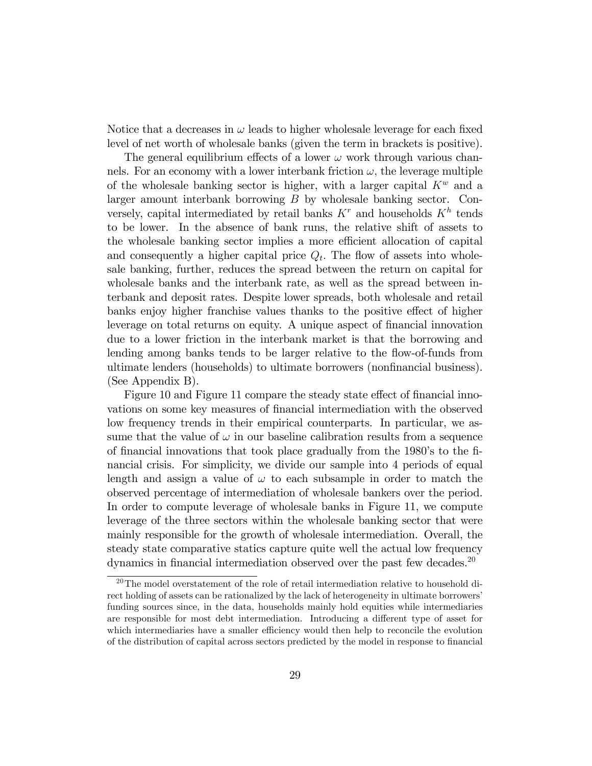Notice that a decreases in $\omega$ leads to higher wholesale leverage for each fixed level of net worth of wholesale banks (given the term in brackets is positive).

The general equilibrium effects of a lower $\omega$ work through various channels. For an economy with a lower interbank friction $\omega$, the leverage multiple of the wholesale banking sector is higher, with a larger capital $K^w$ and a larger amount interbank borrowing $B$ by wholesale banking sector. Conversely, capital intermediated by retail banks $K^r$ and households $K^h$ tends to be lower. In the absence of bank runs, the relative shift of assets to the wholesale banking sector implies a more efficient allocation of capital and consequently a higher capital price $Q_t$. The flow of assets into wholesale banking, further, reduces the spread between the return on capital for wholesale banks and the interbank rate, as well as the spread between interbank and deposit rates. Despite lower spreads, both wholesale and retail banks enjoy higher franchise values thanks to the positive effect of higher leverage on total returns on equity. A unique aspect of financial innovation due to a lower friction in the interbank market is that the borrowing and lending among banks tends to be larger relative to the flow-of-funds from ultimate lenders (households) to ultimate borrowers (nonfinancial business). (See Appendix B).

Figure 10 and Figure 11 compare the steady state effect of financial innovations on some key measures of financial intermediation with the observed low frequency trends in their empirical counterparts. In particular, we assume that the value of $\omega$ in our baseline calibration results from a sequence of financial innovations that took place gradually from the 1980's to the financial crisis. For simplicity, we divide our sample into 4 periods of equal length and assign a value of $\omega$ to each subsample in order to match the observed percentage of intermediation of wholesale bankers over the period. In order to compute leverage of wholesale banks in Figure 11, we compute leverage of the three sectors within the wholesale banking sector that were mainly responsible for the growth of wholesale intermediation. Overall, the steady state comparative statics capture quite well the actual low frequency dynamics in financial intermediation observed over the past few decades.[20]

[20] The model overstatement of the role of retail intermediation relative to household direct holding of assets can be rationalized by the lack of heterogeneity in ultimate borrowers' funding sources since, in the data, households mainly hold equities while intermediaries are responsible for most debt intermediation. Introducing a different type of asset for which intermediaries have a smaller efficiency would then help to reconcile the evolution of the distribution of capital across sectors predicted by the model in response to financial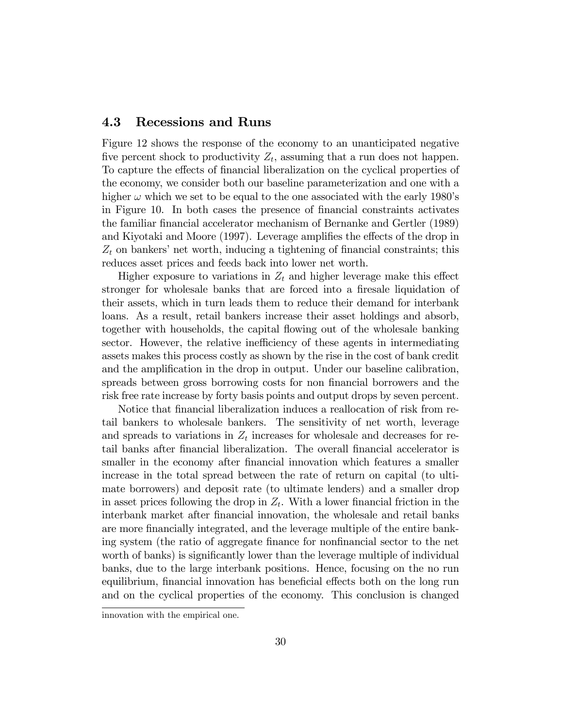### 4.3 Recessions and Runs

Figure 12 shows the response of the economy to an unanticipated negative five percent shock to productivity $Z_t$, assuming that a run does not happen. To capture the effects of financial liberalization on the cyclical properties of the economy, we consider both our baseline parameterization and one with a higher $\omega$ which we set to be equal to the one associated with the early 1980's in Figure 10. In both cases the presence of financial constraints activates the familiar financial accelerator mechanism of Bernanke and Gertler (1989) and Kiyotaki and Moore (1997). Leverage amplifies the effects of the drop in $Z_t$ on bankers' net worth, inducing a tightening of financial constraints; this reduces asset prices and feeds back into lower net worth.

Higher exposure to variations in $Z_t$ and higher leverage make this effect stronger for wholesale banks that are forced into a firesale liquidation of their assets, which in turn leads them to reduce their demand for interbank loans. As a result, retail bankers increase their asset holdings and absorb, together with households, the capital flowing out of the wholesale banking sector. However, the relative inefficiency of these agents in intermediating assets makes this process costly as shown by the rise in the cost of bank credit and the amplification in the drop in output. Under our baseline calibration, spreads between gross borrowing costs for non financial borrowers and the risk free rate increase by forty basis points and output drops by seven percent.

Notice that financial liberalization induces a reallocation of risk from retail bankers to wholesale bankers. The sensitivity of net worth, leverage and spreads to variations in $Z_t$ increases for wholesale and decreases for retail banks after financial liberalization. The overall financial accelerator is smaller in the economy after financial innovation which features a smaller increase in the total spread between the rate of return on capital (to ultimate borrowers) and deposit rate (to ultimate lenders) and a smaller drop in asset prices following the drop in $Z_t$. With a lower financial friction in the interbank market after financial innovation, the wholesale and retail banks are more financially integrated, and the leverage multiple of the entire banking system (the ratio of aggregate finance for nonfinancial sector to the net worth of banks) is significantly lower than the leverage multiple of individual banks, due to the large interbank positions. Hence, focusing on the no run equilibrium, financial innovation has beneficial effects both on the long run and on the cyclical properties of the economy. This conclusion is changed

innovation with the empirical one.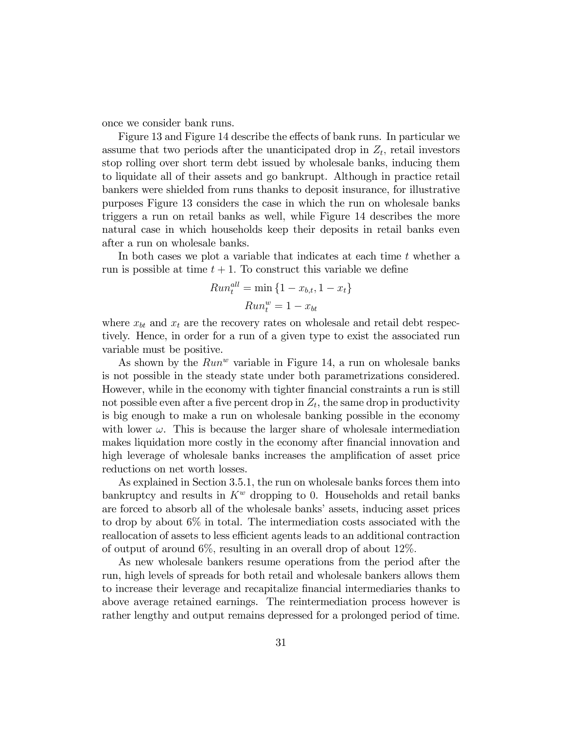once we consider bank runs.

Figure 13 and Figure 14 describe the effects of bank runs. In particular we assume that two periods after the unanticipated drop in $Z_t$, retail investors stop rolling over short term debt issued by wholesale banks, inducing them to liquidate all of their assets and go bankrupt. Although in practice retail bankers were shielded from runs thanks to deposit insurance, for illustrative purposes Figure 13 considers the case in which the run on wholesale banks triggers a run on retail banks as well, while Figure 14 describes the more natural case in which households keep their deposits in retail banks even after a run on wholesale banks.

In both cases we plot a variable that indicates at each time $t$ whether a run is possible at time $t+1$. To construct this variable we define

$$Run_t^{all} = \min\{1 - x_{b,t}, 1 - x_t\}$$

$$Run_t^{w} = 1 - x_{bt}$$

where $x_{bt}$ and $x_t$ are the recovery rates on wholesale and retail debt respectively. Hence, in order for a run of a given type to exist the associated run variable must be positive.

As shown by the $Run^w$ variable in Figure 14, a run on wholesale banks is not possible in the steady state under both parametrizations considered. However, while in the economy with tighter financial constraints a run is still not possible even after a five percent drop in $Z_t$, the same drop in productivity is big enough to make a run on wholesale banking possible in the economy with lower $\omega$. This is because the larger share of wholesale intermediation makes liquidation more costly in the economy after financial innovation and high leverage of wholesale banks increases the amplification of asset price reductions on net worth losses.

As explained in Section 3.5.1, the run on wholesale banks forces them into bankruptcy and results in $K^w$ dropping to 0. Households and retail banks are forced to absorb all of the wholesale banks' assets, inducing asset prices to drop by about 6% in total. The intermediation costs associated with the reallocation of assets to less efficient agents leads to an additional contraction of output of around 6%, resulting in an overall drop of about 12%.

As new wholesale bankers resume operations from the period after the run, high levels of spreads for both retail and wholesale bankers allows them to increase their leverage and recapitalize financial intermediaries thanks to above average retained earnings. The reintermediation process however is rather lengthy and output remains depressed for a prolonged period of time.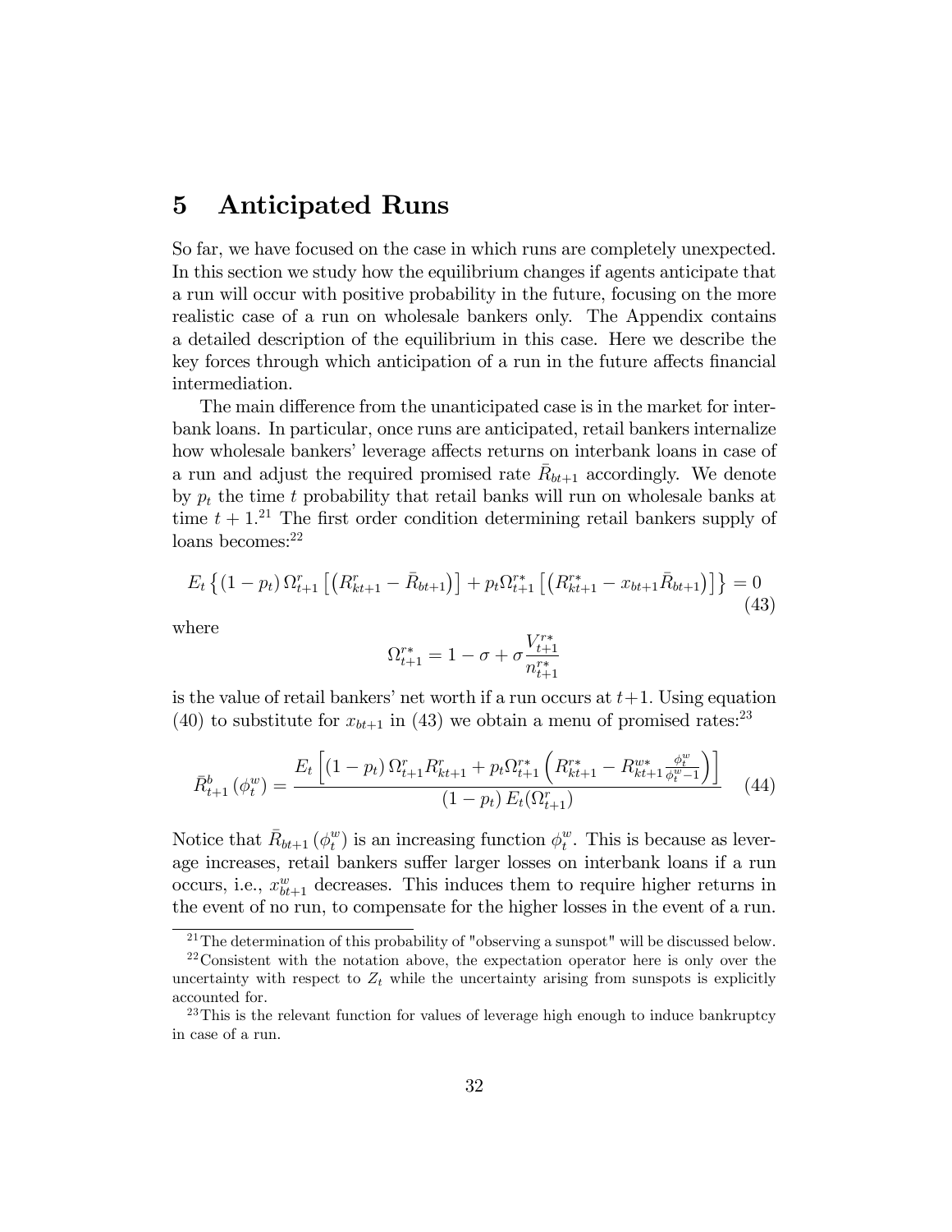# 5 Anticipated Runs

So far, we have focused on the case in which runs are completely unexpected. In this section we study how the equilibrium changes if agents anticipate that a run will occur with positive probability in the future, focusing on the more realistic case of a run on wholesale bankers only. The Appendix contains a detailed description of the equilibrium in this case. Here we describe the key forces through which anticipation of a run in the future affects financial intermediation.

The main difference from the unanticipated case is in the market for interbank loans. In particular, once runs are anticipated, retail bankers internalize how wholesale bankers' leverage affects returns on interbank loans in case of a run and adjust the required promised rate $\bar{R}_{bt+1}$ accordingly. We denote by $p_t$ the time $t$ probability that retail banks will run on wholesale banks at time $t+1$.[21] The first order condition determining retail bankers supply of loans becomes:[22]

$$E_t\left\{(1-p_t)\,\Omega^r_{t+1}\left[\left(R^r_{kt+1}-\bar{R}_{bt+1}\right)\right]+p_t\Omega^{r*}_{t+1}\left[\left(R^{r*}_{kt+1}-x_{bt+1}\bar{R}_{bt+1}\right)\right]\right\}=0 \tag{43}$$

where

$$\Omega^{r*}_{t+1}=1-\sigma+\sigma\frac{V^{r*}_{t+1}}{n^{r*}_{t+1}}$$

is the value of retail bankers' net worth if a run occurs at $t+1$. Using equation (40) to substitute for $x_{bt+1}$ in (43) we obtain a menu of promised rates:[23]

$$\bar{R}^b_{t+1}\left(\phi^w_t\right)=\frac{E_t\left[(1-p_t)\,\Omega^r_{t+1}R^r_{kt+1}+p_t\Omega^{r*}_{t+1}\left(R^{r*}_{kt+1}-R^{w*}_{kt+1}\frac{\phi^w_t}{\phi^w_t-1}\right)\right]}{(1-p_t)\,E_t(\Omega^r_{t+1})} \tag{44}$$

Notice that $\bar{R}_{bt+1}\left(\phi^w_t\right)$ is an increasing function $\phi^w_t$. This is because as leverage increases, retail bankers suffer larger losses on interbank loans if a run occurs, i.e., $x^w_{bt+1}$ decreases. This induces them to require higher returns in the event of no run, to compensate for the higher losses in the event of a run.

---

[21] The determination of this probability of "observing a sunspot" will be discussed below.

[22] Consistent with the notation above, the expectation operator here is only over the uncertainty with respect to $Z_t$ while the uncertainty arising from sunspots is explicitly accounted for.

[23] This is the relevant function for values of leverage high enough to induce bankruptcy in case of a run.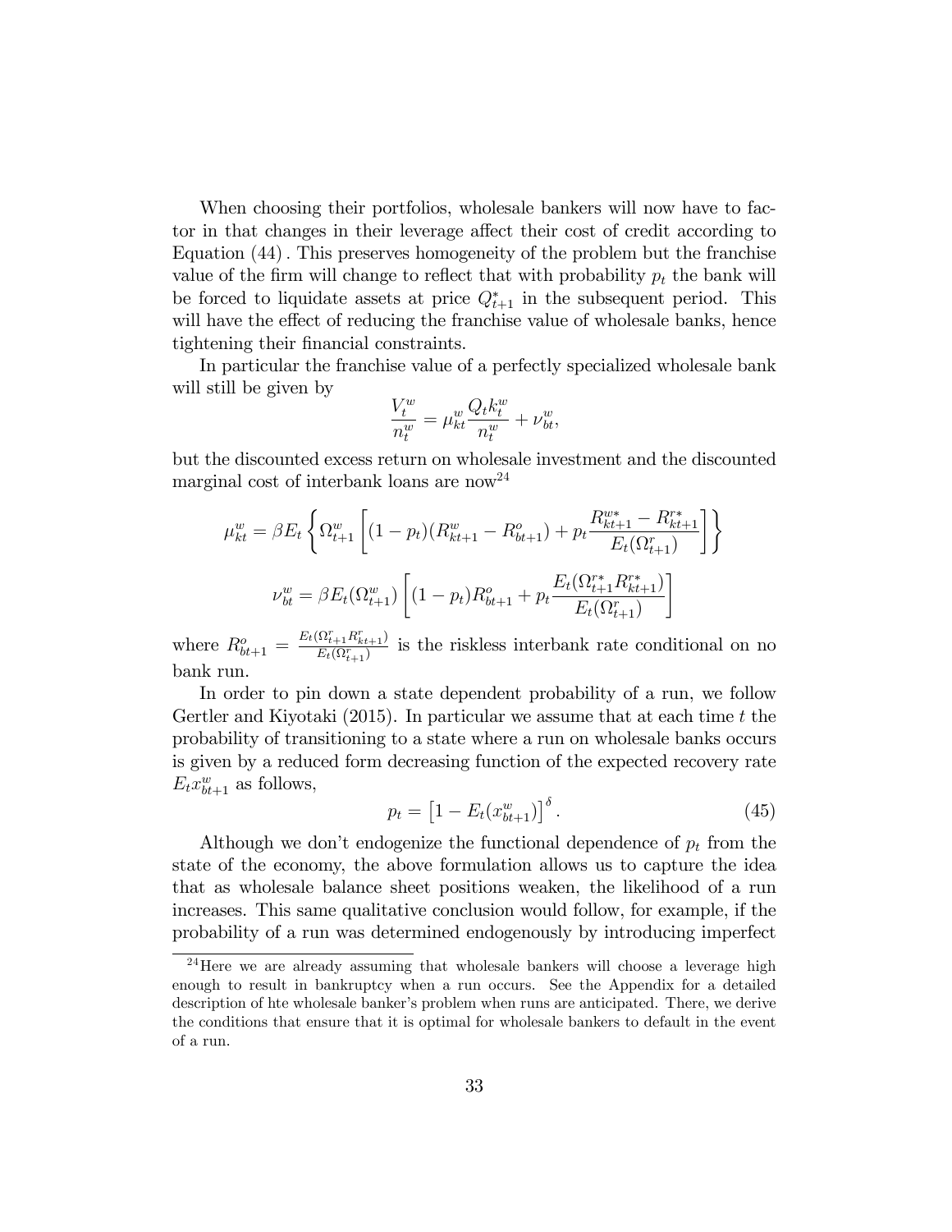When choosing their portfolios, wholesale bankers will now have to factor in that changes in their leverage affect their cost of credit according to Equation (44) . This preserves homogeneity of the problem but the franchise value of the firm will change to reflect that with probability $p_t$ the bank will be forced to liquidate assets at price $Q^*_{t+1}$ in the subsequent period. This will have the effect of reducing the franchise value of wholesale banks, hence tightening their financial constraints.

In particular the franchise value of a perfectly specialized wholesale bank will still be given by

$$\frac{V_t^w}{n_t^w} = \mu_{kt}^w \frac{Q_t k_t^w}{n_t^w} + \nu_{bt}^w,$$

but the discounted excess return on wholesale investment and the discounted marginal cost of interbank loans are now[24]

$$\mu_{kt}^w = \beta E_t \left\{ \Omega_{t+1}^w \left[ (1-p_t)(R_{kt+1}^w - R_{bt+1}^o) + p_t \frac{R_{kt+1}^{w*} - R_{kt+1}^{r*}}{E_t(\Omega_{t+1}^r)} \right] \right\}$$

$$\nu_{bt}^w = \beta E_t(\Omega_{t+1}^w) \left[ (1-p_t) R_{bt+1}^o + p_t \frac{E_t(\Omega_{t+1}^{r*} R_{kt+1}^{r*})}{E_t(\Omega_{t+1}^r)} \right]$$

where $R_{bt+1}^o = \frac{E_t(\Omega_{t+1}^r R_{kt+1}^r)}{E_t(\Omega_{t+1}^r)}$ is the riskless interbank rate conditional on no bank run.

In order to pin down a state dependent probability of a run, we follow Gertler and Kiyotaki (2015). In particular we assume that at each time $t$ the probability of transitioning to a state where a run on wholesale banks occurs is given by a reduced form decreasing function of the expected recovery rate $E_t x_{bt+1}^w$ as follows,

$$p_t = \left[1 - E_t(x_{bt+1}^w)\right]^\delta. \tag{45}$$

Although we don't endogenize the functional dependence of $p_t$ from the state of the economy, the above formulation allows us to capture the idea that as wholesale balance sheet positions weaken, the likelihood of a run increases. This same qualitative conclusion would follow, for example, if the probability of a run was determined endogenously by introducing imperfect

[24] Here we are already assuming that wholesale bankers will choose a leverage high enough to result in bankruptcy when a run occurs. See the Appendix for a detailed description of hte wholesale banker's problem when runs are anticipated. There, we derive the conditions that ensure that it is optimal for wholesale bankers to default in the event of a run.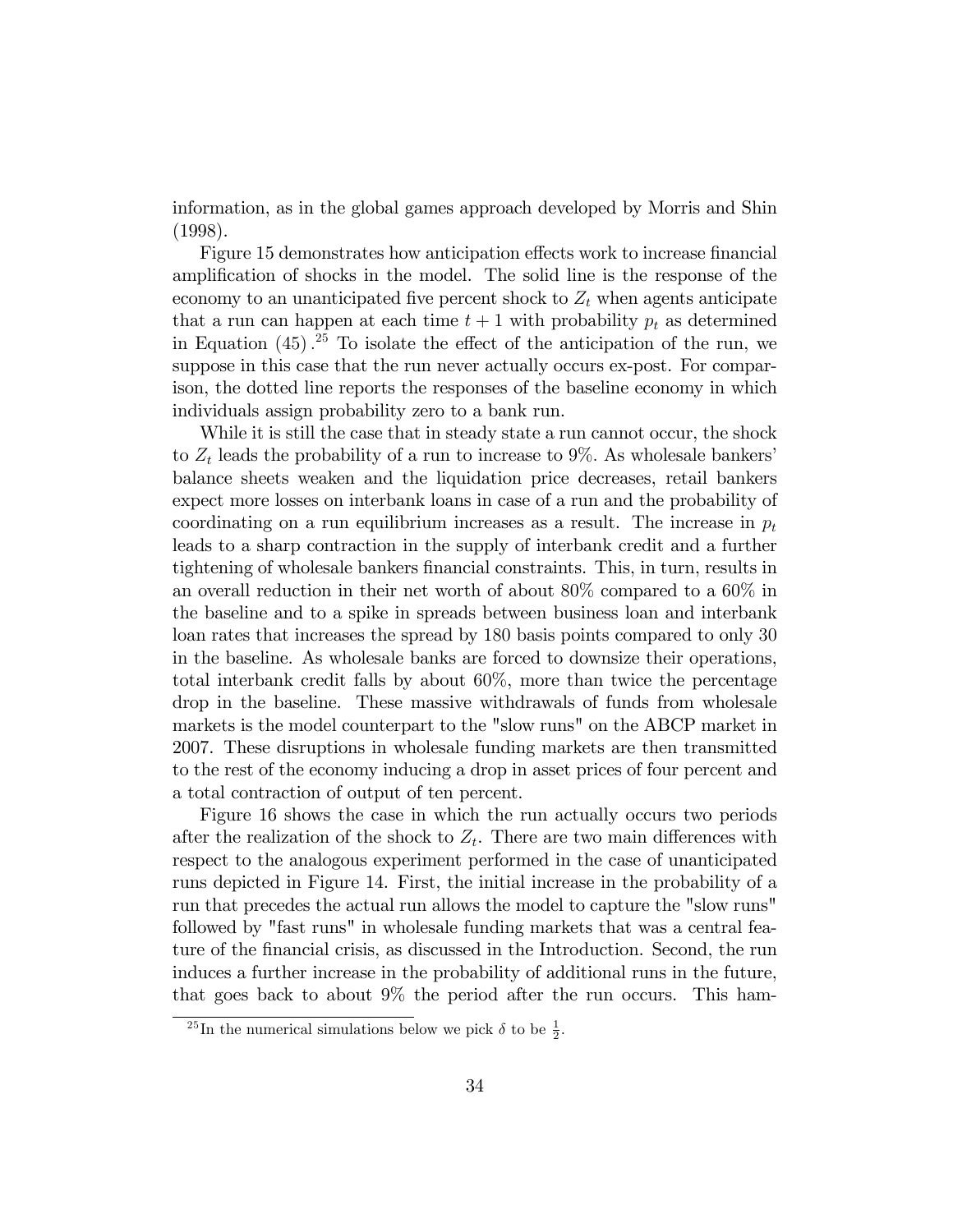information, as in the global games approach developed by Morris and Shin (1998).

Figure 15 demonstrates how anticipation effects work to increase financial amplification of shocks in the model. The solid line is the response of the economy to an unanticipated five percent shock to $Z_t$ when agents anticipate that a run can happen at each time $t+1$ with probability $p_t$ as determined in Equation (45).[25] To isolate the effect of the anticipation of the run, we suppose in this case that the run never actually occurs ex-post. For comparison, the dotted line reports the responses of the baseline economy in which individuals assign probability zero to a bank run.

While it is still the case that in steady state a run cannot occur, the shock to $Z_t$ leads the probability of a run to increase to 9%. As wholesale bankers' balance sheets weaken and the liquidation price decreases, retail bankers expect more losses on interbank loans in case of a run and the probability of coordinating on a run equilibrium increases as a result. The increase in $p_t$ leads to a sharp contraction in the supply of interbank credit and a further tightening of wholesale bankers financial constraints. This, in turn, results in an overall reduction in their net worth of about 80% compared to a 60% in the baseline and to a spike in spreads between business loan and interbank loan rates that increases the spread by 180 basis points compared to only 30 in the baseline. As wholesale banks are forced to downsize their operations, total interbank credit falls by about 60%, more than twice the percentage drop in the baseline. These massive withdrawals of funds from wholesale markets is the model counterpart to the "slow runs" on the ABCP market in 2007. These disruptions in wholesale funding markets are then transmitted to the rest of the economy inducing a drop in asset prices of four percent and a total contraction of output of ten percent.

Figure 16 shows the case in which the run actually occurs two periods after the realization of the shock to $Z_t$. There are two main differences with respect to the analogous experiment performed in the case of unanticipated runs depicted in Figure 14. First, the initial increase in the probability of a run that precedes the actual run allows the model to capture the "slow runs" followed by "fast runs" in wholesale funding markets that was a central feature of the financial crisis, as discussed in the Introduction. Second, the run induces a further increase in the probability of additional runs in the future, that goes back to about 9% the period after the run occurs. This ham-

[25] In the numerical simulations below we pick $\delta$ to be $\frac{1}{2}$.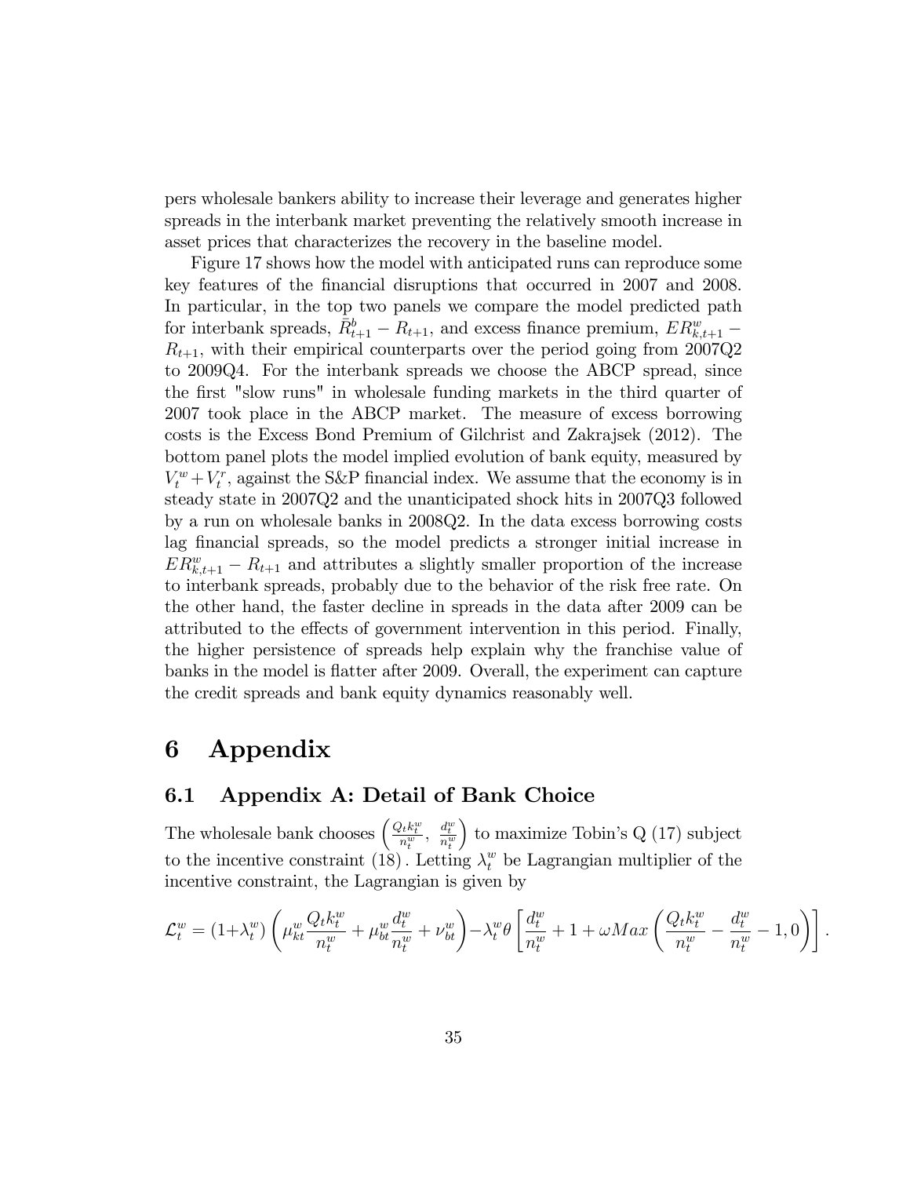pers wholesale bankers ability to increase their leverage and generates higher spreads in the interbank market preventing the relatively smooth increase in asset prices that characterizes the recovery in the baseline model.

Figure 17 shows how the model with anticipated runs can reproduce some key features of the financial disruptions that occurred in 2007 and 2008. In particular, in the top two panels we compare the model predicted path for interbank spreads, $\bar{R}^b_{t+1} - R_{t+1}$, and excess finance premium, $ER^w_{k,t+1} - R_{t+1}$, with their empirical counterparts over the period going from 2007Q2 to 2009Q4. For the interbank spreads we choose the ABCP spread, since the first "slow runs" in wholesale funding markets in the third quarter of 2007 took place in the ABCP market. The measure of excess borrowing costs is the Excess Bond Premium of Gilchrist and Zakrajsek (2012). The bottom panel plots the model implied evolution of bank equity, measured by $V^w_t + V^r_t$, against the S&P financial index. We assume that the economy is in steady state in 2007Q2 and the unanticipated shock hits in 2007Q3 followed by a run on wholesale banks in 2008Q2. In the data excess borrowing costs lag financial spreads, so the model predicts a stronger initial increase in $ER^w_{k,t+1} - R_{t+1}$ and attributes a slightly smaller proportion of the increase to interbank spreads, probably due to the behavior of the risk free rate. On the other hand, the faster decline in spreads in the data after 2009 can be attributed to the effects of government intervention in this period. Finally, the higher persistence of spreads help explain why the franchise value of banks in the model is flatter after 2009. Overall, the experiment can capture the credit spreads and bank equity dynamics reasonably well.

# 6 Appendix

## 6.1 Appendix A: Detail of Bank Choice

The wholesale bank chooses $\left(\frac{Q_t k^w_t}{n^w_t}, \frac{d^w_t}{n^w_t}\right)$ to maximize Tobin's Q (17) subject to the incentive constraint (18). Letting $\lambda^w_t$ be Lagrangian multiplier of the incentive constraint, the Lagrangian is given by

$$\mathcal{L}^w_t = (1+\lambda^w_t)\left(\mu^w_{kt}\frac{Q_t k^w_t}{n^w_t} + \mu^w_{bt}\frac{d^w_t}{n^w_t} + \nu^w_{bt}\right) - \lambda^w_t \theta\left[\frac{d^w_t}{n^w_t} + 1 + \omega Max\left(\frac{Q_t k^w_t}{n^w_t} - \frac{d^w_t}{n^w_t} - 1, 0\right)\right].$$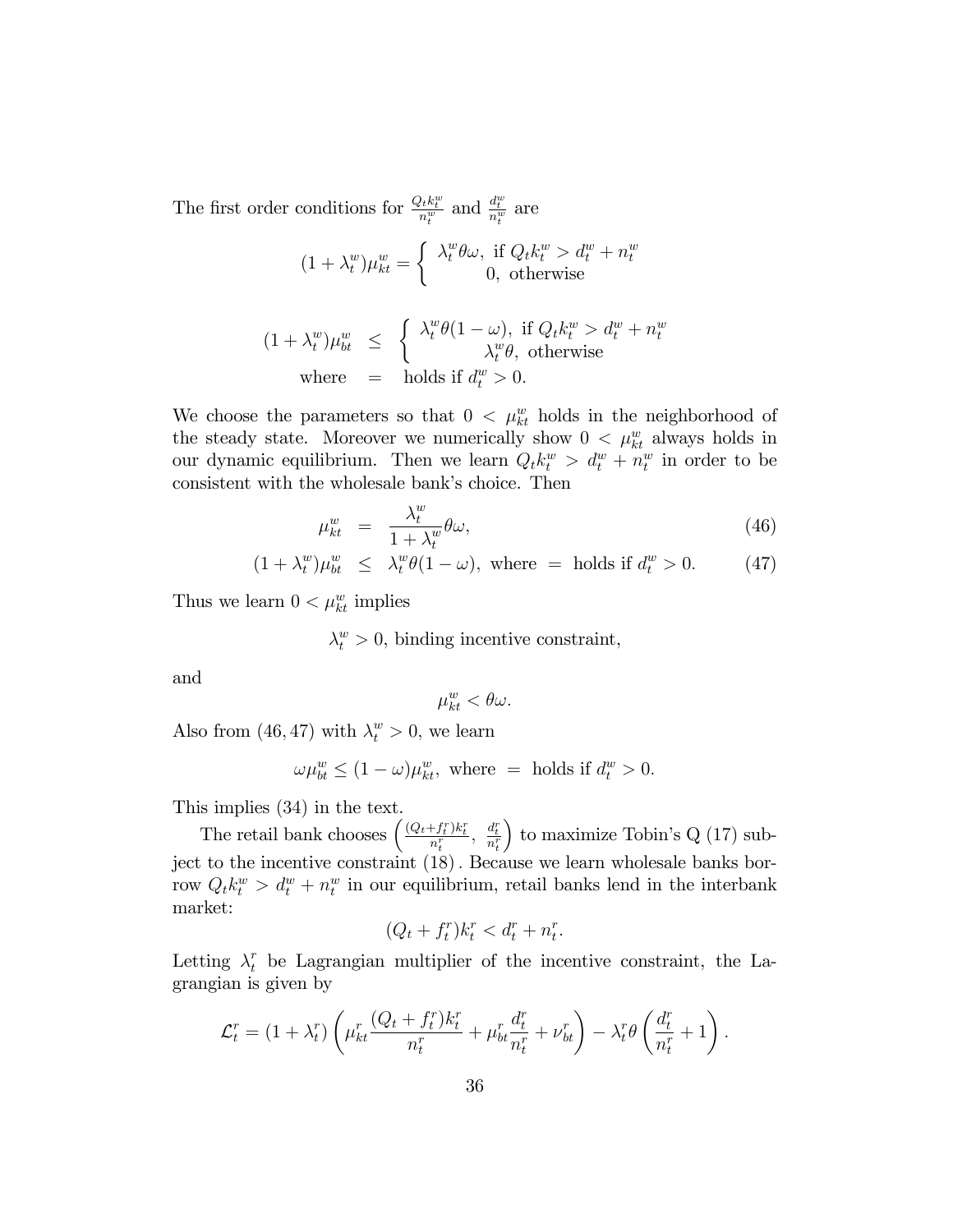The first order conditions for $\frac{Q_t k_t^w}{n_t^w}$ and $\frac{d_t^w}{n_t^w}$ are

$$(1+\lambda_t^w)\mu_{kt}^w = \begin{cases} \lambda_t^w \theta\omega, \text{ if } Q_t k_t^w > d_t^w + n_t^w \\ 0, \text{ otherwise} \end{cases}$$

$$\begin{aligned} (1+\lambda_t^w)\mu_{bt}^w &\leq \begin{cases} \lambda_t^w \theta(1-\omega), \text{ if } Q_t k_t^w > d_t^w + n_t^w \\ \lambda_t^w \theta, \text{ otherwise} \end{cases} \\ \text{where} &= \text{ holds if } d_t^w > 0. \end{aligned}$$

We choose the parameters so that $0 < \mu_{kt}^w$ holds in the neighborhood of the steady state. Moreover we numerically show $0 < \mu_{kt}^w$ always holds in our dynamic equilibrium. Then we learn $Q_t k_t^w > d_t^w + n_t^w$ in order to be consistent with the wholesale bank's choice. Then

$$\mu_{kt}^w = \frac{\lambda_t^w}{1+\lambda_t^w}\theta\omega, \tag{46}$$

$$(1+\lambda_t^w)\mu_{bt}^w \leq \lambda_t^w \theta(1-\omega), \text{ where } = \text{ holds if } d_t^w > 0. \tag{47}$$

Thus we learn $0 < \mu_{kt}^w$ implies

$$\lambda_t^w > 0, \text{ binding incentive constraint,}$$

and

$$\mu_{kt}^w < \theta\omega.$$

Also from $(46, 47)$ with $\lambda_t^w > 0$, we learn

$$\omega \mu_{bt}^w \leq (1-\omega)\mu_{kt}^w, \text{ where } = \text{ holds if } d_t^w > 0.$$

This implies (34) in the text.

The retail bank chooses $\left(\frac{(Q_t+f_t^r)k_t^r}{n_t^r},\ \frac{d_t^r}{n_t^r}\right)$ to maximize Tobin's Q (17) subject to the incentive constraint (18). Because we learn wholesale banks borrow $Q_t k_t^w > d_t^w + n_t^w$ in our equilibrium, retail banks lend in the interbank market:

$$(Q_t + f_t^r)k_t^r < d_t^r + n_t^r.$$

Letting $\lambda_t^r$ be Lagrangian multiplier of the incentive constraint, the Lagrangian is given by

$$\mathcal{L}_t^r = (1+\lambda_t^r)\left(\mu_{kt}^r \frac{(Q_t+f_t^r)k_t^r}{n_t^r} + \mu_{bt}^r \frac{d_t^r}{n_t^r} + \nu_{bt}^r\right) - \lambda_t^r \theta\left(\frac{d_t^r}{n_t^r} + 1\right).$$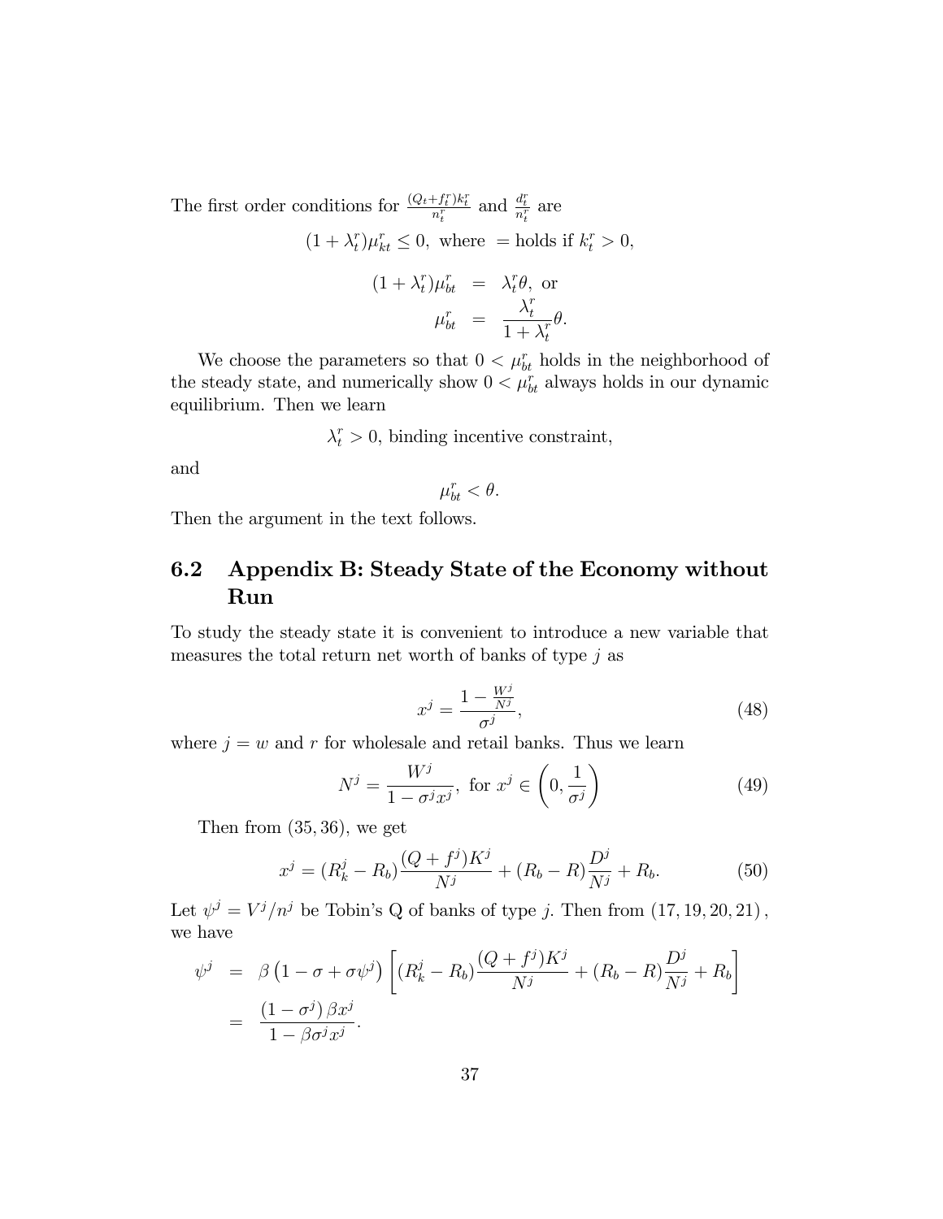The first order conditions for $\frac{(Q_t+f_t^r)k_t^r}{n_t^r}$ and $\frac{d_t^r}{n_t^r}$ are

$$
(1+\lambda_t^r)\mu_{kt}^r \leq 0, \text{ where } = \text{holds if } k_t^r > 0,
$$

$$
\begin{aligned}
(1+\lambda_t^r)\mu_{bt}^r &= \lambda_t^r \theta, \text{ or} \\
\mu_{bt}^r &= \frac{\lambda_t^r}{1+\lambda_t^r}\theta.
\end{aligned}
$$

We choose the parameters so that $0 < \mu_{bt}^r$ holds in the neighborhood of the steady state, and numerically show $0 < \mu_{bt}^r$ always holds in our dynamic equilibrium. Then we learn

$$
\lambda_t^r > 0, \text{ binding incentive constraint,}
$$

and

$$
\mu_{bt}^r < \theta.
$$

Then the argument in the text follows.

## 6.2 Appendix B: Steady State of the Economy without Run

To study the steady state it is convenient to introduce a new variable that measures the total return net worth of banks of type $j$ as

$$
x^j = \frac{1 - \frac{W^j}{N^j}}{\sigma^j}, \tag{48}
$$

where $j = w$ and $r$ for wholesale and retail banks. Thus we learn

$$
N^j = \frac{W^j}{1 - \sigma^j x^j}, \text{ for } x^j \in \left(0, \frac{1}{\sigma^j}\right) \tag{49}
$$

Then from $(35, 36)$, we get

$$
x^j = (R_k^j - R_b)\frac{(Q+f^j)K^j}{N^j} + (R_b - R)\frac{D^j}{N^j} + R_b. \tag{50}
$$

Let $\psi^j = V^j/n^j$ be Tobin's Q of banks of type $j$. Then from $(17, 19, 20, 21)$, we have

$$
\begin{aligned}
\psi^j &= \beta\left(1 - \sigma + \sigma\psi^j\right)\left[(R_k^j - R_b)\frac{(Q+f^j)K^j}{N^j} + (R_b - R)\frac{D^j}{N^j} + R_b\right] \\
&= \frac{(1-\sigma^j)\,\beta x^j}{1 - \beta\sigma^j x^j}.
\end{aligned}
$$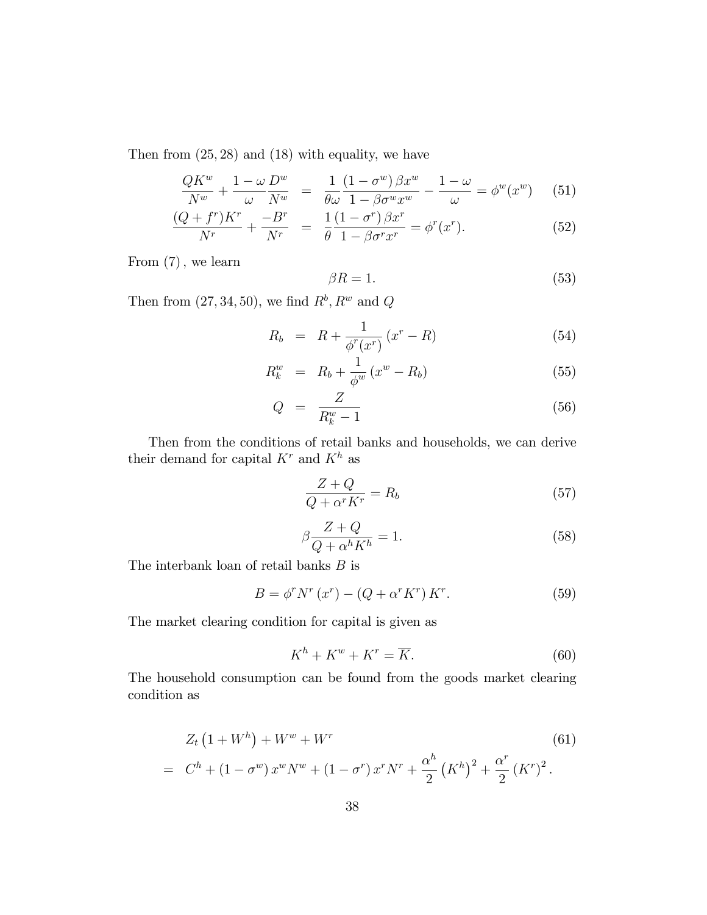Then from $(25, 28)$ and $(18)$ with equality, we have

$$
\frac{QK^w}{N^w} + \frac{1-\omega}{\omega}\frac{D^w}{N^w} = \frac{1}{\theta\omega}\frac{(1-\sigma^w)\beta x^w}{1-\beta\sigma^w x^w} - \frac{1-\omega}{\omega} = \phi^w(x^w) \tag{51}
$$

$$
\frac{(Q+f^r)K^r}{N^r} + \frac{-B^r}{N^r} = \frac{1}{\theta}\frac{(1-\sigma^r)\beta x^r}{1-\beta\sigma^r x^r} = \phi^r(x^r). \tag{52}
$$

From $(7)$, we learn

$$
\beta R = 1. \tag{53}
$$

Then from $(27, 34, 50)$, we find $R^b, R^w$ and $Q$

$$
R_b = R + \frac{1}{\phi^r(x^r)}(x^r - R) \tag{54}
$$

$$
R_k^w = R_b + \frac{1}{\phi^w}(x^w - R_b) \tag{55}
$$

$$
Q = \frac{Z}{R_k^w - 1} \tag{56}
$$

Then from the conditions of retail banks and households, we can derive their demand for capital $K^r$ and $K^h$ as

$$
\frac{Z+Q}{Q+\alpha^r K^r} = R_b \tag{57}
$$

$$
\beta\frac{Z+Q}{Q+\alpha^h K^h} = 1. \tag{58}
$$

The interbank loan of retail banks $B$ is

$$
B = \phi^r N^r(x^r) - (Q+\alpha^r K^r) K^r. \tag{59}
$$

The market clearing condition for capital is given as

$$
K^h + K^w + K^r = \overline{K}. \tag{60}
$$

The household consumption can be found from the goods market clearing condition as

$$
\begin{aligned}
& Z_t\left(1+W^h\right) + W^w + W^r \\
= \;& C^h + (1-\sigma^w)\, x^w N^w + (1-\sigma^r)\, x^r N^r + \frac{\alpha^h}{2}\left(K^h\right)^2 + \frac{\alpha^r}{2}\left(K^r\right)^2.
\end{aligned} \tag{61}
$$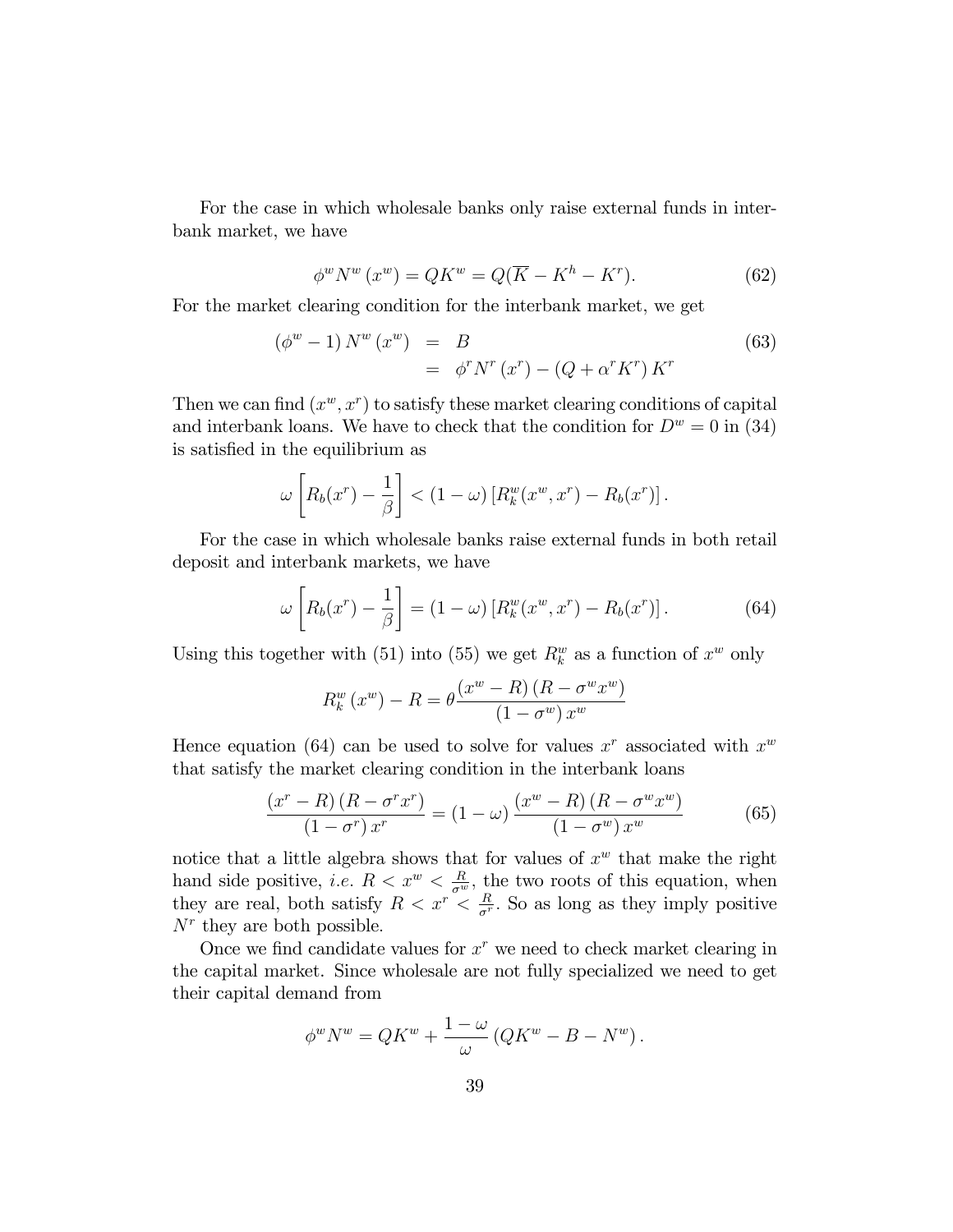For the case in which wholesale banks only raise external funds in interbank market, we have

$$\phi^w N^w(x^w) = QK^w = Q(\overline{K} - K^h - K^r). \tag{62}$$

For the market clearing condition for the interbank market, we get

$$\begin{aligned}(\phi^w - 1) N^w(x^w) &= B \\ &= \phi^r N^r(x^r) - (Q + \alpha^r K^r) K^r\end{aligned} \tag{63}$$

Then we can find $(x^w, x^r)$ to satisfy these market clearing conditions of capital and interbank loans. We have to check that the condition for $D^w = 0$ in (34) is satisfied in the equilibrium as

$$\omega \left[ R_b(x^r) - \frac{1}{\beta} \right] < (1 - \omega) \left[ R_k^w(x^w, x^r) - R_b(x^r) \right].$$

For the case in which wholesale banks raise external funds in both retail deposit and interbank markets, we have

$$\omega \left[ R_b(x^r) - \frac{1}{\beta} \right] = (1 - \omega) \left[ R_k^w(x^w, x^r) - R_b(x^r) \right]. \tag{64}$$

Using this together with (51) into (55) we get $R_k^w$ as a function of $x^w$ only

$$R_k^w(x^w) - R = \theta \frac{(x^w - R)(R - \sigma^w x^w)}{(1 - \sigma^w) x^w}$$

Hence equation (64) can be used to solve for values $x^r$ associated with $x^w$ that satisfy the market clearing condition in the interbank loans

$$\frac{(x^r - R)(R - \sigma^r x^r)}{(1 - \sigma^r) x^r} = (1 - \omega) \frac{(x^w - R)(R - \sigma^w x^w)}{(1 - \sigma^w) x^w} \tag{65}$$

notice that a little algebra shows that for values of $x^w$ that make the right hand side positive, *i.e.* $R < x^w < \frac{R}{\sigma^w}$, the two roots of this equation, when they are real, both satisfy $R < x^r < \frac{R}{\sigma^r}$. So as long as they imply positive $N^r$ they are both possible.

Once we find candidate values for $x^r$ we need to check market clearing in the capital market. Since wholesale are not fully specialized we need to get their capital demand from

$$\phi^w N^w = QK^w + \frac{1 - \omega}{\omega} (QK^w - B - N^w).$$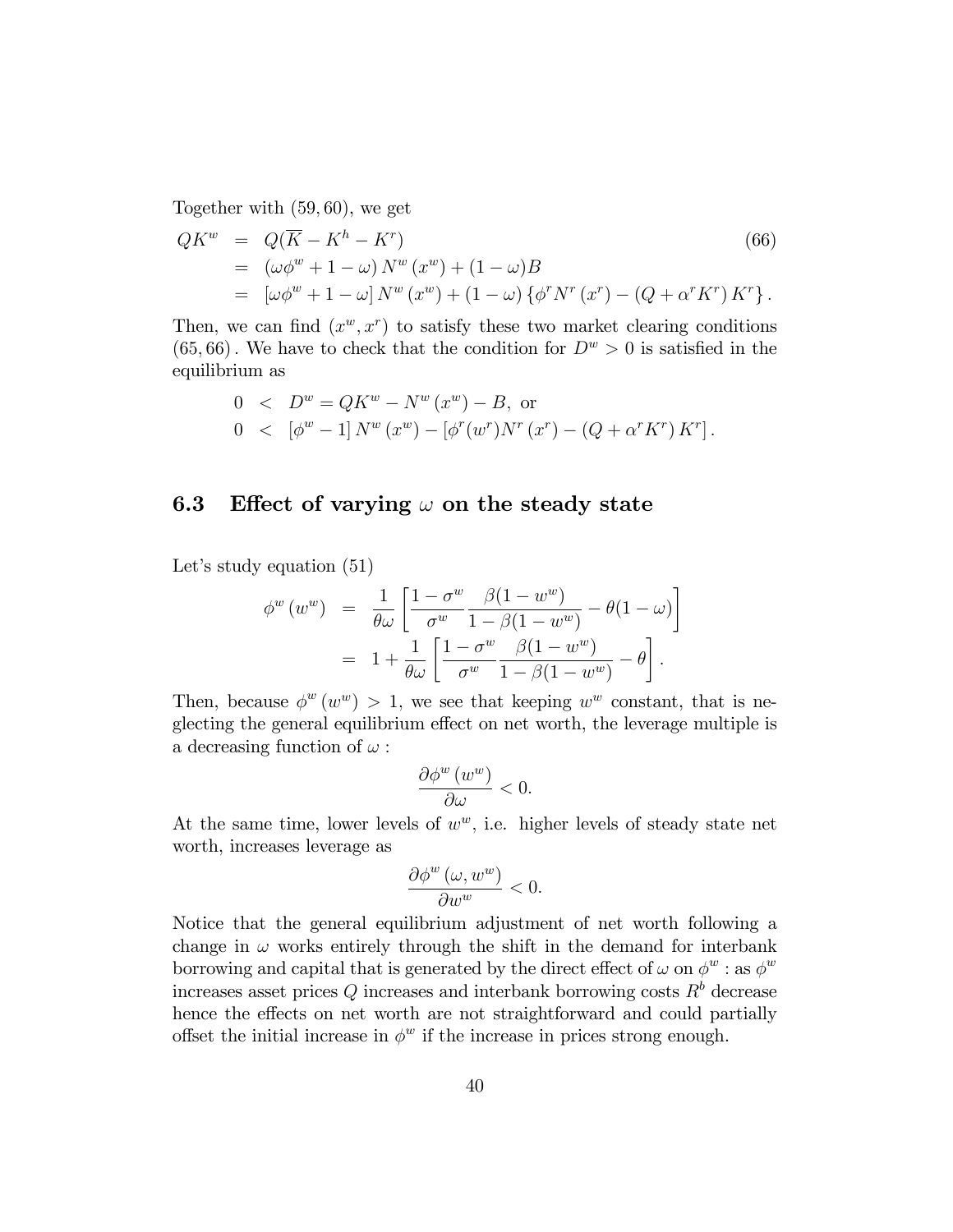Together with $(59, 60)$, we get

$$
\begin{aligned}
QK^w &= Q(\overline{K} - K^h - K^r) \\
&= (\omega\phi^w + 1 - \omega) N^w (x^w) + (1-\omega) B \\
&= [\omega\phi^w + 1 - \omega] N^w (x^w) + (1-\omega) \left\{ \phi^r N^r (x^r) - (Q + \alpha^r K^r) K^r \right\}.
\end{aligned} \tag{66}
$$

Then, we can find $(x^w, x^r)$ to satisfy these two market clearing conditions $(65, 66)$. We have to check that the condition for $D^w > 0$ is satisfied in the equilibrium as

$$
\begin{aligned}
0 &< D^w = QK^w - N^w (x^w) - B, \text{ or} \\
0 &< [\phi^w - 1] N^w (x^w) - [\phi^r (w^r) N^r (x^r) - (Q + \alpha^r K^r) K^r].
\end{aligned}
$$

## 6.3 Effect of varying $\omega$ on the steady state

Let's study equation (51)

$$
\begin{aligned}
\phi^w (w^w) &= \frac{1}{\theta\omega} \left[ \frac{1-\sigma^w}{\sigma^w} \frac{\beta(1-w^w)}{1-\beta(1-w^w)} - \theta(1-\omega) \right] \\
&= 1 + \frac{1}{\theta\omega} \left[ \frac{1-\sigma^w}{\sigma^w} \frac{\beta(1-w^w)}{1-\beta(1-w^w)} - \theta \right].
\end{aligned}
$$

Then, because $\phi^w (w^w) > 1$, we see that keeping $w^w$ constant, that is neglecting the general equilibrium effect on net worth, the leverage multiple is a decreasing function of $\omega$ :

$$
\frac{\partial \phi^w (w^w)}{\partial \omega} < 0.
$$

At the same time, lower levels of $w^w$, i.e. higher levels of steady state net worth, increases leverage as

$$
\frac{\partial \phi^w (\omega, w^w)}{\partial w^w} < 0.
$$

Notice that the general equilibrium adjustment of net worth following a change in $\omega$ works entirely through the shift in the demand for interbank borrowing and capital that is generated by the direct effect of $\omega$ on $\phi^w$ : as $\phi^w$ increases asset prices $Q$ increases and interbank borrowing costs $R^b$ decrease hence the effects on net worth are not straightforward and could partially offset the initial increase in $\phi^w$ if the increase in prices strong enough.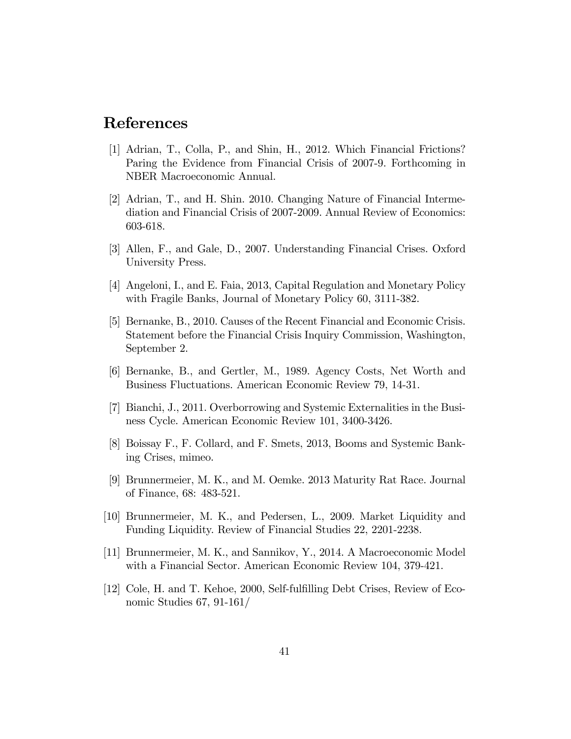# References

[1] Adrian, T., Colla, P., and Shin, H., 2012. Which Financial Frictions? Paring the Evidence from Financial Crisis of 2007-9. Forthcoming in NBER Macroeconomic Annual.

[2] Adrian, T., and H. Shin. 2010. Changing Nature of Financial Intermediation and Financial Crisis of 2007-2009. Annual Review of Economics: 603-618.

[3] Allen, F., and Gale, D., 2007. Understanding Financial Crises. Oxford University Press.

[4] Angeloni, I., and E. Faia, 2013, Capital Regulation and Monetary Policy with Fragile Banks, Journal of Monetary Policy 60, 3111-382.

[5] Bernanke, B., 2010. Causes of the Recent Financial and Economic Crisis. Statement before the Financial Crisis Inquiry Commission, Washington, September 2.

[6] Bernanke, B., and Gertler, M., 1989. Agency Costs, Net Worth and Business Fluctuations. American Economic Review 79, 14-31.

[7] Bianchi, J., 2011. Overborrowing and Systemic Externalities in the Business Cycle. American Economic Review 101, 3400-3426.

[8] Boissay F., F. Collard, and F. Smets, 2013, Booms and Systemic Banking Crises, mimeo.

[9] Brunnermeier, M. K., and M. Oemke. 2013 Maturity Rat Race. Journal of Finance, 68: 483-521.

[10] Brunnermeier, M. K., and Pedersen, L., 2009. Market Liquidity and Funding Liquidity. Review of Financial Studies 22, 2201-2238.

[11] Brunnermeier, M. K., and Sannikov, Y., 2014. A Macroeconomic Model with a Financial Sector. American Economic Review 104, 379-421.

[12] Cole, H. and T. Kehoe, 2000, Self-fulfilling Debt Crises, Review of Economic Studies 67, 91-161/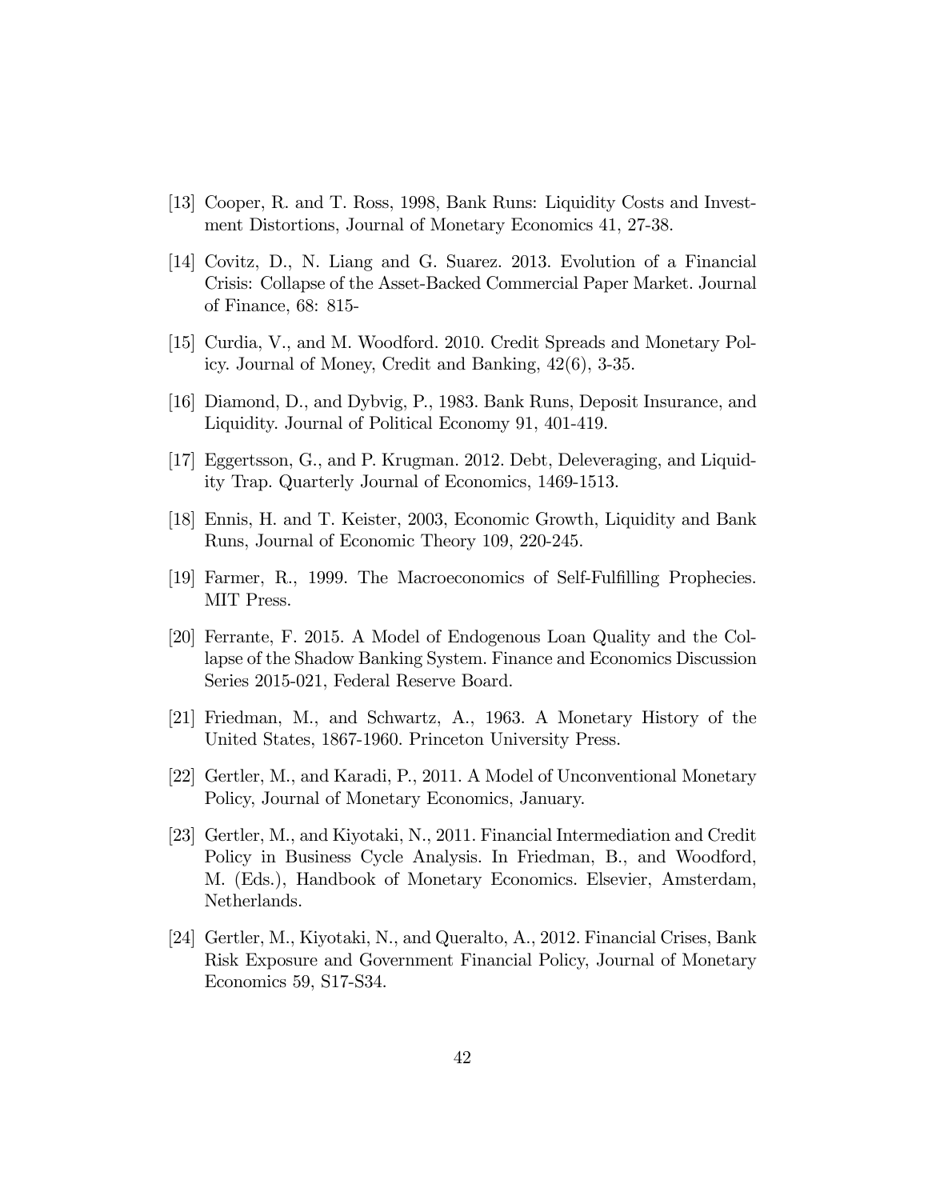[13] Cooper, R. and T. Ross, 1998, Bank Runs: Liquidity Costs and Investment Distortions, Journal of Monetary Economics 41, 27-38.

[14] Covitz, D., N. Liang and G. Suarez. 2013. Evolution of a Financial Crisis: Collapse of the Asset-Backed Commercial Paper Market. Journal of Finance, 68: 815-

[15] Curdia, V., and M. Woodford. 2010. Credit Spreads and Monetary Policy. Journal of Money, Credit and Banking, 42(6), 3-35.

[16] Diamond, D., and Dybvig, P., 1983. Bank Runs, Deposit Insurance, and Liquidity. Journal of Political Economy 91, 401-419.

[17] Eggertsson, G., and P. Krugman. 2012. Debt, Deleveraging, and Liquidity Trap. Quarterly Journal of Economics, 1469-1513.

[18] Ennis, H. and T. Keister, 2003, Economic Growth, Liquidity and Bank Runs, Journal of Economic Theory 109, 220-245.

[19] Farmer, R., 1999. The Macroeconomics of Self-Fulfilling Prophecies. MIT Press.

[20] Ferrante, F. 2015. A Model of Endogenous Loan Quality and the Collapse of the Shadow Banking System. Finance and Economics Discussion Series 2015-021, Federal Reserve Board.

[21] Friedman, M., and Schwartz, A., 1963. A Monetary History of the United States, 1867-1960. Princeton University Press.

[22] Gertler, M., and Karadi, P., 2011. A Model of Unconventional Monetary Policy, Journal of Monetary Economics, January.

[23] Gertler, M., and Kiyotaki, N., 2011. Financial Intermediation and Credit Policy in Business Cycle Analysis. In Friedman, B., and Woodford, M. (Eds.), Handbook of Monetary Economics. Elsevier, Amsterdam, Netherlands.

[24] Gertler, M., Kiyotaki, N., and Queralto, A., 2012. Financial Crises, Bank Risk Exposure and Government Financial Policy, Journal of Monetary Economics 59, S17-S34.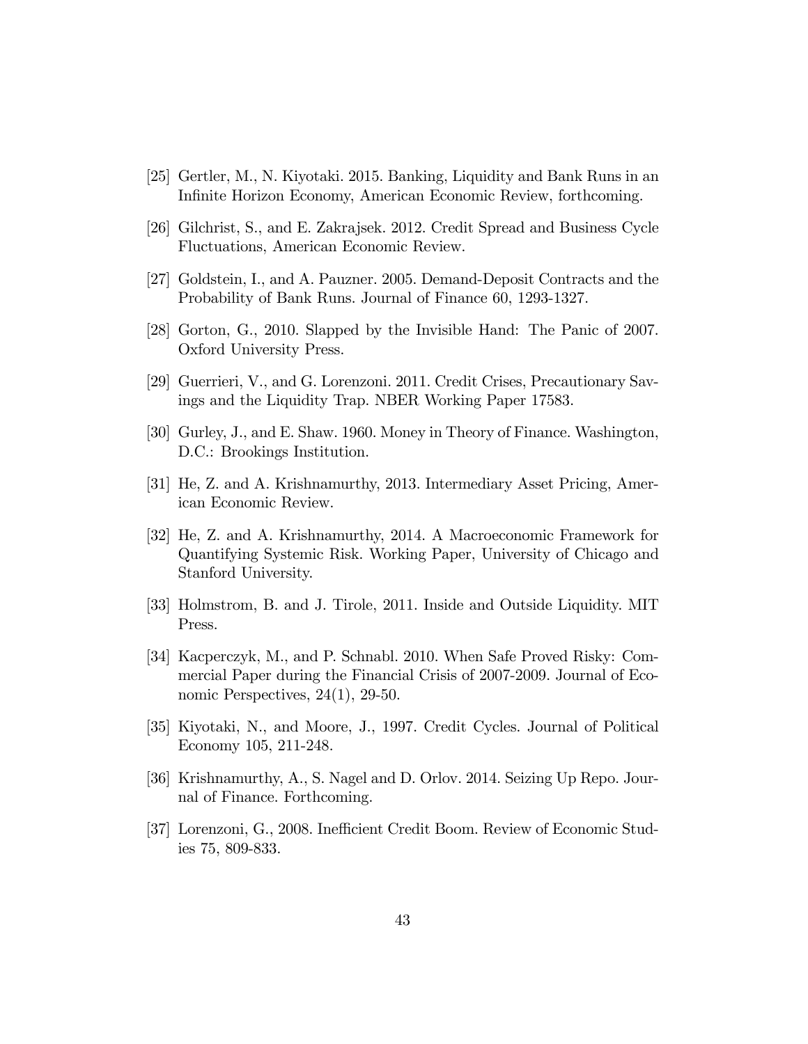[25] Gertler, M., N. Kiyotaki. 2015. Banking, Liquidity and Bank Runs in an Infinite Horizon Economy, American Economic Review, forthcoming.

[26] Gilchrist, S., and E. Zakrajsek. 2012. Credit Spread and Business Cycle Fluctuations, American Economic Review.

[27] Goldstein, I., and A. Pauzner. 2005. Demand-Deposit Contracts and the Probability of Bank Runs. Journal of Finance 60, 1293-1327.

[28] Gorton, G., 2010. Slapped by the Invisible Hand: The Panic of 2007. Oxford University Press.

[29] Guerrieri, V., and G. Lorenzoni. 2011. Credit Crises, Precautionary Savings and the Liquidity Trap. NBER Working Paper 17583.

[30] Gurley, J., and E. Shaw. 1960. Money in Theory of Finance. Washington, D.C.: Brookings Institution.

[31] He, Z. and A. Krishnamurthy, 2013. Intermediary Asset Pricing, American Economic Review.

[32] He, Z. and A. Krishnamurthy, 2014. A Macroeconomic Framework for Quantifying Systemic Risk. Working Paper, University of Chicago and Stanford University.

[33] Holmstrom, B. and J. Tirole, 2011. Inside and Outside Liquidity. MIT Press.

[34] Kacperczyk, M., and P. Schnabl. 2010. When Safe Proved Risky: Commercial Paper during the Financial Crisis of 2007-2009. Journal of Economic Perspectives, 24(1), 29-50.

[35] Kiyotaki, N., and Moore, J., 1997. Credit Cycles. Journal of Political Economy 105, 211-248.

[36] Krishnamurthy, A., S. Nagel and D. Orlov. 2014. Seizing Up Repo. Journal of Finance. Forthcoming.

[37] Lorenzoni, G., 2008. Inefficient Credit Boom. Review of Economic Studies 75, 809-833.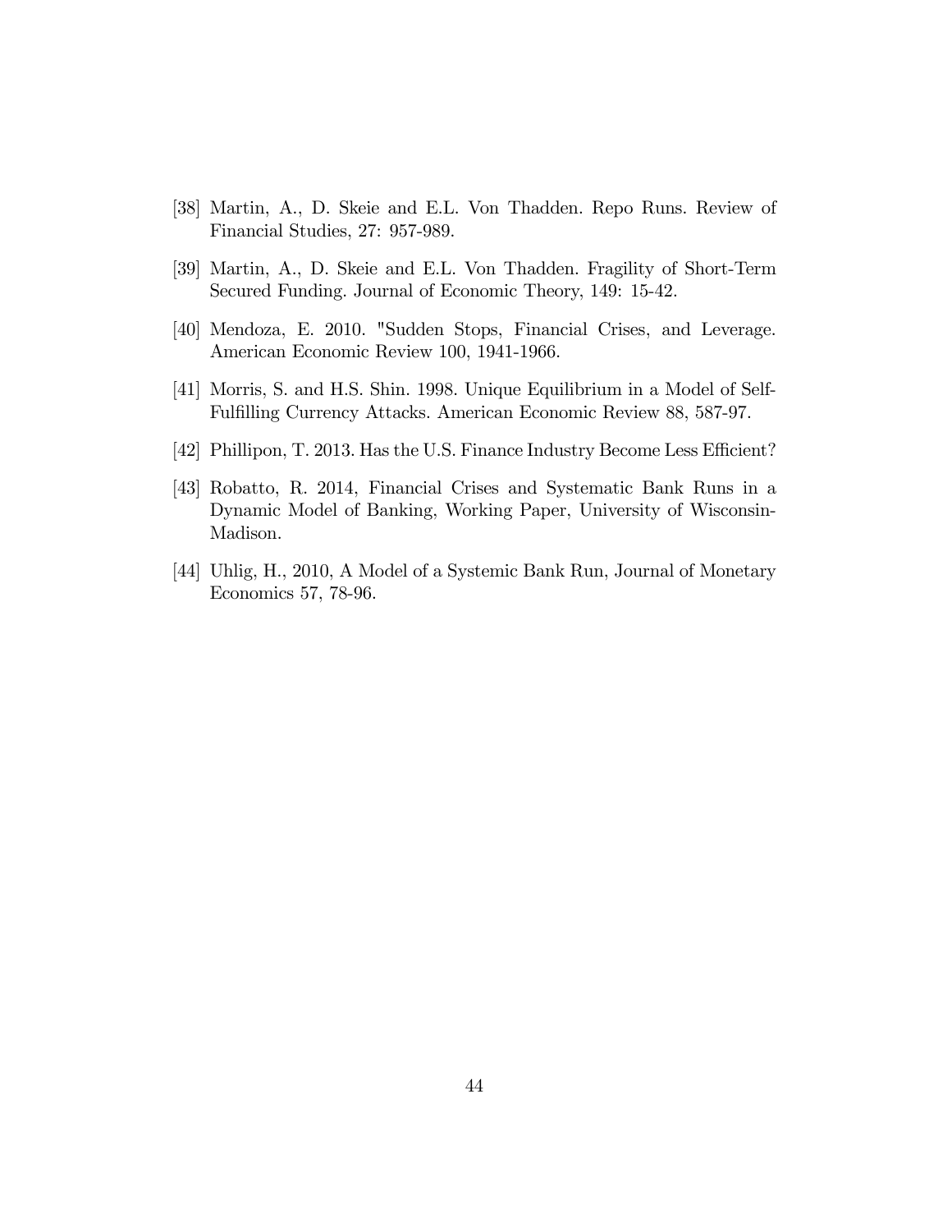[38] Martin, A., D. Skeie and E.L. Von Thadden. Repo Runs. Review of Financial Studies, 27: 957-989.

[39] Martin, A., D. Skeie and E.L. Von Thadden. Fragility of Short-Term Secured Funding. Journal of Economic Theory, 149: 15-42.

[40] Mendoza, E. 2010. "Sudden Stops, Financial Crises, and Leverage. American Economic Review 100, 1941-1966.

[41] Morris, S. and H.S. Shin. 1998. Unique Equilibrium in a Model of Self-Fulfilling Currency Attacks. American Economic Review 88, 587-97.

[42] Phillipon, T. 2013. Has the U.S. Finance Industry Become Less Efficient?

[43] Robatto, R. 2014, Financial Crises and Systematic Bank Runs in a Dynamic Model of Banking, Working Paper, University of Wisconsin-Madison.

[44] Uhlig, H., 2010, A Model of a Systemic Bank Run, Journal of Monetary Economics 57, 78-96.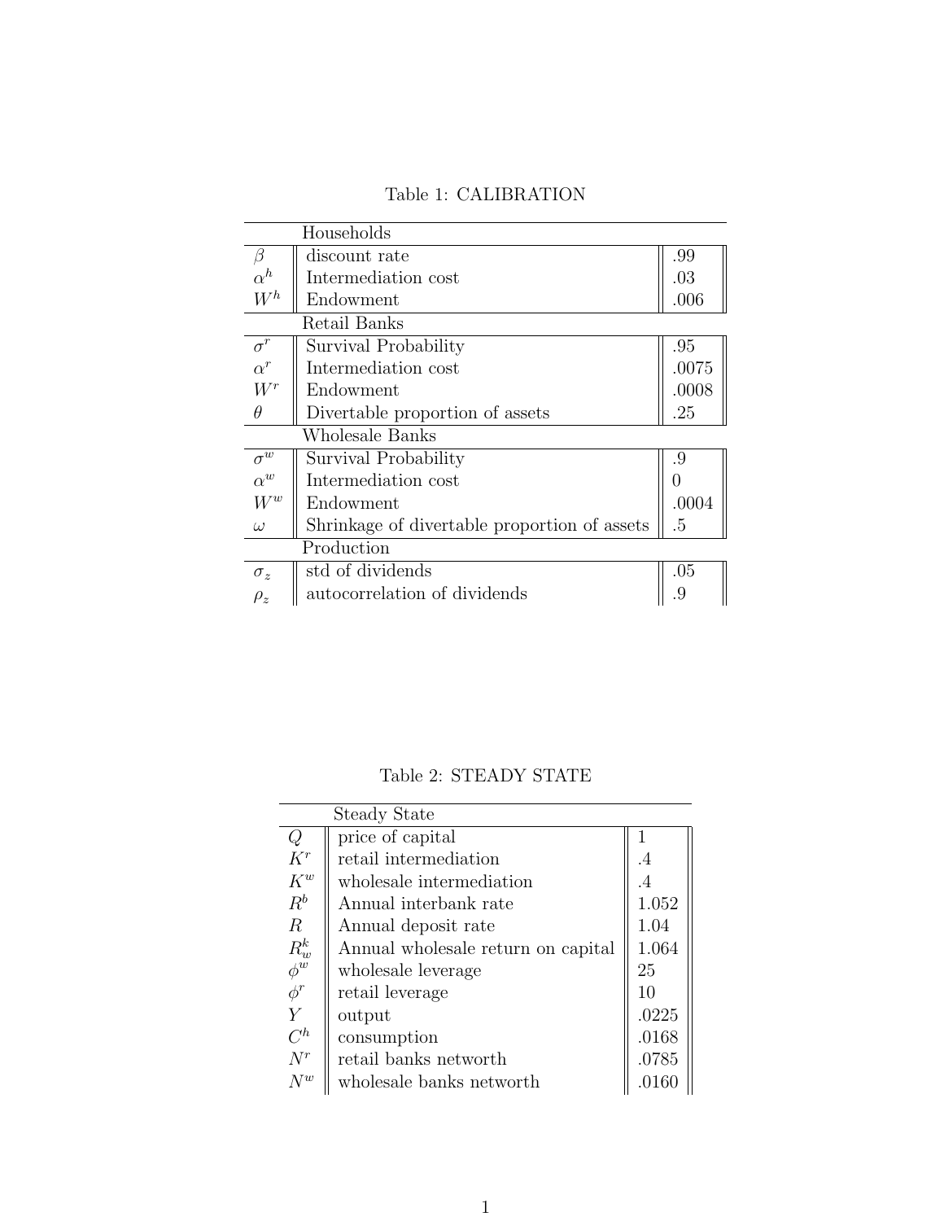Table 1: CALIBRATION

| | Households | |
|---|---|---|
| $\beta$ | discount rate | .99 |
| $\alpha^h$ | Intermediation cost | .03 |
| $W^h$ | Endowment | .006 |
| | Retail Banks | |
| $\sigma^r$ | Survival Probability | .95 |
| $\alpha^r$ | Intermediation cost | .0075 |
| $W^r$ | Endowment | .0008 |
| $\theta$ | Divertable proportion of assets | .25 |
| | Wholesale Banks | |
| $\sigma^w$ | Survival Probability | .9 |
| $\alpha^w$ | Intermediation cost | 0 |
| $W^w$ | Endowment | .0004 |
| $\omega$ | Shrinkage of divertable proportion of assets | .5 |
| | Production | |
| $\sigma_z$ | std of dividends | .05 |
| $\rho_z$ | autocorrelation of dividends | .9 |

Table 2: STEADY STATE

| | Steady State | |
|---|---|---|
| $Q$ | price of capital | 1 |
| $K^r$ | retail intermediation | .4 |
| $K^w$ | wholesale intermediation | .4 |
| $R^b$ | Annual interbank rate | 1.052 |
| $R$ | Annual deposit rate | 1.04 |
| $R_w^k$ | Annual wholesale return on capital | 1.064 |
| $\phi^w$ | wholesale leverage | 25 |
| $\phi^r$ | retail leverage | 10 |
| $Y$ | output | .0225 |
| $C^h$ | consumption | .0168 |
| $N^r$ | retail banks networth | .0785 |
| $N^w$ | wholesale banks networth | .0160 |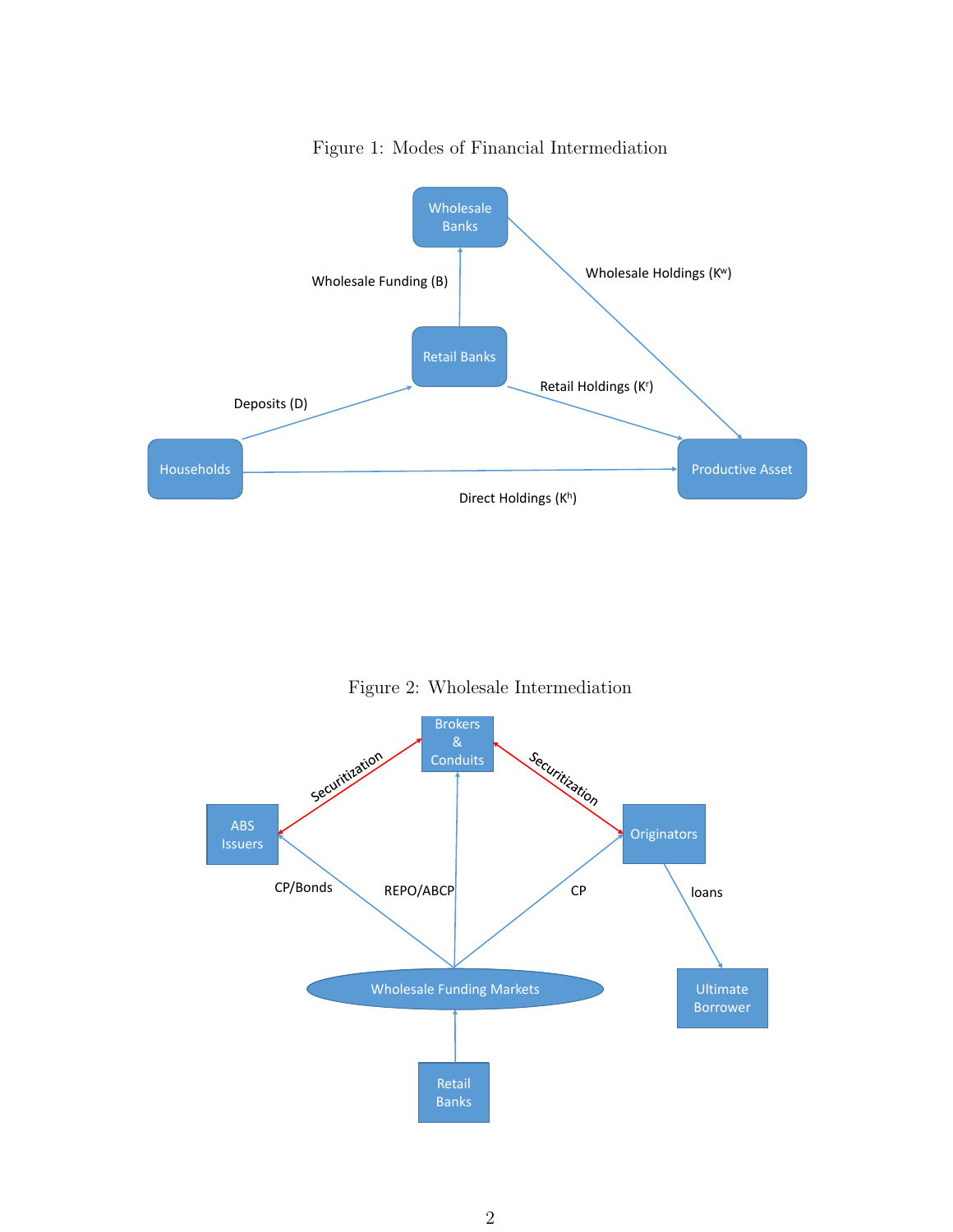Figure 1: Modes of Financial Intermediation

Figure 2: Wholesale Intermediation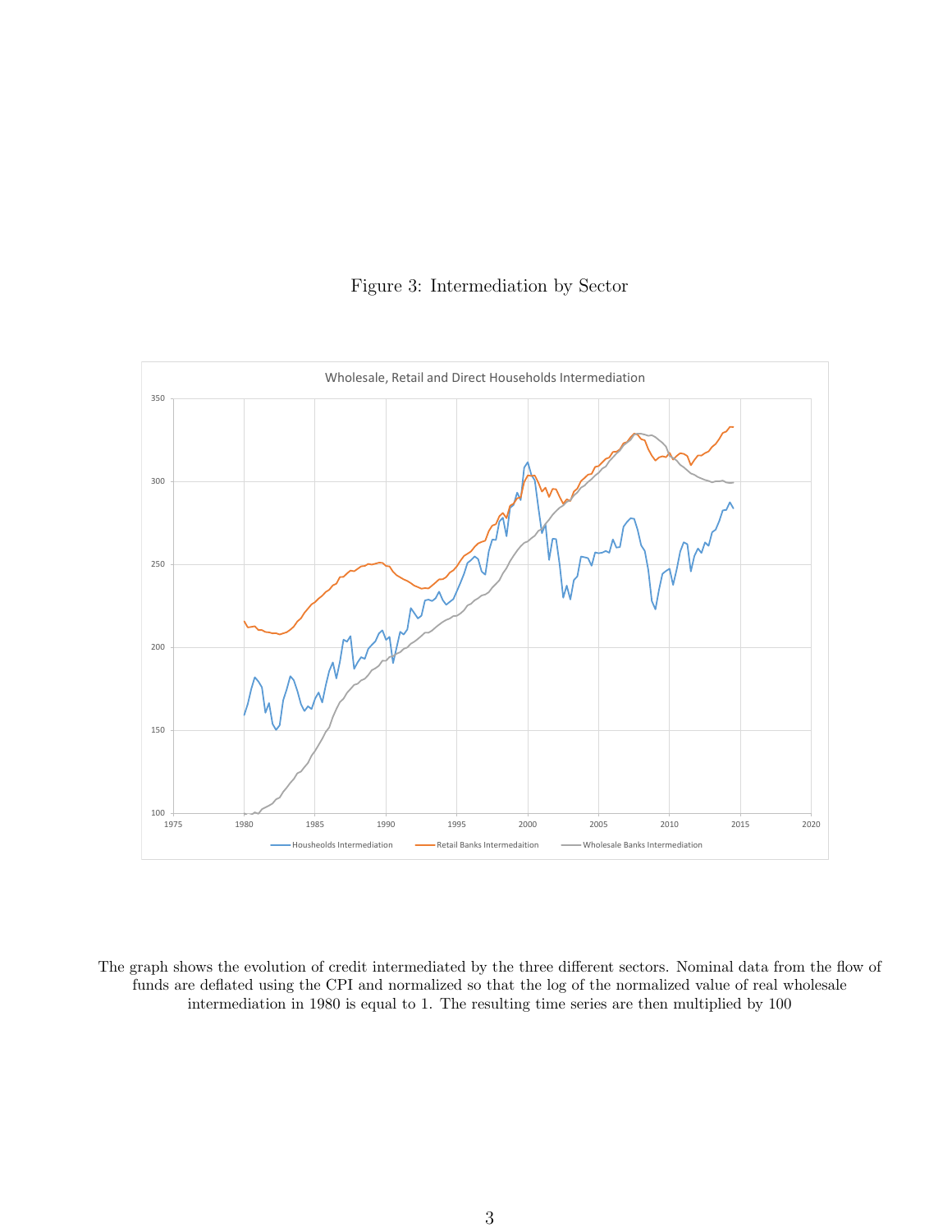Figure 3: Intermediation by Sector

The graph shows the evolution of credit intermediated by the three different sectors. Nominal data from the flow of funds are deflated using the CPI and normalized so that the log of the normalized value of real wholesale intermediation in 1980 is equal to 1. The resulting time series are then multiplied by 100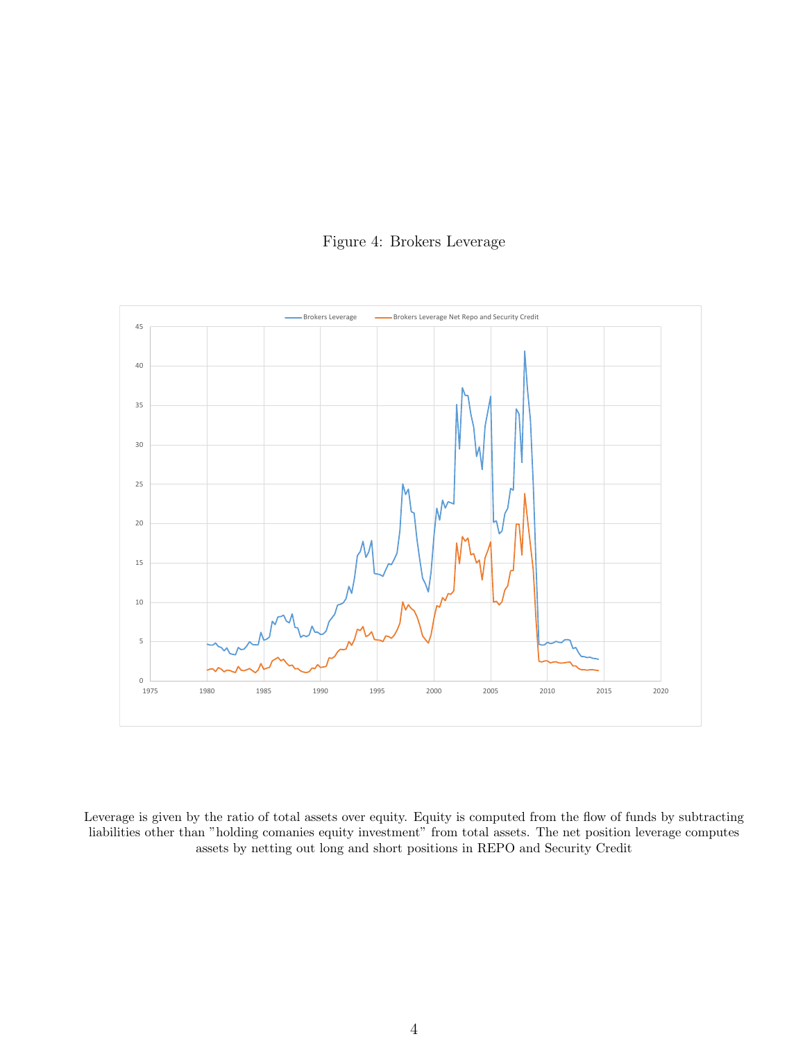Figure 4: Brokers Leverage

Leverage is given by the ratio of total assets over equity. Equity is computed from the flow of funds by subtracting liabilities other than "holding comanies equity investment" from total assets. The net position leverage computes assets by netting out long and short positions in REPO and Security Credit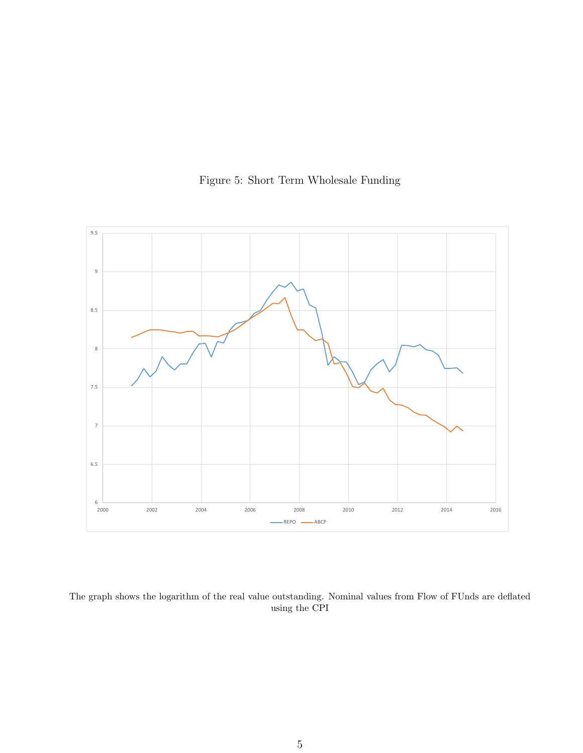Figure 5: Short Term Wholesale Funding

The graph shows the logarithm of the real value outstanding. Nominal values from Flow of FUnds are deflated using the CPI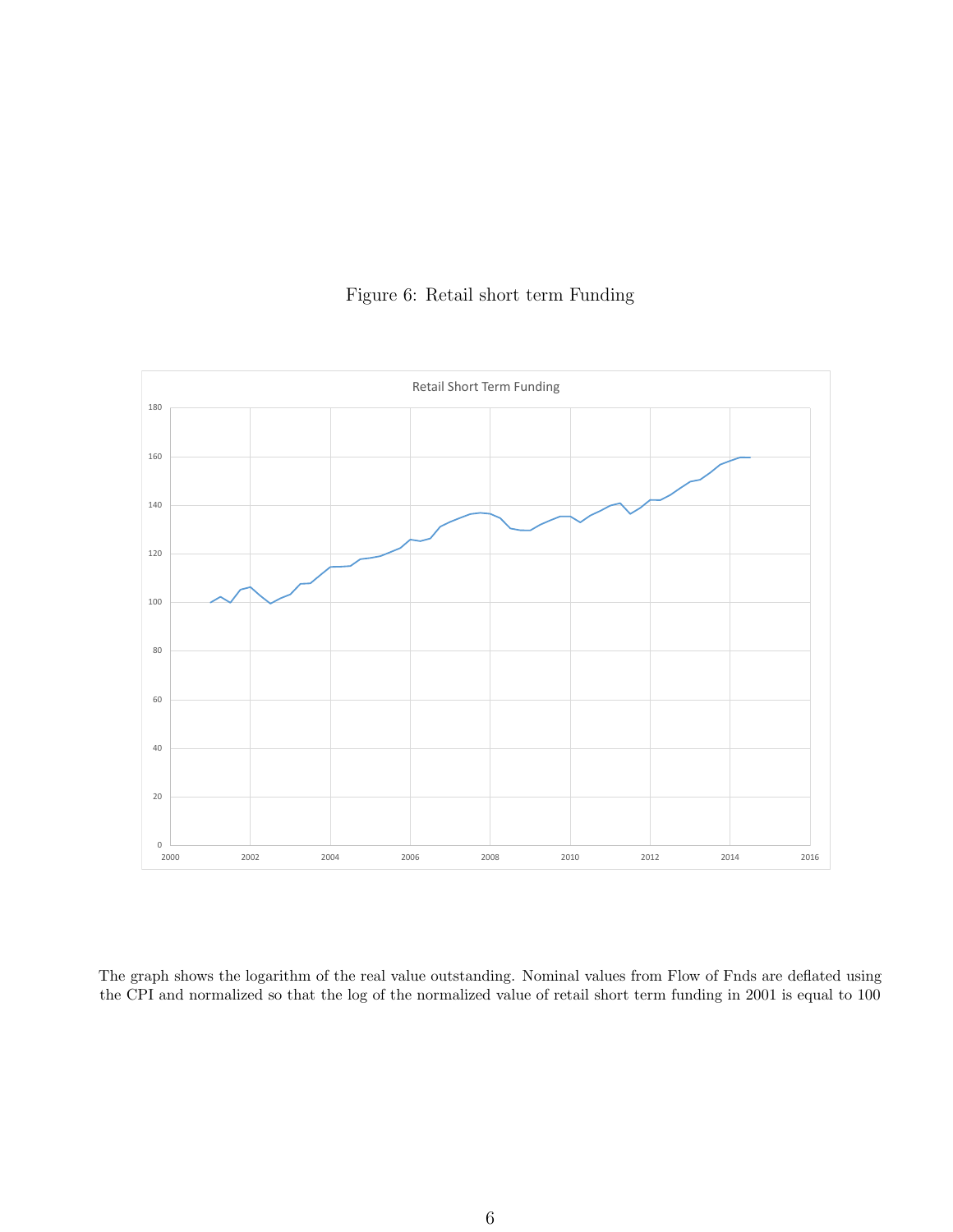Figure 6: Retail short term Funding

The graph shows the logarithm of the real value outstanding. Nominal values from Flow of Fnds are deflated using the CPI and normalized so that the log of the normalized value of retail short term funding in 2001 is equal to 100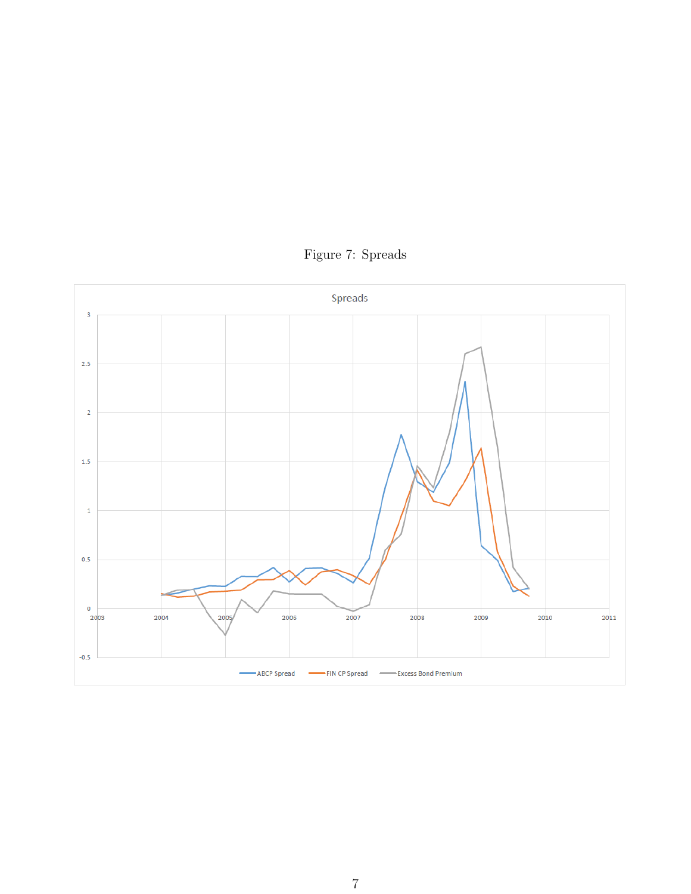Figure 7: Spreads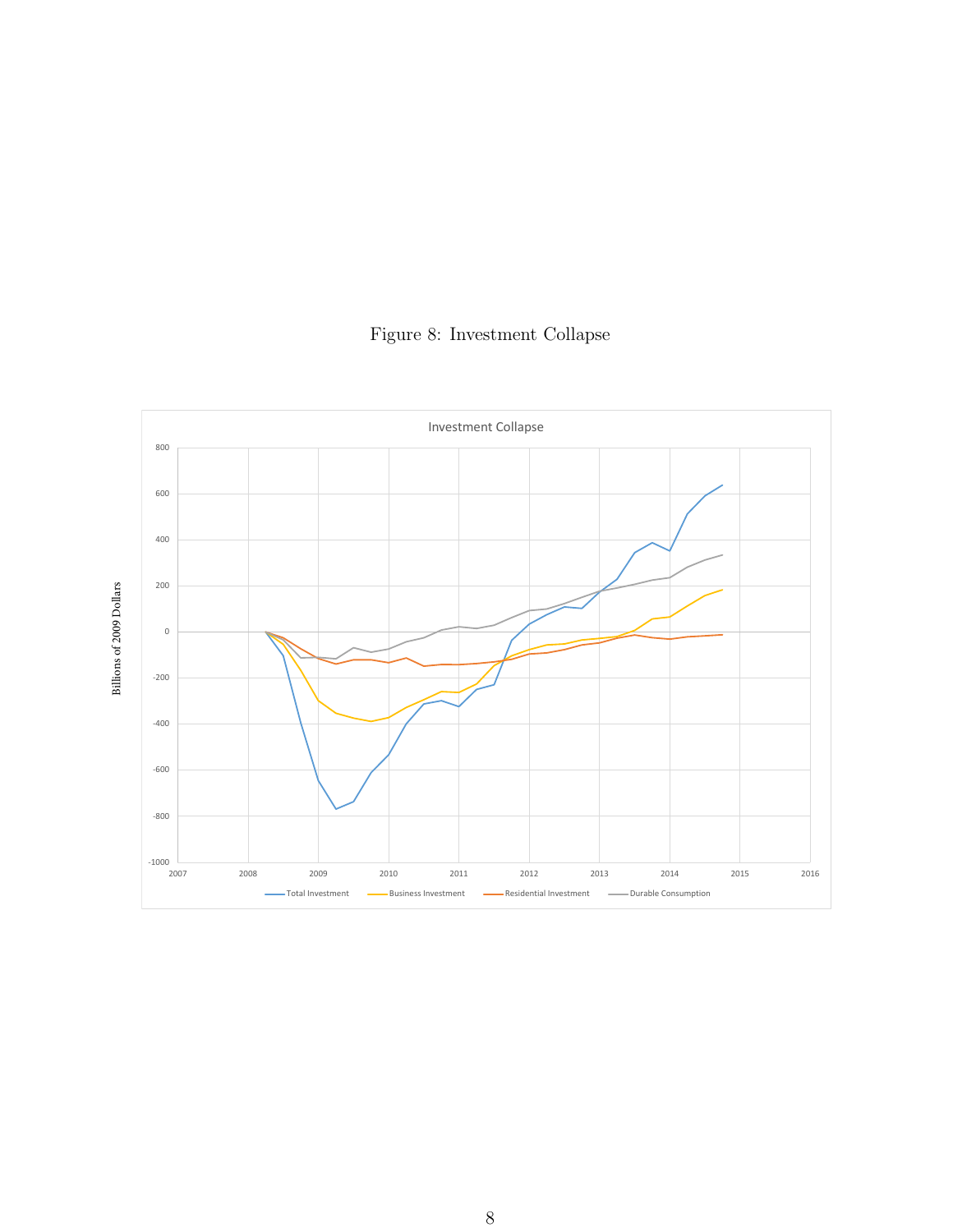Figure 8: Investment Collapse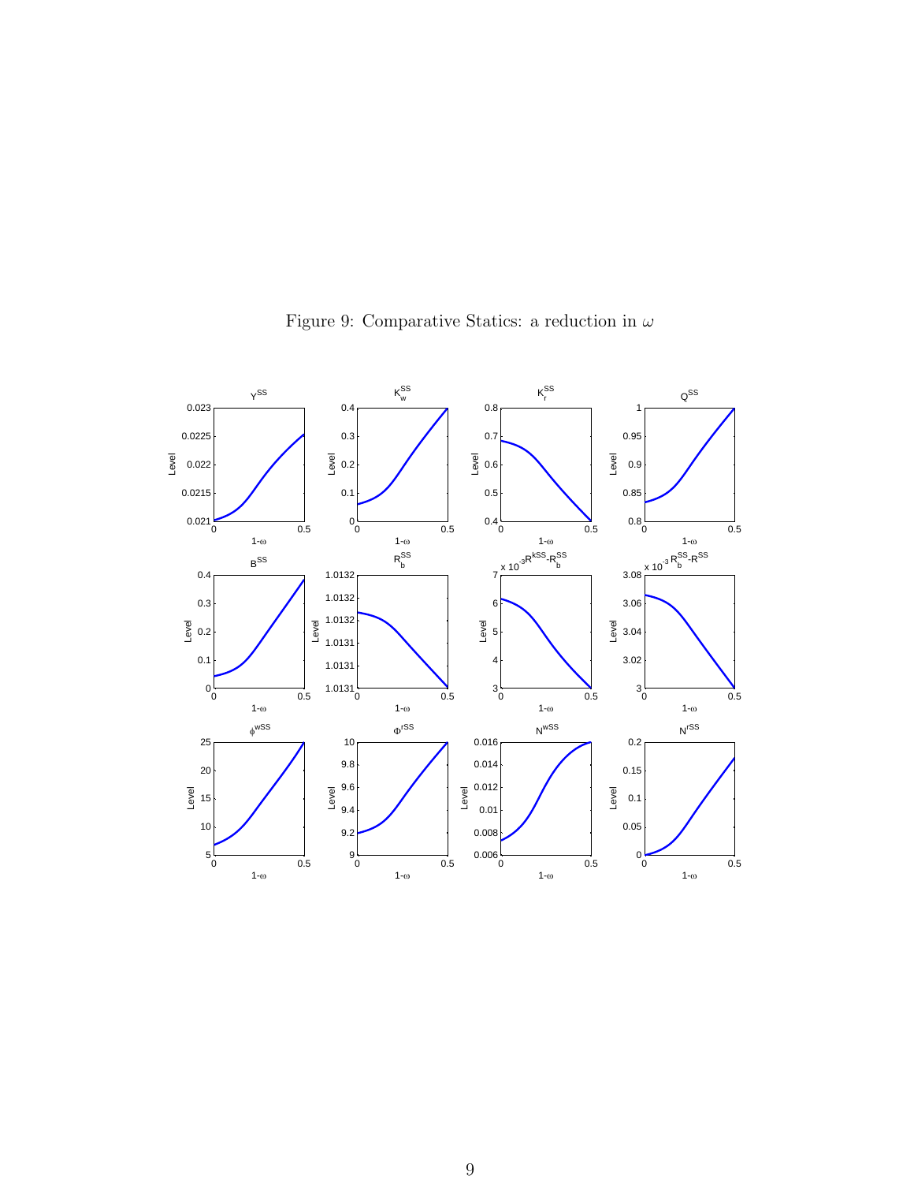Figure 9: Comparative Statics: a reduction in $\omega$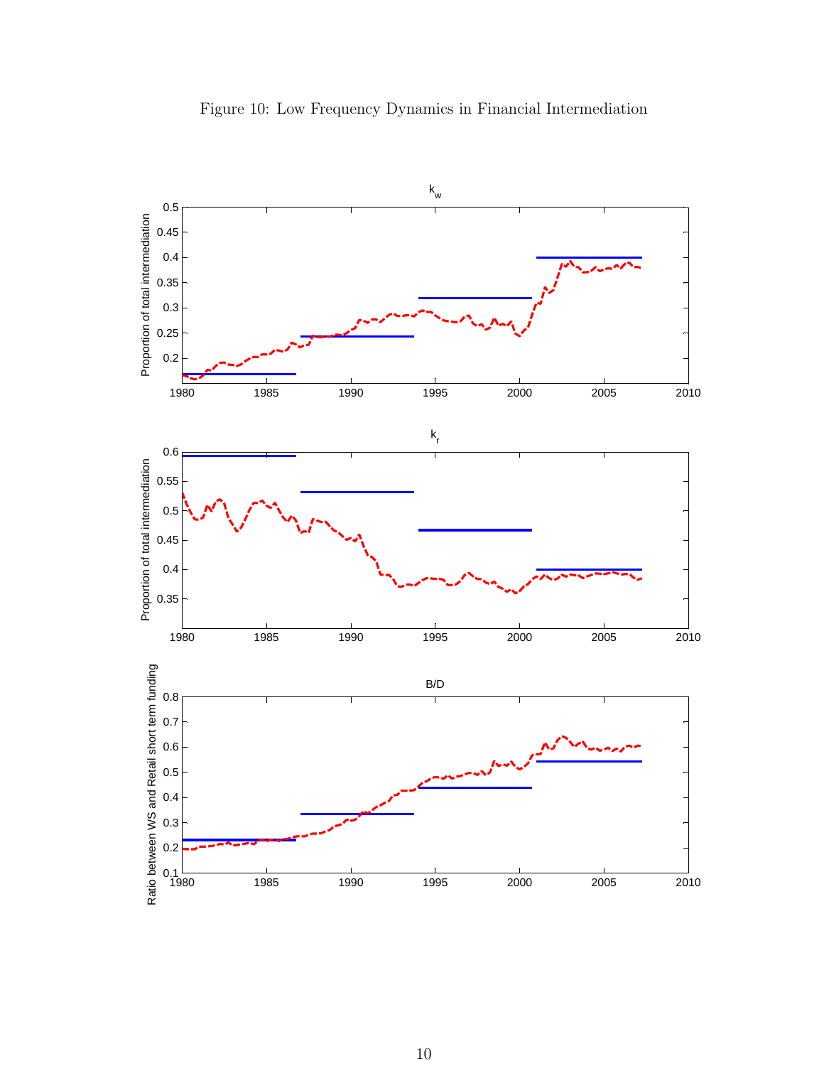Figure 10: Low Frequency Dynamics in Financial Intermediation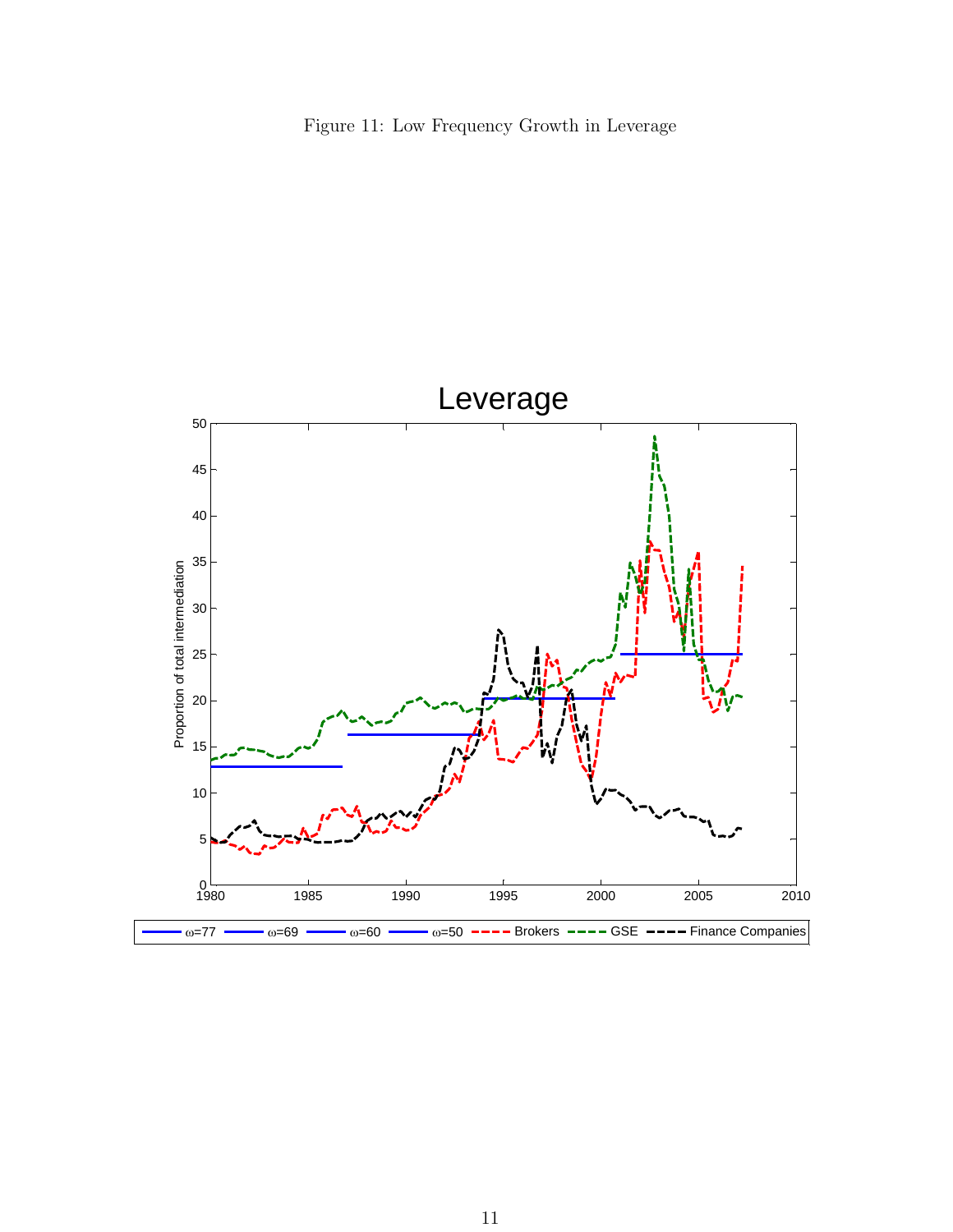Figure 11: Low Frequency Growth in Leverage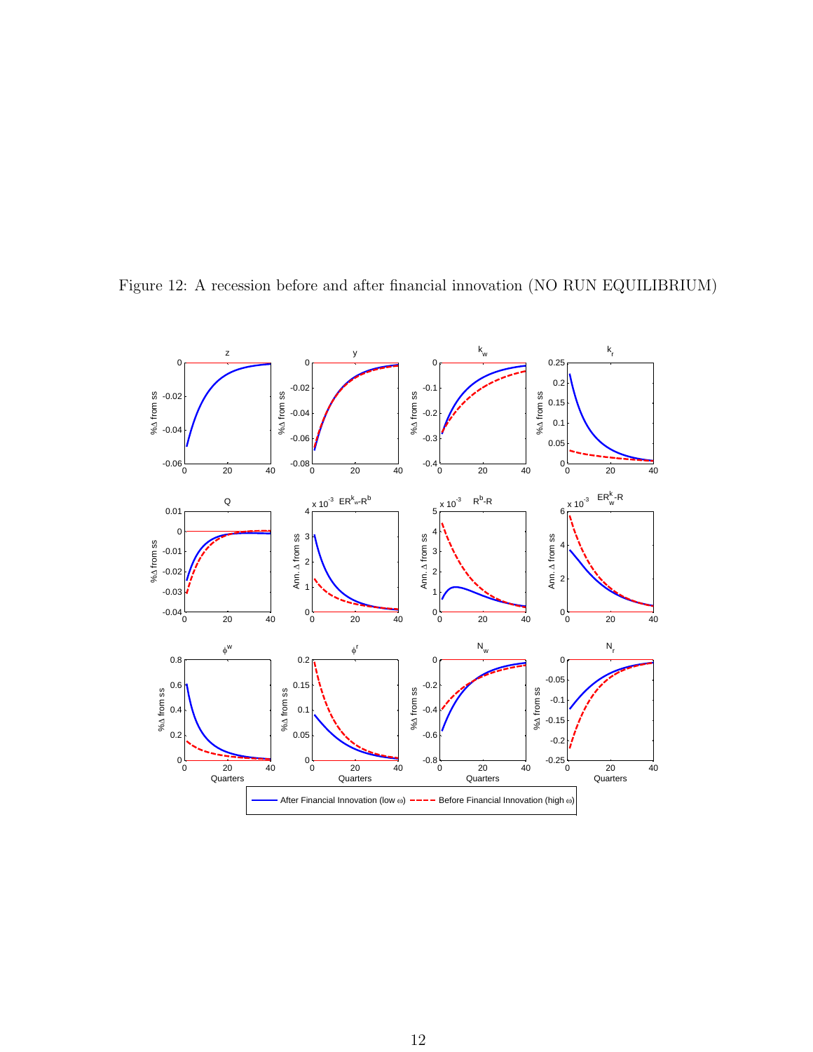Figure 12: A recession before and after financial innovation (NO RUN EQUILIBRIUM)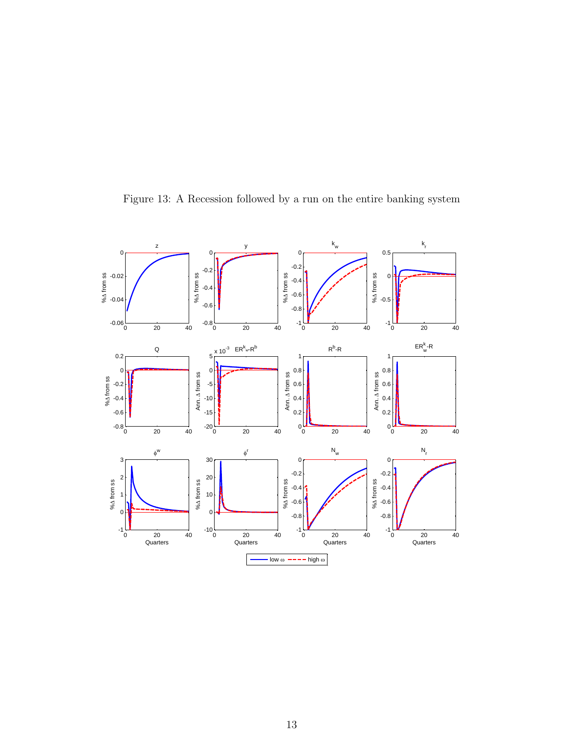Figure 13: A Recession followed by a run on the entire banking system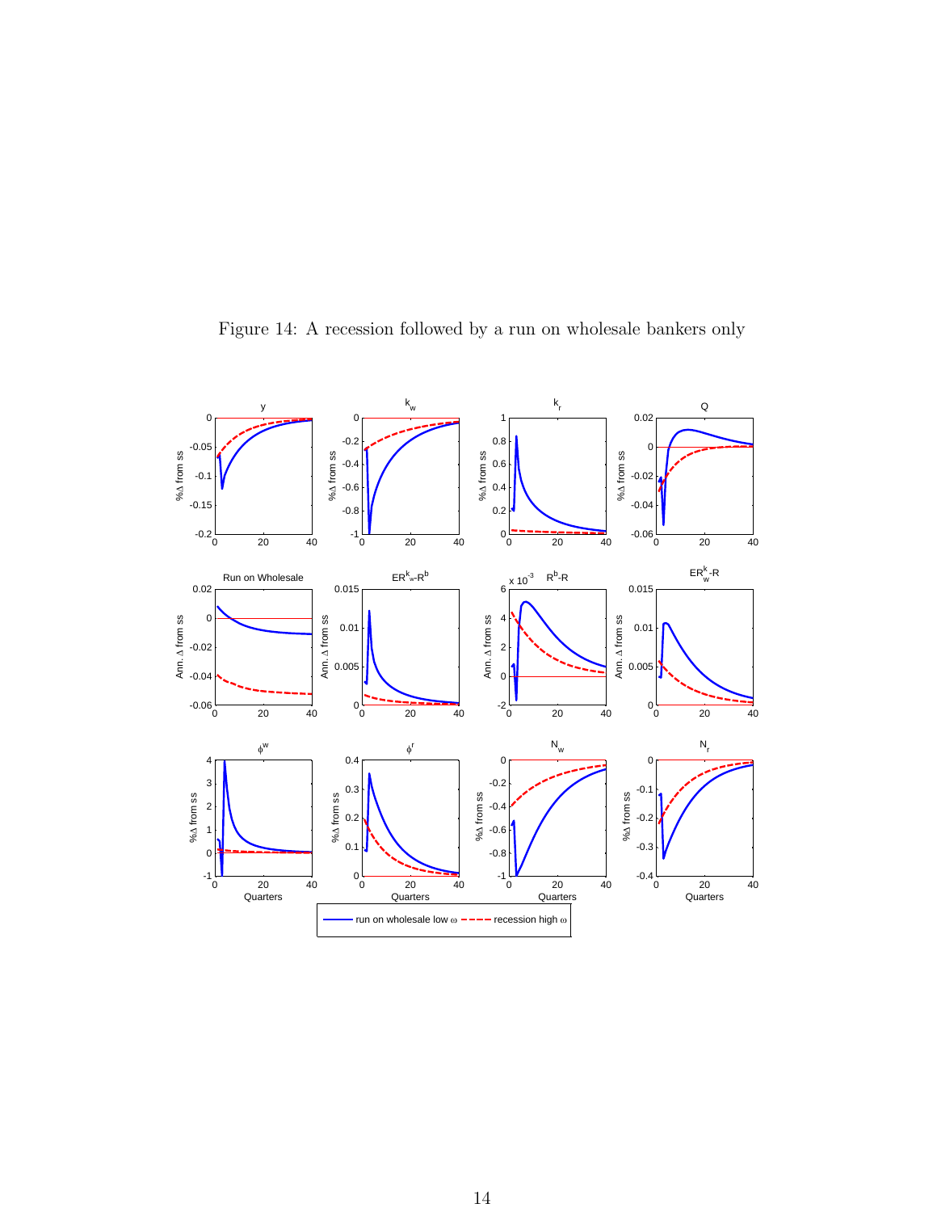Figure 14: A recession followed by a run on wholesale bankers only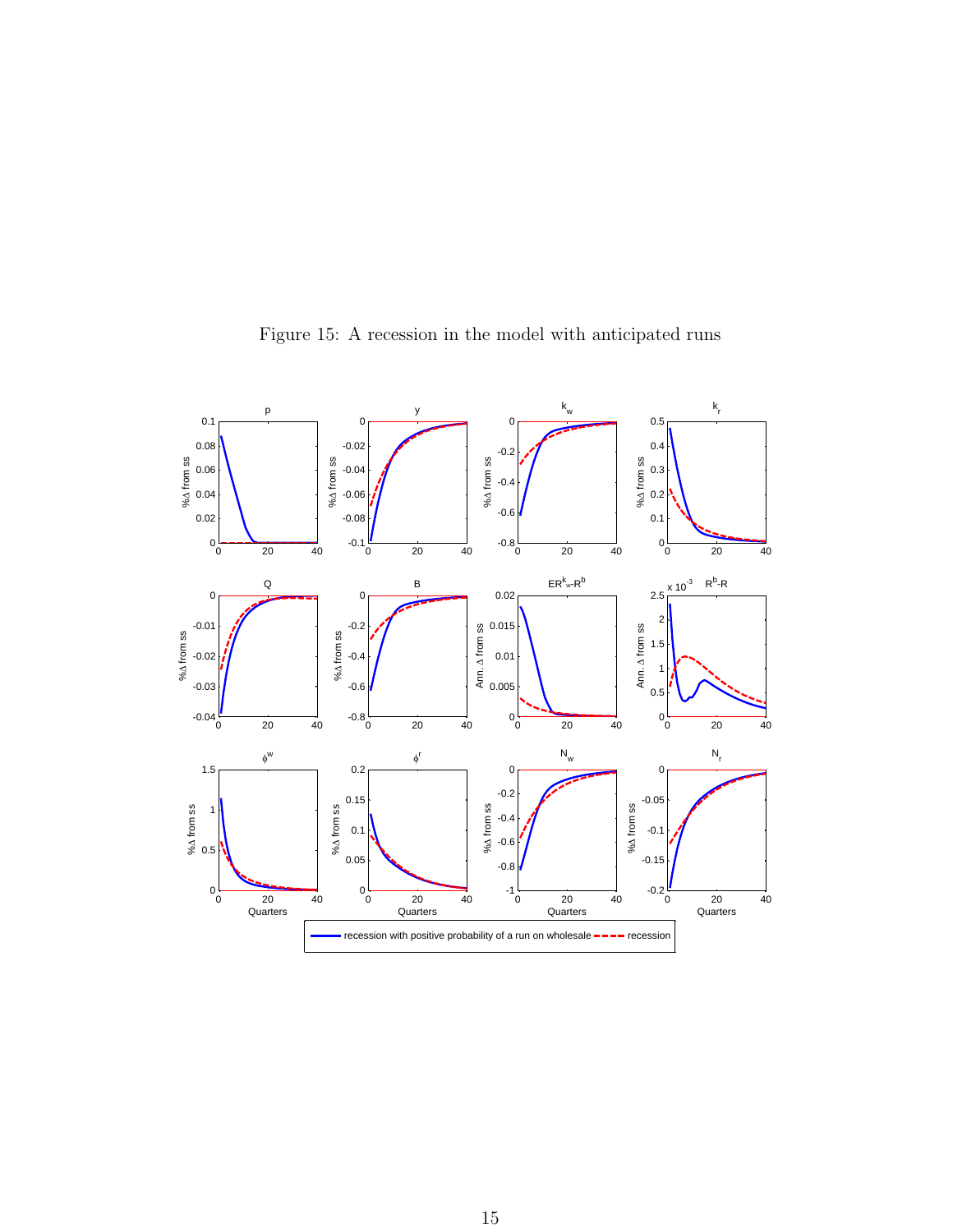Figure 15: A recession in the model with anticipated runs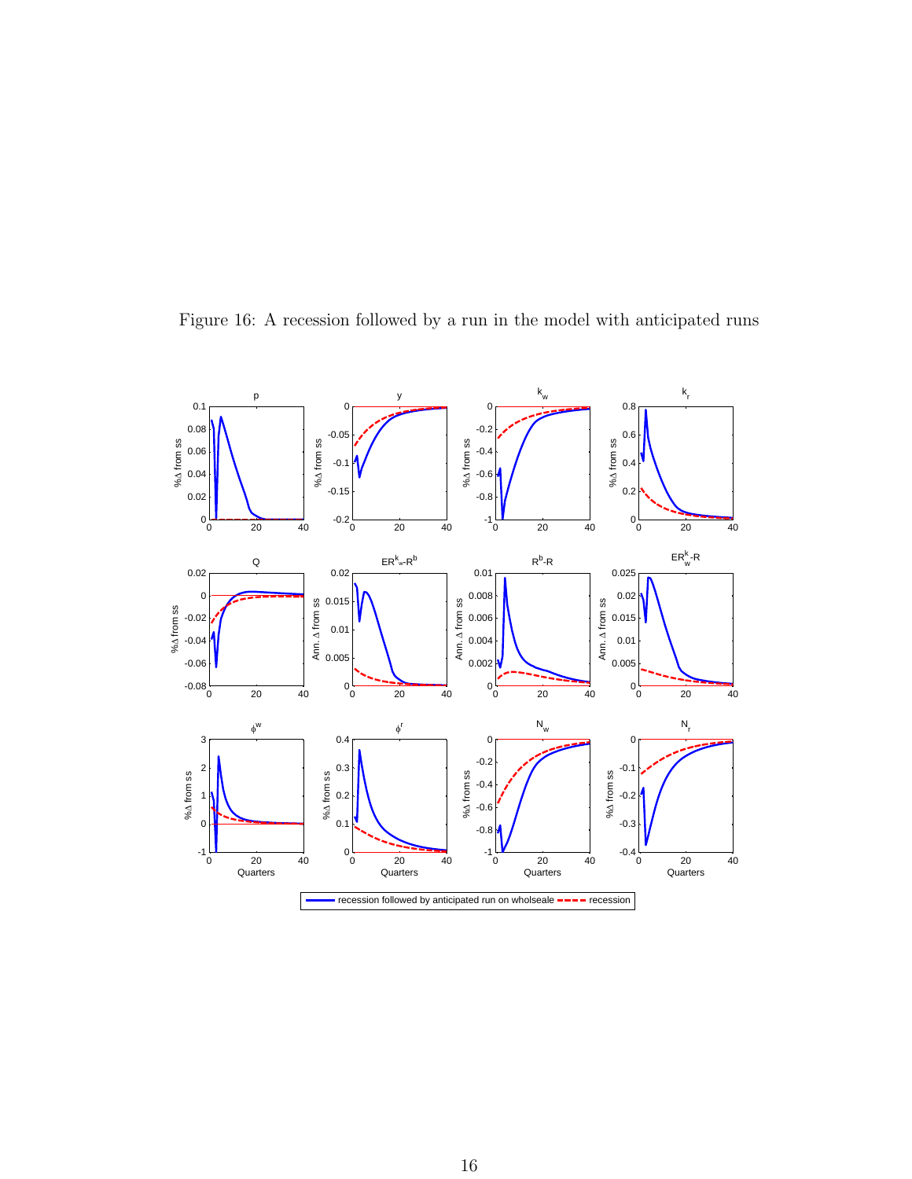Figure 16: A recession followed by a run in the model with anticipated runs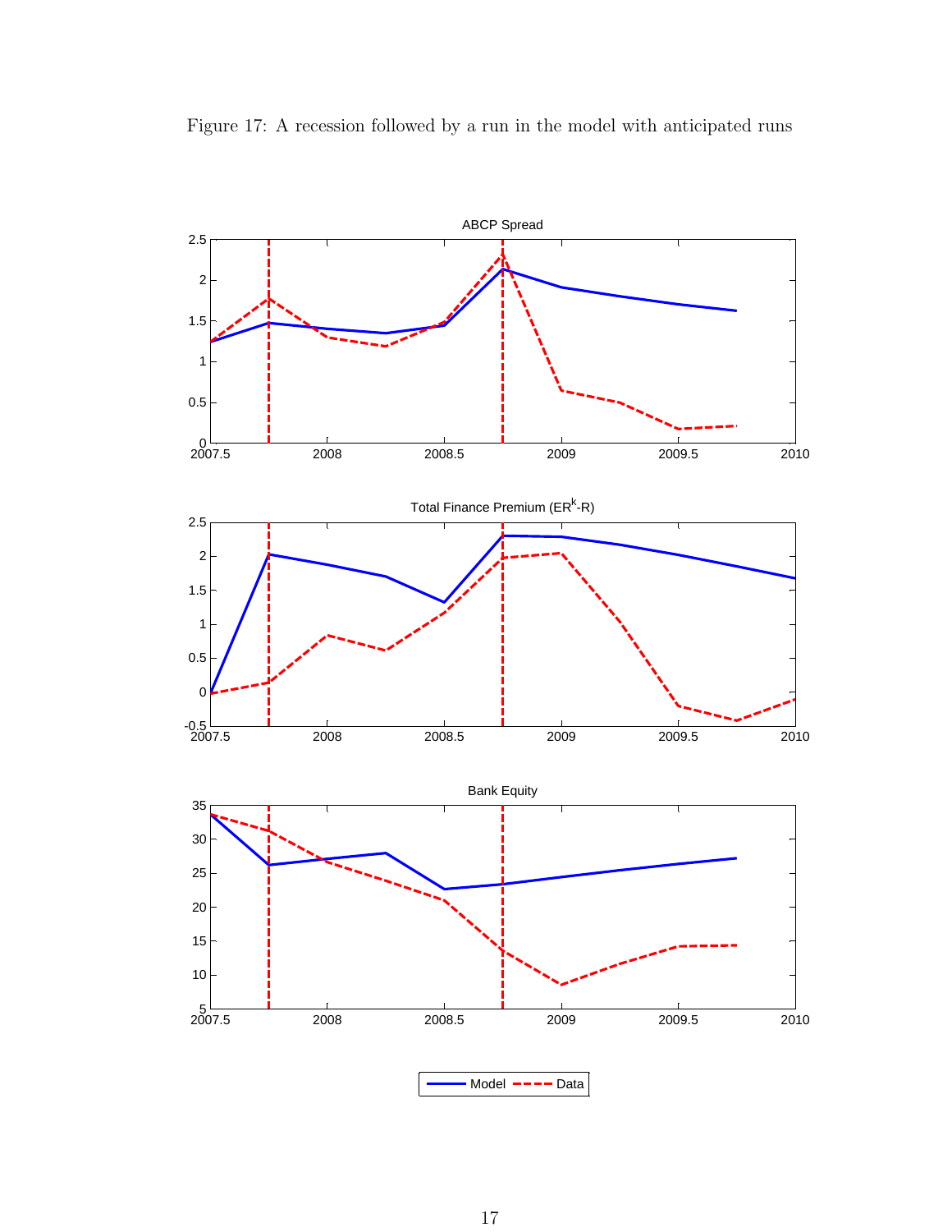Figure 17: A recession followed by a run in the model with anticipated runs

ABCP Spread

2.5
2
1.5
1
0.5
0
2007.5
2008
2008.5
2009
2009.5
2010

Total Finance Premium ($ER^k$-R)

2.5
2
1.5
1
0.5
0
-0.5
2007.5
2008
2008.5
2009
2009.5
2010

Bank Equity

35
30
25
20
15
10
5
2007.5
2008
2008.5
2009
2009.5
2010

Model
Data